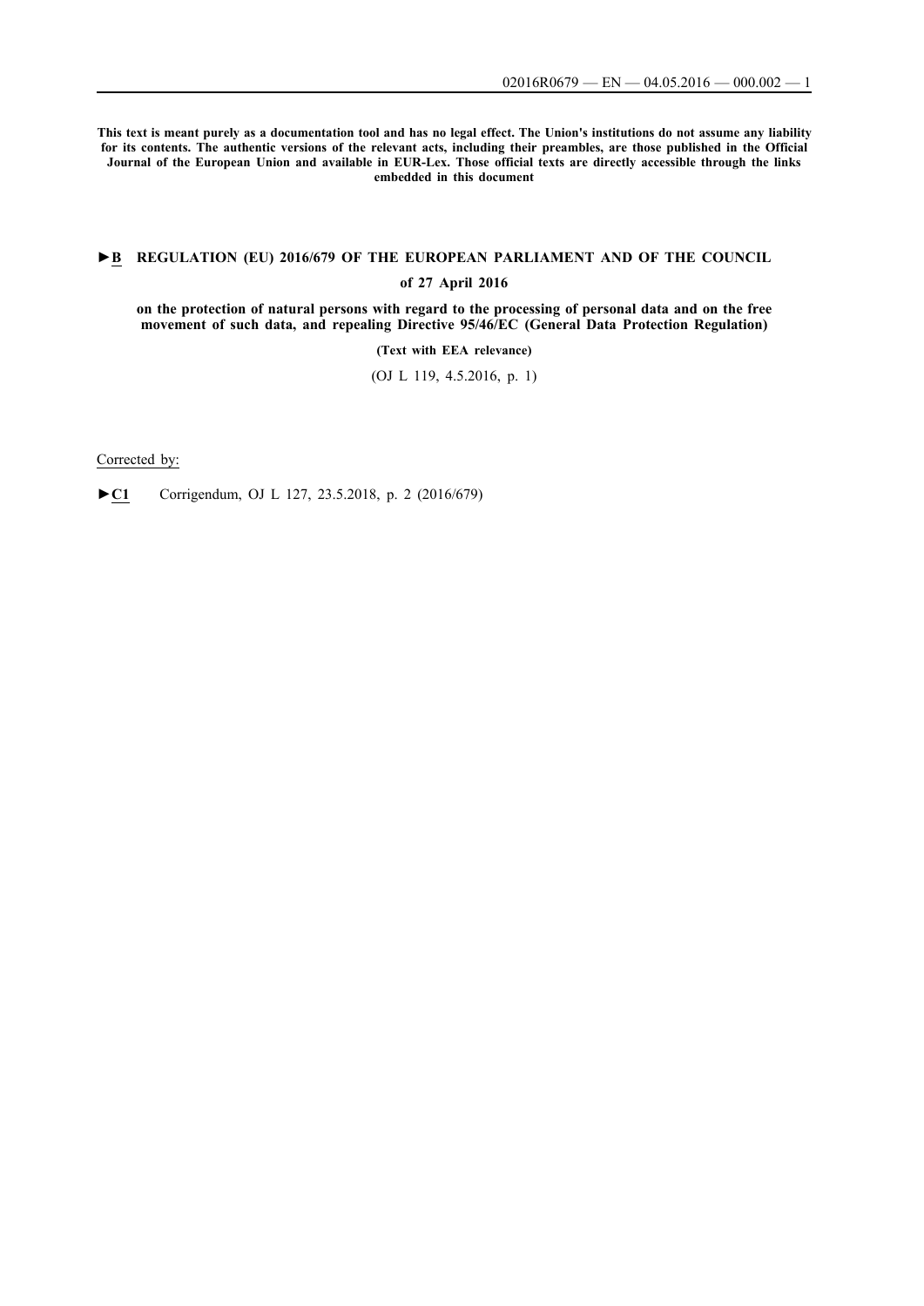**This text is meant purely as a documentation tool and has no legal effect. The Union's institutions do not assume any liability for its contents. The authentic versions of the relevant acts, including their preambles, are those published in the Official Journal of the European Union and available in EUR-Lex. Those official texts are directly accessible through the links embedded in this document**

# ►B REGULATION (EU) 2016/679 OF THE EUROPEAN PARLIAMENT AND OF THE COUNCIL

**of 27 April 2016**

**on the protection of natural persons with regard to the processing of personal data and on the free movement of such data, and repealing Directive 95/46/EC (General Data Protection Regulation)**

**(Text with EEA relevance)**

(OJ L 119, 4.5.2016, p. 1)

Corrected by:

►C1 Corrigendum, OJ L 127, 23.5.2018, p. 2 (2016/679)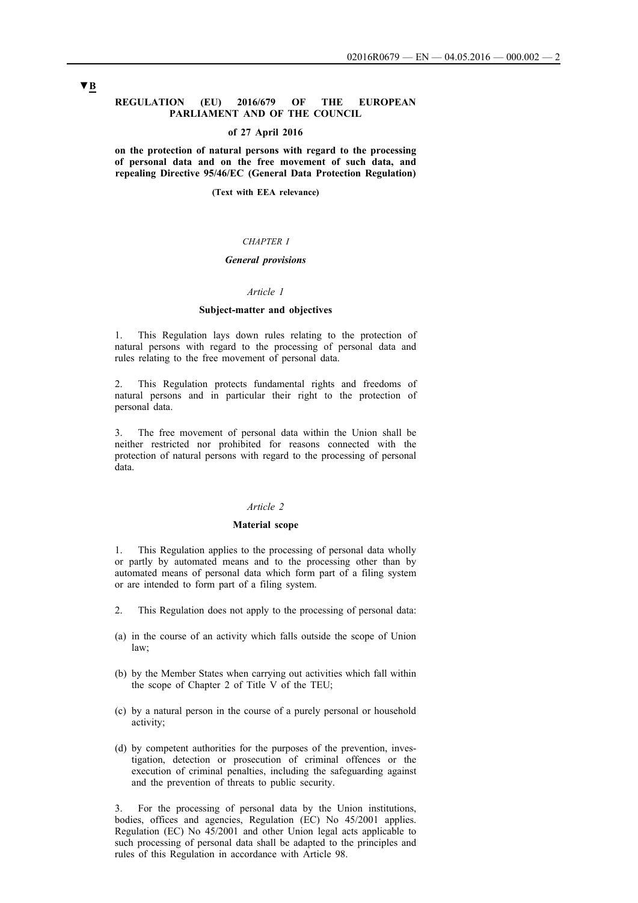▼B

**REGULATION (EU) 2016/679 OF THE EUROPEAN PARLIAMENT AND OF THE COUNCIL**

**of 27 April 2016**

**on the protection of natural persons with regard to the processing of personal data and on the free movement of such data, and repealing Directive 95/46/EC (General Data Protection Regulation)**

**(Text with EEA relevance)**

## *CHAPTER I*

## ***General provisions***

### *Article 1*

### **Subject-matter and objectives**

1. This Regulation lays down rules relating to the protection of natural persons with regard to the processing of personal data and rules relating to the free movement of personal data.

2. This Regulation protects fundamental rights and freedoms of natural persons and in particular their right to the protection of personal data.

3. The free movement of personal data within the Union shall be neither restricted nor prohibited for reasons connected with the protection of natural persons with regard to the processing of personal data.

### *Article 2*

### **Material scope**

1. This Regulation applies to the processing of personal data wholly or partly by automated means and to the processing other than by automated means of personal data which form part of a filing system or are intended to form part of a filing system.

2. This Regulation does not apply to the processing of personal data:

(a) in the course of an activity which falls outside the scope of Union law;

(b) by the Member States when carrying out activities which fall within the scope of Chapter 2 of Title V of the TEU;

(c) by a natural person in the course of a purely personal or household activity;

(d) by competent authorities for the purposes of the prevention, investigation, detection or prosecution of criminal offences or the execution of criminal penalties, including the safeguarding against and the prevention of threats to public security.

3. For the processing of personal data by the Union institutions, bodies, offices and agencies, Regulation (EC) No 45/2001 applies. Regulation (EC) No 45/2001 and other Union legal acts applicable to such processing of personal data shall be adapted to the principles and rules of this Regulation in accordance with Article 98.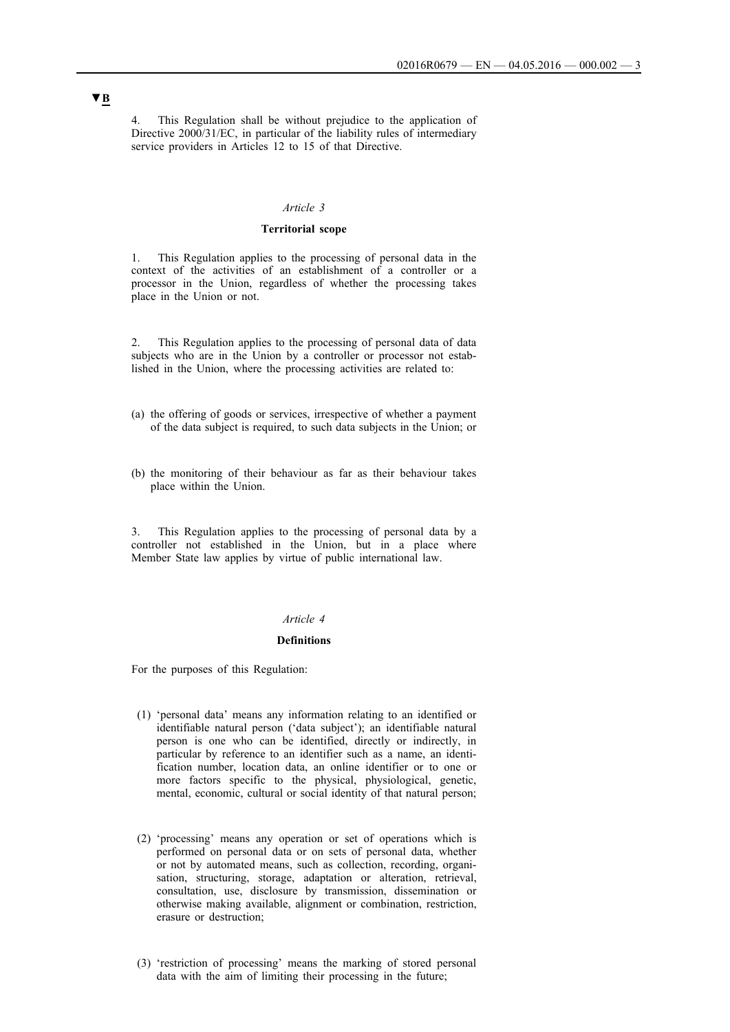▼B

4. This Regulation shall be without prejudice to the application of Directive 2000/31/EC, in particular of the liability rules of intermediary service providers in Articles 12 to 15 of that Directive.

*Article 3*

**Territorial scope**

1. This Regulation applies to the processing of personal data in the context of the activities of an establishment of a controller or a processor in the Union, regardless of whether the processing takes place in the Union or not.

2. This Regulation applies to the processing of personal data of data subjects who are in the Union by a controller or processor not established in the Union, where the processing activities are related to:

(a) the offering of goods or services, irrespective of whether a payment of the data subject is required, to such data subjects in the Union; or

(b) the monitoring of their behaviour as far as their behaviour takes place within the Union.

3. This Regulation applies to the processing of personal data by a controller not established in the Union, but in a place where Member State law applies by virtue of public international law.

*Article 4*

**Definitions**

For the purposes of this Regulation:

(1) 'personal data' means any information relating to an identified or identifiable natural person ('data subject'); an identifiable natural person is one who can be identified, directly or indirectly, in particular by reference to an identifier such as a name, an identification number, location data, an online identifier or to one or more factors specific to the physical, physiological, genetic, mental, economic, cultural or social identity of that natural person;

(2) 'processing' means any operation or set of operations which is performed on personal data or on sets of personal data, whether or not by automated means, such as collection, recording, organisation, structuring, storage, adaptation or alteration, retrieval, consultation, use, disclosure by transmission, dissemination or otherwise making available, alignment or combination, restriction, erasure or destruction;

(3) 'restriction of processing' means the marking of stored personal data with the aim of limiting their processing in the future;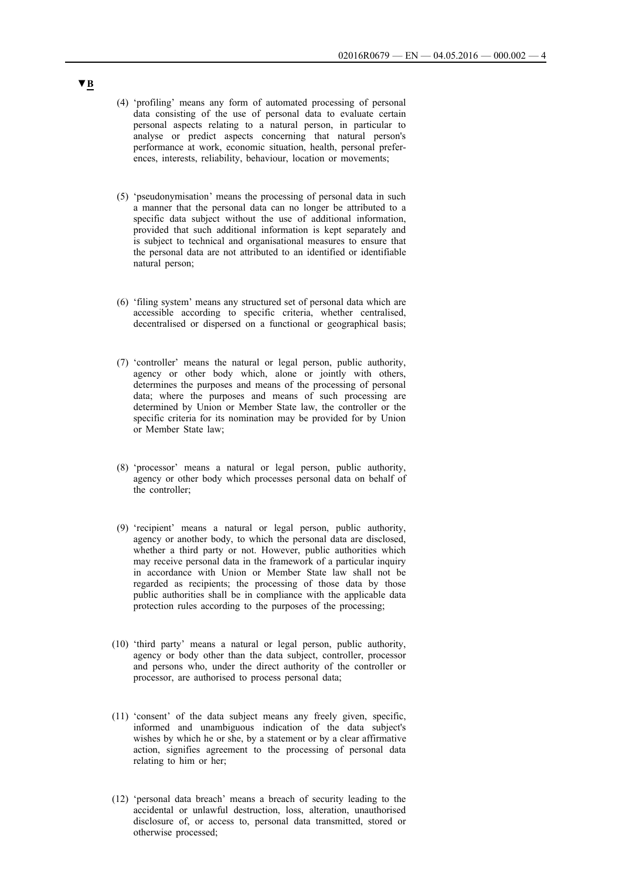▼B

(4) 'profiling' means any form of automated processing of personal data consisting of the use of personal data to evaluate certain personal aspects relating to a natural person, in particular to analyse or predict aspects concerning that natural person's performance at work, economic situation, health, personal preferences, interests, reliability, behaviour, location or movements;

(5) 'pseudonymisation' means the processing of personal data in such a manner that the personal data can no longer be attributed to a specific data subject without the use of additional information, provided that such additional information is kept separately and is subject to technical and organisational measures to ensure that the personal data are not attributed to an identified or identifiable natural person;

(6) 'filing system' means any structured set of personal data which are accessible according to specific criteria, whether centralised, decentralised or dispersed on a functional or geographical basis;

(7) 'controller' means the natural or legal person, public authority, agency or other body which, alone or jointly with others, determines the purposes and means of the processing of personal data; where the purposes and means of such processing are determined by Union or Member State law, the controller or the specific criteria for its nomination may be provided for by Union or Member State law;

(8) 'processor' means a natural or legal person, public authority, agency or other body which processes personal data on behalf of the controller;

(9) 'recipient' means a natural or legal person, public authority, agency or another body, to which the personal data are disclosed, whether a third party or not. However, public authorities which may receive personal data in the framework of a particular inquiry in accordance with Union or Member State law shall not be regarded as recipients; the processing of those data by those public authorities shall be in compliance with the applicable data protection rules according to the purposes of the processing;

(10) 'third party' means a natural or legal person, public authority, agency or body other than the data subject, controller, processor and persons who, under the direct authority of the controller or processor, are authorised to process personal data;

(11) 'consent' of the data subject means any freely given, specific, informed and unambiguous indication of the data subject's wishes by which he or she, by a statement or by a clear affirmative action, signifies agreement to the processing of personal data relating to him or her;

(12) 'personal data breach' means a breach of security leading to the accidental or unlawful destruction, loss, alteration, unauthorised disclosure of, or access to, personal data transmitted, stored or otherwise processed;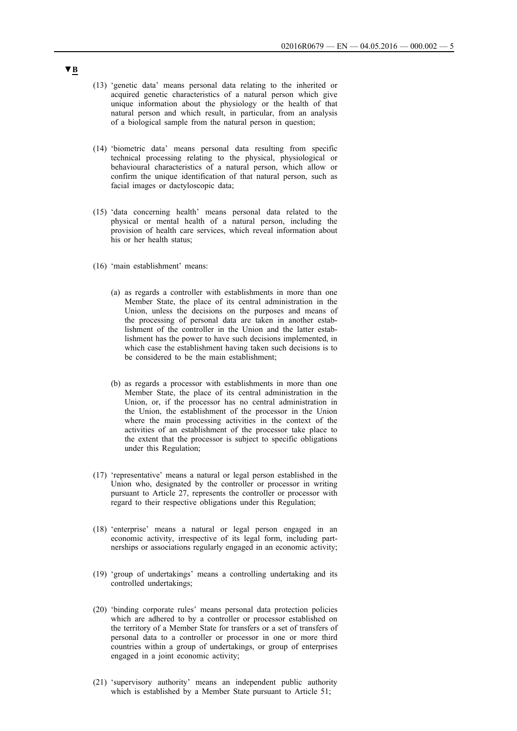▼B

(13) 'genetic data' means personal data relating to the inherited or acquired genetic characteristics of a natural person which give unique information about the physiology or the health of that natural person and which result, in particular, from an analysis of a biological sample from the natural person in question;

(14) 'biometric data' means personal data resulting from specific technical processing relating to the physical, physiological or behavioural characteristics of a natural person, which allow or confirm the unique identification of that natural person, such as facial images or dactyloscopic data;

(15) 'data concerning health' means personal data related to the physical or mental health of a natural person, including the provision of health care services, which reveal information about his or her health status;

(16) 'main establishment' means:

(a) as regards a controller with establishments in more than one Member State, the place of its central administration in the Union, unless the decisions on the purposes and means of the processing of personal data are taken in another establishment of the controller in the Union and the latter establishment has the power to have such decisions implemented, in which case the establishment having taken such decisions is to be considered to be the main establishment;

(b) as regards a processor with establishments in more than one Member State, the place of its central administration in the Union, or, if the processor has no central administration in the Union, the establishment of the processor in the Union where the main processing activities in the context of the activities of an establishment of the processor take place to the extent that the processor is subject to specific obligations under this Regulation;

(17) 'representative' means a natural or legal person established in the Union who, designated by the controller or processor in writing pursuant to Article 27, represents the controller or processor with regard to their respective obligations under this Regulation;

(18) 'enterprise' means a natural or legal person engaged in an economic activity, irrespective of its legal form, including partnerships or associations regularly engaged in an economic activity;

(19) 'group of undertakings' means a controlling undertaking and its controlled undertakings;

(20) 'binding corporate rules' means personal data protection policies which are adhered to by a controller or processor established on the territory of a Member State for transfers or a set of transfers of personal data to a controller or processor in one or more third countries within a group of undertakings, or group of enterprises engaged in a joint economic activity;

(21) 'supervisory authority' means an independent public authority which is established by a Member State pursuant to Article 51;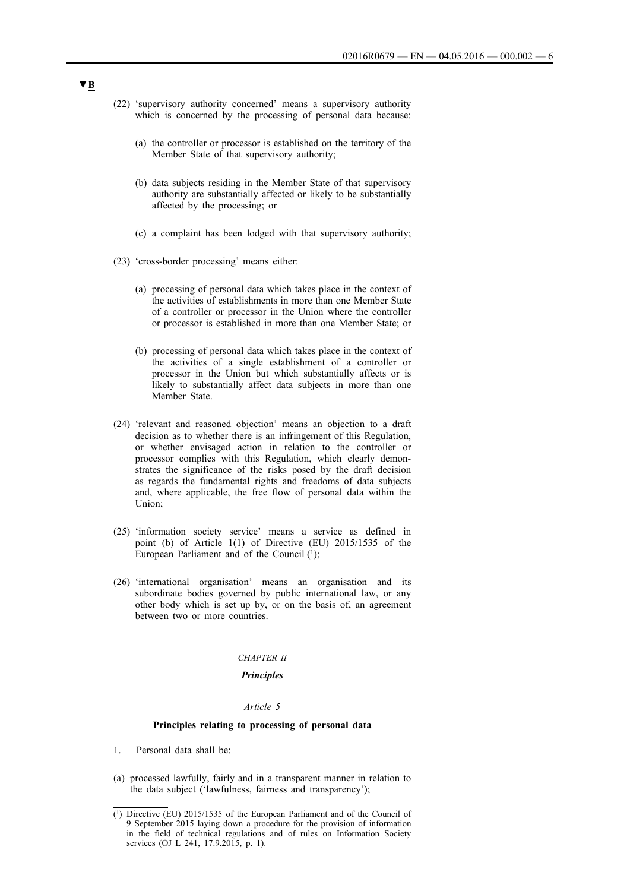▼B

(22) 'supervisory authority concerned' means a supervisory authority which is concerned by the processing of personal data because:

(a) the controller or processor is established on the territory of the Member State of that supervisory authority;

(b) data subjects residing in the Member State of that supervisory authority are substantially affected or likely to be substantially affected by the processing; or

(c) a complaint has been lodged with that supervisory authority;

(23) 'cross-border processing' means either:

(a) processing of personal data which takes place in the context of the activities of establishments in more than one Member State of a controller or processor in the Union where the controller or processor is established in more than one Member State; or

(b) processing of personal data which takes place in the context of the activities of a single establishment of a controller or processor in the Union but which substantially affects or is likely to substantially affect data subjects in more than one Member State.

(24) 'relevant and reasoned objection' means an objection to a draft decision as to whether there is an infringement of this Regulation, or whether envisaged action in relation to the controller or processor complies with this Regulation, which clearly demonstrates the significance of the risks posed by the draft decision as regards the fundamental rights and freedoms of data subjects and, where applicable, the free flow of personal data within the Union;

(25) 'information society service' means a service as defined in point (b) of Article 1(1) of Directive (EU) 2015/1535 of the European Parliament and of the Council (1);

(26) 'international organisation' means an organisation and its subordinate bodies governed by public international law, or any other body which is set up by, or on the basis of, an agreement between two or more countries.

*CHAPTER II*

***Principles***

*Article 5*

**Principles relating to processing of personal data**

1. Personal data shall be:

(a) processed lawfully, fairly and in a transparent manner in relation to the data subject ('lawfulness, fairness and transparency');

(1) Directive (EU) 2015/1535 of the European Parliament and of the Council of 9 September 2015 laying down a procedure for the provision of information in the field of technical regulations and of rules on Information Society services (OJ L 241, 17.9.2015, p. 1).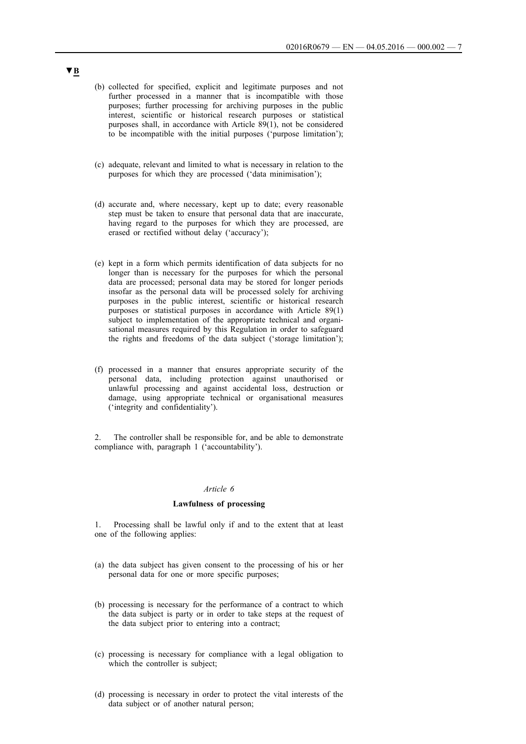▼B

(b) collected for specified, explicit and legitimate purposes and not further processed in a manner that is incompatible with those purposes; further processing for archiving purposes in the public interest, scientific or historical research purposes or statistical purposes shall, in accordance with Article 89(1), not be considered to be incompatible with the initial purposes ('purpose limitation');

(c) adequate, relevant and limited to what is necessary in relation to the purposes for which they are processed ('data minimisation');

(d) accurate and, where necessary, kept up to date; every reasonable step must be taken to ensure that personal data that are inaccurate, having regard to the purposes for which they are processed, are erased or rectified without delay ('accuracy');

(e) kept in a form which permits identification of data subjects for no longer than is necessary for the purposes for which the personal data are processed; personal data may be stored for longer periods insofar as the personal data will be processed solely for archiving purposes in the public interest, scientific or historical research purposes or statistical purposes in accordance with Article 89(1) subject to implementation of the appropriate technical and organisational measures required by this Regulation in order to safeguard the rights and freedoms of the data subject ('storage limitation');

(f) processed in a manner that ensures appropriate security of the personal data, including protection against unauthorised or unlawful processing and against accidental loss, destruction or damage, using appropriate technical or organisational measures ('integrity and confidentiality').

2. The controller shall be responsible for, and be able to demonstrate compliance with, paragraph 1 ('accountability').

*Article 6*

**Lawfulness of processing**

1. Processing shall be lawful only if and to the extent that at least one of the following applies:

(a) the data subject has given consent to the processing of his or her personal data for one or more specific purposes;

(b) processing is necessary for the performance of a contract to which the data subject is party or in order to take steps at the request of the data subject prior to entering into a contract;

(c) processing is necessary for compliance with a legal obligation to which the controller is subject;

(d) processing is necessary in order to protect the vital interests of the data subject or of another natural person;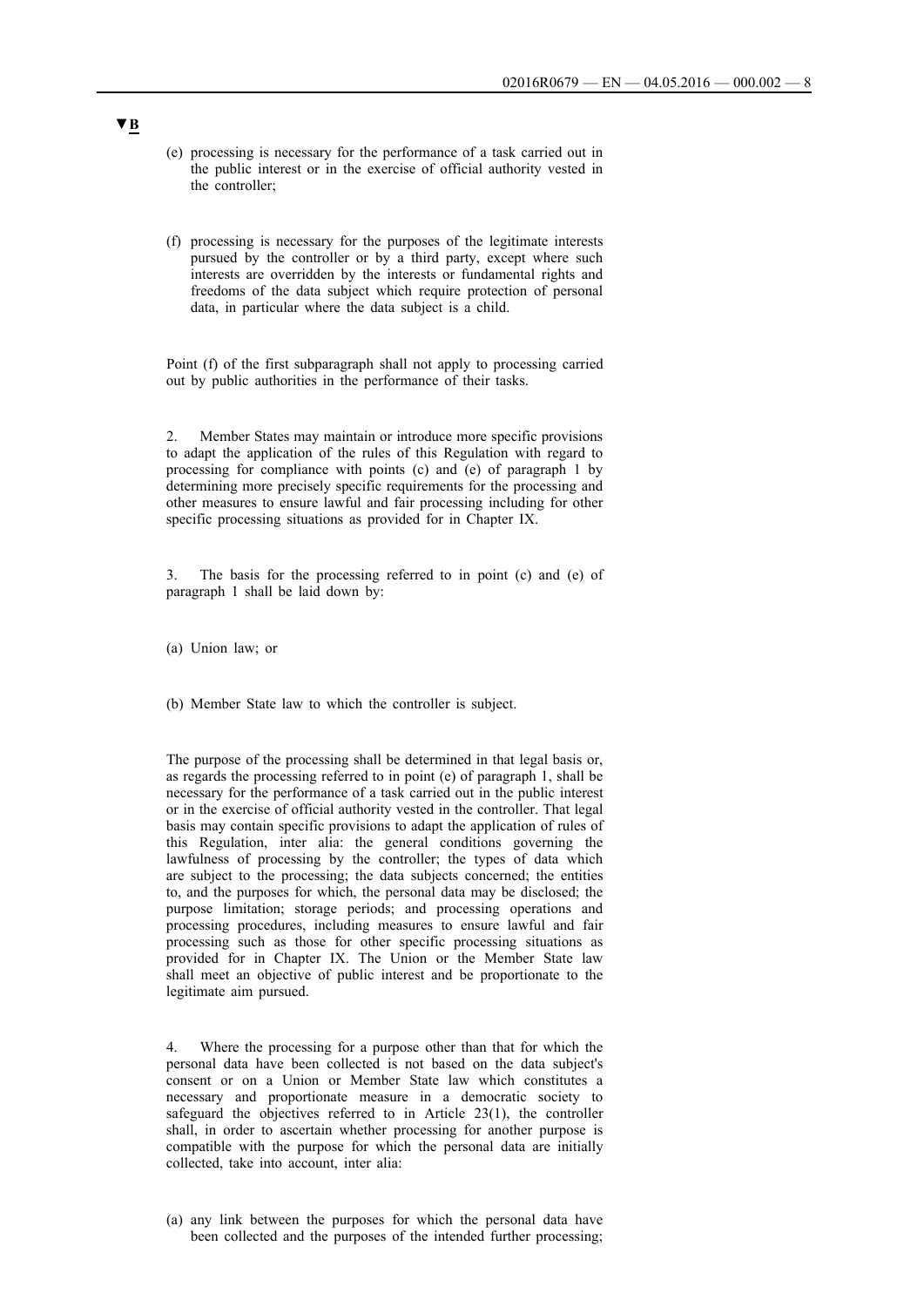▼B

(e) processing is necessary for the performance of a task carried out in the public interest or in the exercise of official authority vested in the controller;

(f) processing is necessary for the purposes of the legitimate interests pursued by the controller or by a third party, except where such interests are overridden by the interests or fundamental rights and freedoms of the data subject which require protection of personal data, in particular where the data subject is a child.

Point (f) of the first subparagraph shall not apply to processing carried out by public authorities in the performance of their tasks.

2. Member States may maintain or introduce more specific provisions to adapt the application of the rules of this Regulation with regard to processing for compliance with points (c) and (e) of paragraph 1 by determining more precisely specific requirements for the processing and other measures to ensure lawful and fair processing including for other specific processing situations as provided for in Chapter IX.

3. The basis for the processing referred to in point (c) and (e) of paragraph 1 shall be laid down by:

(a) Union law; or

(b) Member State law to which the controller is subject.

The purpose of the processing shall be determined in that legal basis or, as regards the processing referred to in point (e) of paragraph 1, shall be necessary for the performance of a task carried out in the public interest or in the exercise of official authority vested in the controller. That legal basis may contain specific provisions to adapt the application of rules of this Regulation, inter alia: the general conditions governing the lawfulness of processing by the controller; the types of data which are subject to the processing; the data subjects concerned; the entities to, and the purposes for which, the personal data may be disclosed; the purpose limitation; storage periods; and processing operations and processing procedures, including measures to ensure lawful and fair processing such as those for other specific processing situations as provided for in Chapter IX. The Union or the Member State law shall meet an objective of public interest and be proportionate to the legitimate aim pursued.

4. Where the processing for a purpose other than that for which the personal data have been collected is not based on the data subject's consent or on a Union or Member State law which constitutes a necessary and proportionate measure in a democratic society to safeguard the objectives referred to in Article 23(1), the controller shall, in order to ascertain whether processing for another purpose is compatible with the purpose for which the personal data are initially collected, take into account, inter alia:

(a) any link between the purposes for which the personal data have been collected and the purposes of the intended further processing;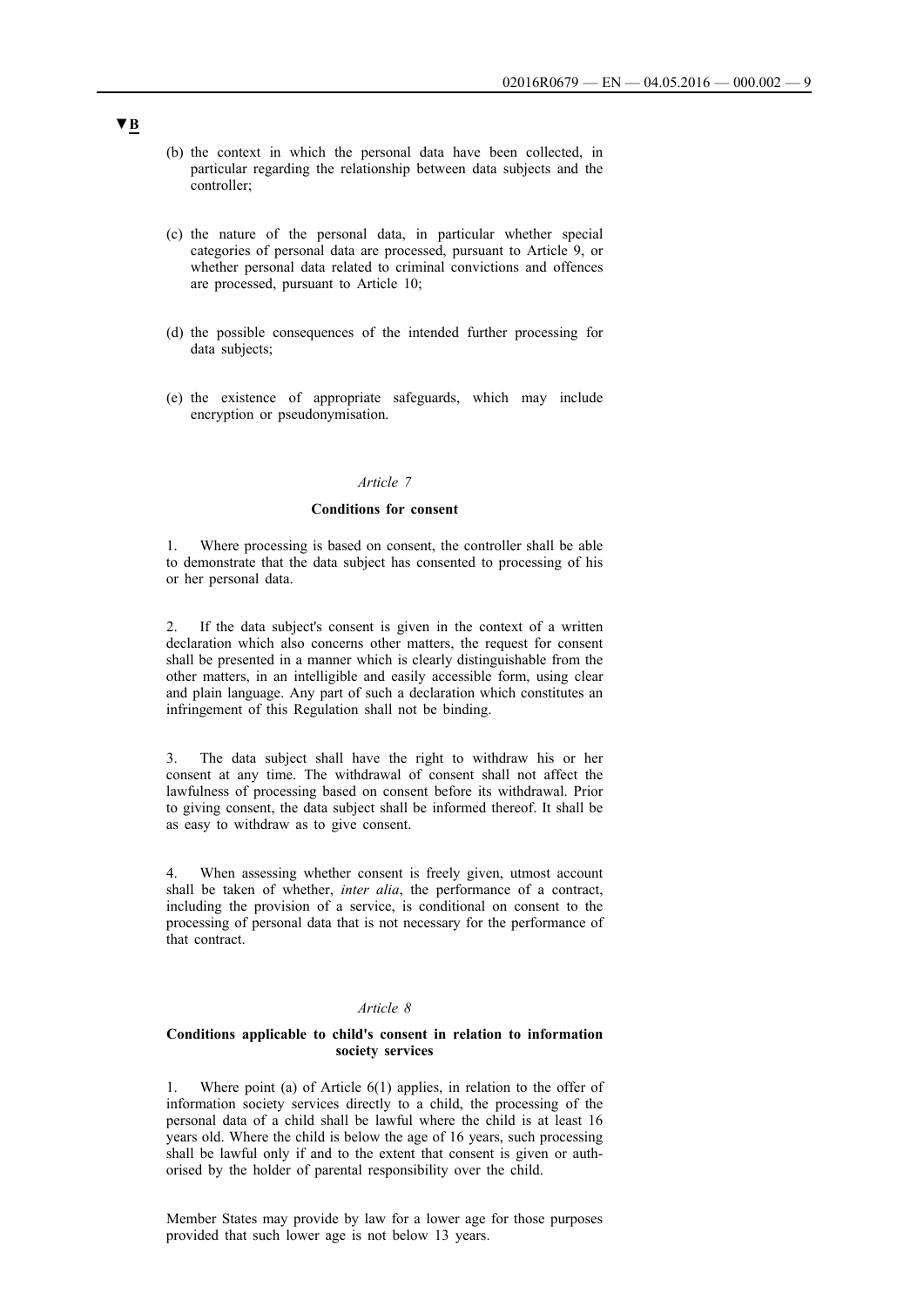▼B

(b) the context in which the personal data have been collected, in particular regarding the relationship between data subjects and the controller;

(c) the nature of the personal data, in particular whether special categories of personal data are processed, pursuant to Article 9, or whether personal data related to criminal convictions and offences are processed, pursuant to Article 10;

(d) the possible consequences of the intended further processing for data subjects;

(e) the existence of appropriate safeguards, which may include encryption or pseudonymisation.

*Article 7*

**Conditions for consent**

1. Where processing is based on consent, the controller shall be able to demonstrate that the data subject has consented to processing of his or her personal data.

2. If the data subject's consent is given in the context of a written declaration which also concerns other matters, the request for consent shall be presented in a manner which is clearly distinguishable from the other matters, in an intelligible and easily accessible form, using clear and plain language. Any part of such a declaration which constitutes an infringement of this Regulation shall not be binding.

3. The data subject shall have the right to withdraw his or her consent at any time. The withdrawal of consent shall not affect the lawfulness of processing based on consent before its withdrawal. Prior to giving consent, the data subject shall be informed thereof. It shall be as easy to withdraw as to give consent.

4. When assessing whether consent is freely given, utmost account shall be taken of whether, *inter alia*, the performance of a contract, including the provision of a service, is conditional on consent to the processing of personal data that is not necessary for the performance of that contract.

*Article 8*

**Conditions applicable to child's consent in relation to information society services**

1. Where point (a) of Article 6(1) applies, in relation to the offer of information society services directly to a child, the processing of the personal data of a child shall be lawful where the child is at least 16 years old. Where the child is below the age of 16 years, such processing shall be lawful only if and to the extent that consent is given or authorised by the holder of parental responsibility over the child.

Member States may provide by law for a lower age for those purposes provided that such lower age is not below 13 years.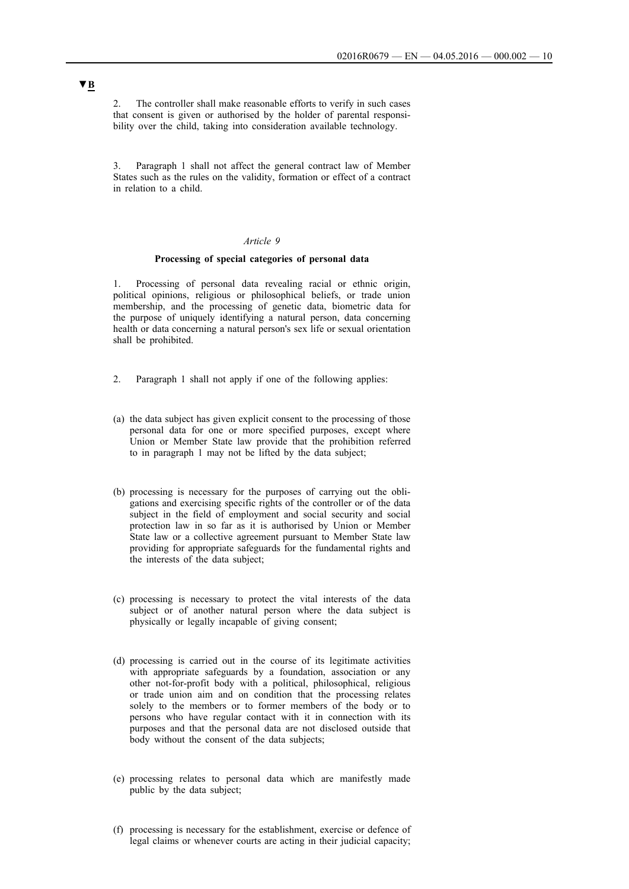▼B

2. The controller shall make reasonable efforts to verify in such cases that consent is given or authorised by the holder of parental responsibility over the child, taking into consideration available technology.

3. Paragraph 1 shall not affect the general contract law of Member States such as the rules on the validity, formation or effect of a contract in relation to a child.

*Article 9*

**Processing of special categories of personal data**

1. Processing of personal data revealing racial or ethnic origin, political opinions, religious or philosophical beliefs, or trade union membership, and the processing of genetic data, biometric data for the purpose of uniquely identifying a natural person, data concerning health or data concerning a natural person's sex life or sexual orientation shall be prohibited.

2. Paragraph 1 shall not apply if one of the following applies:

(a) the data subject has given explicit consent to the processing of those personal data for one or more specified purposes, except where Union or Member State law provide that the prohibition referred to in paragraph 1 may not be lifted by the data subject;

(b) processing is necessary for the purposes of carrying out the obligations and exercising specific rights of the controller or of the data subject in the field of employment and social security and social protection law in so far as it is authorised by Union or Member State law or a collective agreement pursuant to Member State law providing for appropriate safeguards for the fundamental rights and the interests of the data subject;

(c) processing is necessary to protect the vital interests of the data subject or of another natural person where the data subject is physically or legally incapable of giving consent;

(d) processing is carried out in the course of its legitimate activities with appropriate safeguards by a foundation, association or any other not-for-profit body with a political, philosophical, religious or trade union aim and on condition that the processing relates solely to the members or to former members of the body or to persons who have regular contact with it in connection with its purposes and that the personal data are not disclosed outside that body without the consent of the data subjects;

(e) processing relates to personal data which are manifestly made public by the data subject;

(f) processing is necessary for the establishment, exercise or defence of legal claims or whenever courts are acting in their judicial capacity;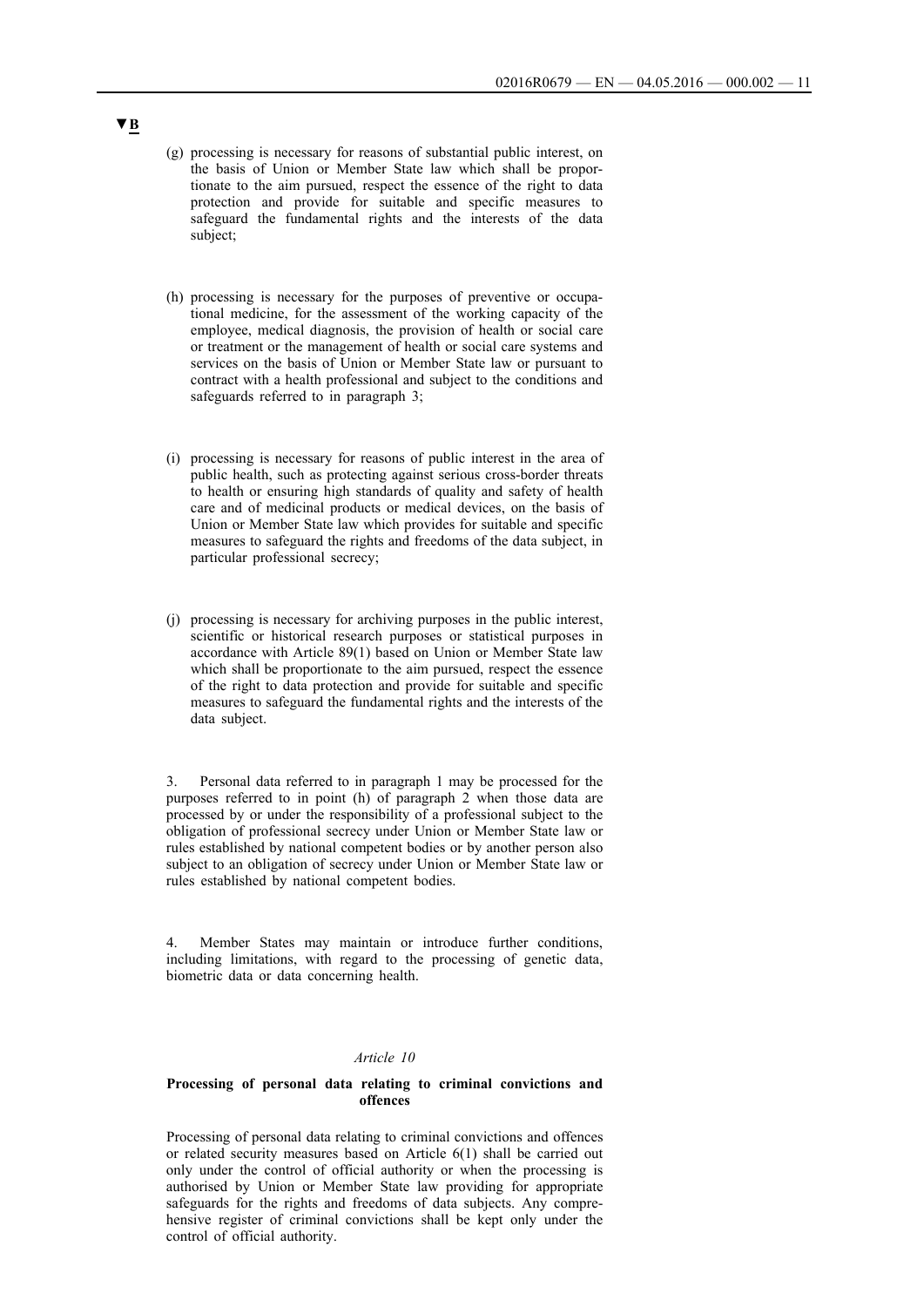▼B

(g) processing is necessary for reasons of substantial public interest, on the basis of Union or Member State law which shall be proportionate to the aim pursued, respect the essence of the right to data protection and provide for suitable and specific measures to safeguard the fundamental rights and the interests of the data subject;

(h) processing is necessary for the purposes of preventive or occupational medicine, for the assessment of the working capacity of the employee, medical diagnosis, the provision of health or social care or treatment or the management of health or social care systems and services on the basis of Union or Member State law or pursuant to contract with a health professional and subject to the conditions and safeguards referred to in paragraph 3;

(i) processing is necessary for reasons of public interest in the area of public health, such as protecting against serious cross-border threats to health or ensuring high standards of quality and safety of health care and of medicinal products or medical devices, on the basis of Union or Member State law which provides for suitable and specific measures to safeguard the rights and freedoms of the data subject, in particular professional secrecy;

(j) processing is necessary for archiving purposes in the public interest, scientific or historical research purposes or statistical purposes in accordance with Article 89(1) based on Union or Member State law which shall be proportionate to the aim pursued, respect the essence of the right to data protection and provide for suitable and specific measures to safeguard the fundamental rights and the interests of the data subject.

3. Personal data referred to in paragraph 1 may be processed for the purposes referred to in point (h) of paragraph 2 when those data are processed by or under the responsibility of a professional subject to the obligation of professional secrecy under Union or Member State law or rules established by national competent bodies or by another person also subject to an obligation of secrecy under Union or Member State law or rules established by national competent bodies.

4. Member States may maintain or introduce further conditions, including limitations, with regard to the processing of genetic data, biometric data or data concerning health.

*Article 10*

**Processing of personal data relating to criminal convictions and offences**

Processing of personal data relating to criminal convictions and offences or related security measures based on Article 6(1) shall be carried out only under the control of official authority or when the processing is authorised by Union or Member State law providing for appropriate safeguards for the rights and freedoms of data subjects. Any comprehensive register of criminal convictions shall be kept only under the control of official authority.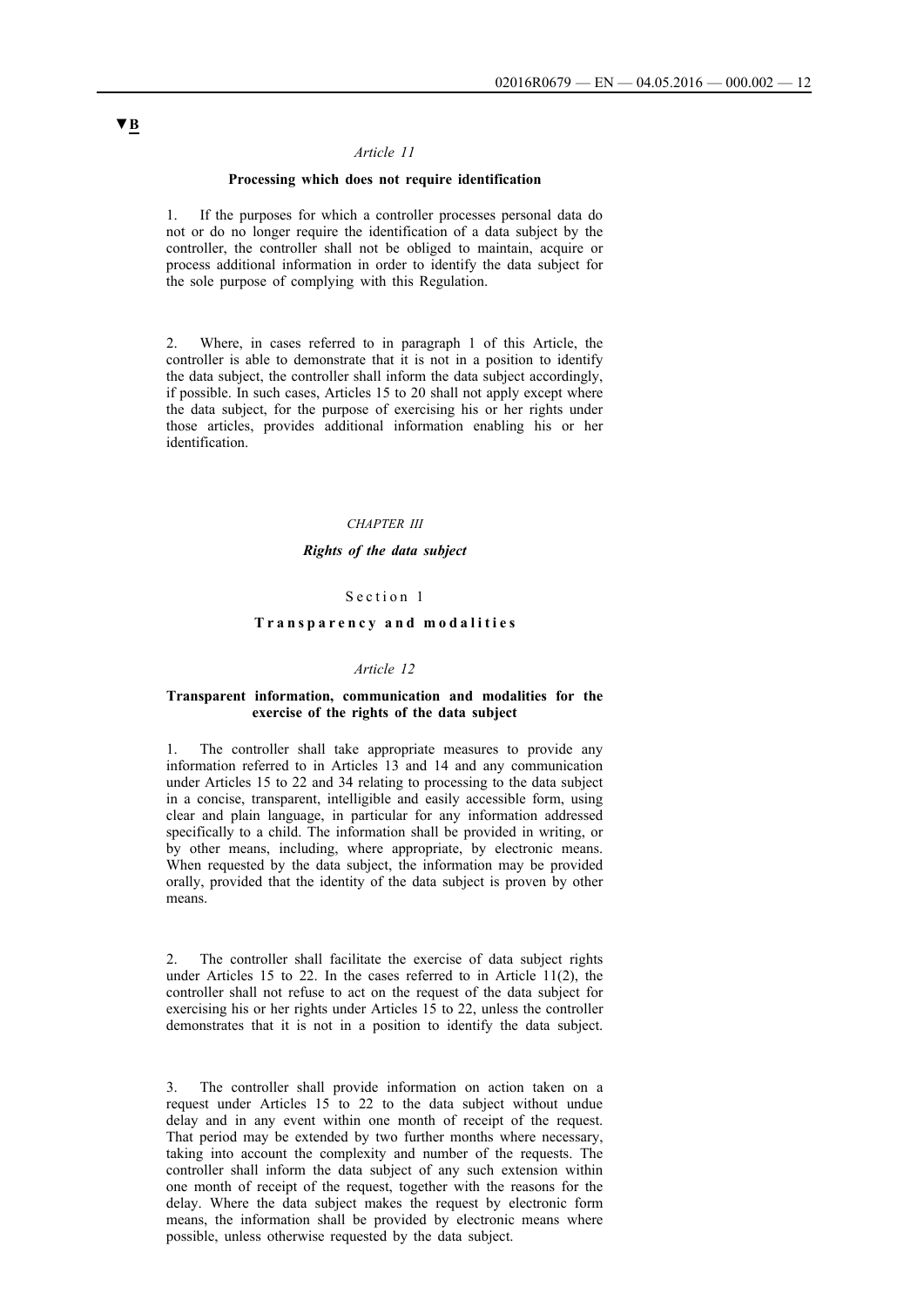▼B

*Article 11*

**Processing which does not require identification**

1. If the purposes for which a controller processes personal data do not or do no longer require the identification of a data subject by the controller, the controller shall not be obliged to maintain, acquire or process additional information in order to identify the data subject for the sole purpose of complying with this Regulation.

2. Where, in cases referred to in paragraph 1 of this Article, the controller is able to demonstrate that it is not in a position to identify the data subject, the controller shall inform the data subject accordingly, if possible. In such cases, Articles 15 to 20 shall not apply except where the data subject, for the purpose of exercising his or her rights under those articles, provides additional information enabling his or her identification.

*CHAPTER III*

***Rights of the data subject***

Section 1

**Transparency and modalities**

*Article 12*

**Transparent information, communication and modalities for the exercise of the rights of the data subject**

1. The controller shall take appropriate measures to provide any information referred to in Articles 13 and 14 and any communication under Articles 15 to 22 and 34 relating to processing to the data subject in a concise, transparent, intelligible and easily accessible form, using clear and plain language, in particular for any information addressed specifically to a child. The information shall be provided in writing, or by other means, including, where appropriate, by electronic means. When requested by the data subject, the information may be provided orally, provided that the identity of the data subject is proven by other means.

2. The controller shall facilitate the exercise of data subject rights under Articles 15 to 22. In the cases referred to in Article 11(2), the controller shall not refuse to act on the request of the data subject for exercising his or her rights under Articles 15 to 22, unless the controller demonstrates that it is not in a position to identify the data subject.

3. The controller shall provide information on action taken on a request under Articles 15 to 22 to the data subject without undue delay and in any event within one month of receipt of the request. That period may be extended by two further months where necessary, taking into account the complexity and number of the requests. The controller shall inform the data subject of any such extension within one month of receipt of the request, together with the reasons for the delay. Where the data subject makes the request by electronic form means, the information shall be provided by electronic means where possible, unless otherwise requested by the data subject.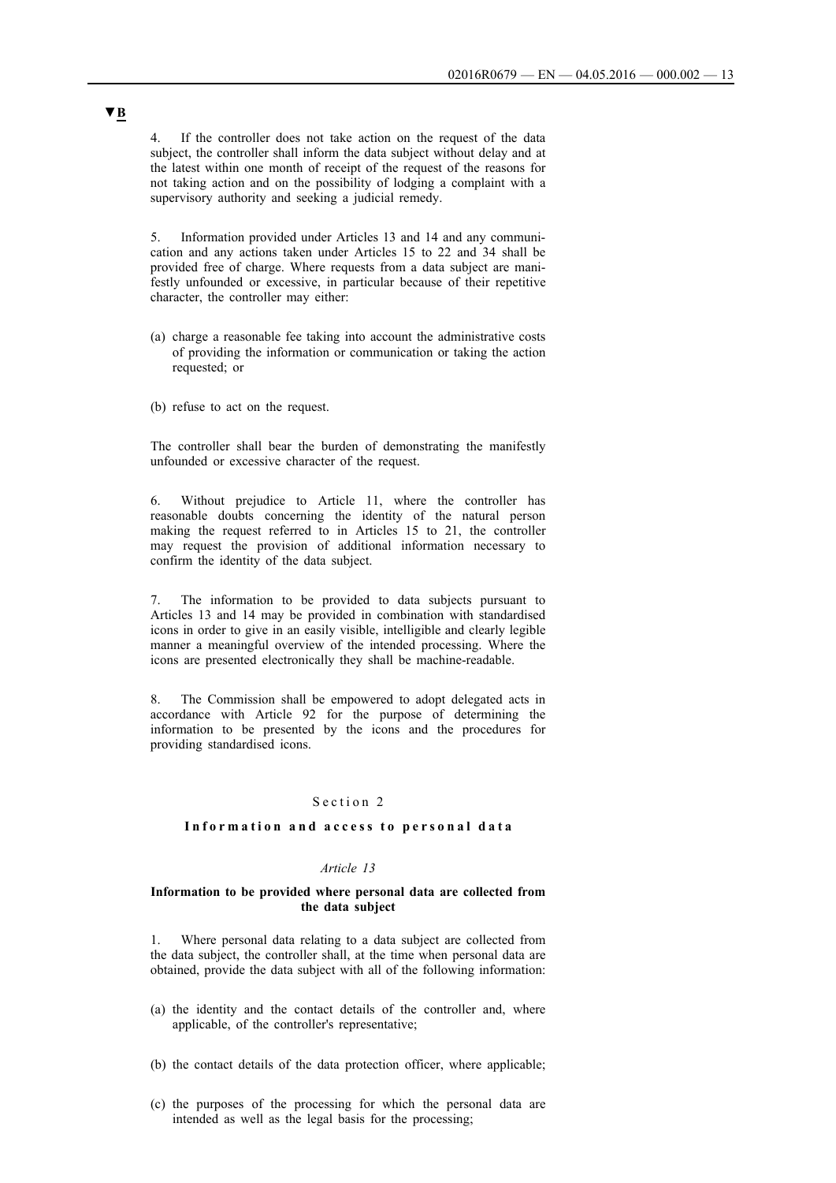▼B

4. If the controller does not take action on the request of the data subject, the controller shall inform the data subject without delay and at the latest within one month of receipt of the request of the reasons for not taking action and on the possibility of lodging a complaint with a supervisory authority and seeking a judicial remedy.

5. Information provided under Articles 13 and 14 and any communication and any actions taken under Articles 15 to 22 and 34 shall be provided free of charge. Where requests from a data subject are manifestly unfounded or excessive, in particular because of their repetitive character, the controller may either:

(a) charge a reasonable fee taking into account the administrative costs of providing the information or communication or taking the action requested; or

(b) refuse to act on the request.

The controller shall bear the burden of demonstrating the manifestly unfounded or excessive character of the request.

6. Without prejudice to Article 11, where the controller has reasonable doubts concerning the identity of the natural person making the request referred to in Articles 15 to 21, the controller may request the provision of additional information necessary to confirm the identity of the data subject.

7. The information to be provided to data subjects pursuant to Articles 13 and 14 may be provided in combination with standardised icons in order to give in an easily visible, intelligible and clearly legible manner a meaningful overview of the intended processing. Where the icons are presented electronically they shall be machine-readable.

8. The Commission shall be empowered to adopt delegated acts in accordance with Article 92 for the purpose of determining the information to be presented by the icons and the procedures for providing standardised icons.

## Section 2

### **Information and access to personal data**

*Article 13*

**Information to be provided where personal data are collected from the data subject**

1. Where personal data relating to a data subject are collected from the data subject, the controller shall, at the time when personal data are obtained, provide the data subject with all of the following information:

(a) the identity and the contact details of the controller and, where applicable, of the controller's representative;

(b) the contact details of the data protection officer, where applicable;

(c) the purposes of the processing for which the personal data are intended as well as the legal basis for the processing;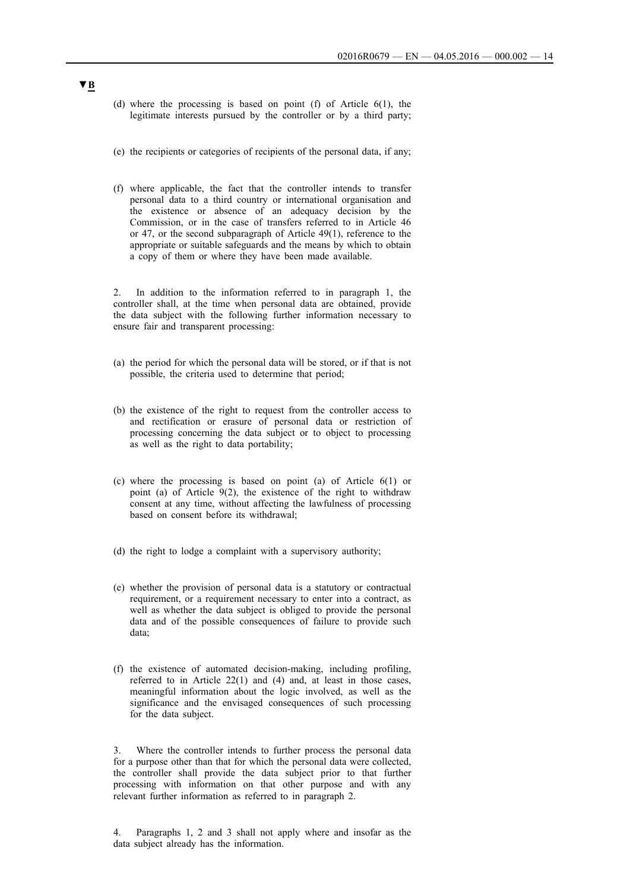▼B

(d) where the processing is based on point (f) of Article 6(1), the legitimate interests pursued by the controller or by a third party;

(e) the recipients or categories of recipients of the personal data, if any;

(f) where applicable, the fact that the controller intends to transfer personal data to a third country or international organisation and the existence or absence of an adequacy decision by the Commission, or in the case of transfers referred to in Article 46 or 47, or the second subparagraph of Article 49(1), reference to the appropriate or suitable safeguards and the means by which to obtain a copy of them or where they have been made available.

2. In addition to the information referred to in paragraph 1, the controller shall, at the time when personal data are obtained, provide the data subject with the following further information necessary to ensure fair and transparent processing:

(a) the period for which the personal data will be stored, or if that is not possible, the criteria used to determine that period;

(b) the existence of the right to request from the controller access to and rectification or erasure of personal data or restriction of processing concerning the data subject or to object to processing as well as the right to data portability;

(c) where the processing is based on point (a) of Article 6(1) or point (a) of Article 9(2), the existence of the right to withdraw consent at any time, without affecting the lawfulness of processing based on consent before its withdrawal;

(d) the right to lodge a complaint with a supervisory authority;

(e) whether the provision of personal data is a statutory or contractual requirement, or a requirement necessary to enter into a contract, as well as whether the data subject is obliged to provide the personal data and of the possible consequences of failure to provide such data;

(f) the existence of automated decision-making, including profiling, referred to in Article 22(1) and (4) and, at least in those cases, meaningful information about the logic involved, as well as the significance and the envisaged consequences of such processing for the data subject.

3. Where the controller intends to further process the personal data for a purpose other than that for which the personal data were collected, the controller shall provide the data subject prior to that further processing with information on that other purpose and with any relevant further information as referred to in paragraph 2.

4. Paragraphs 1, 2 and 3 shall not apply where and insofar as the data subject already has the information.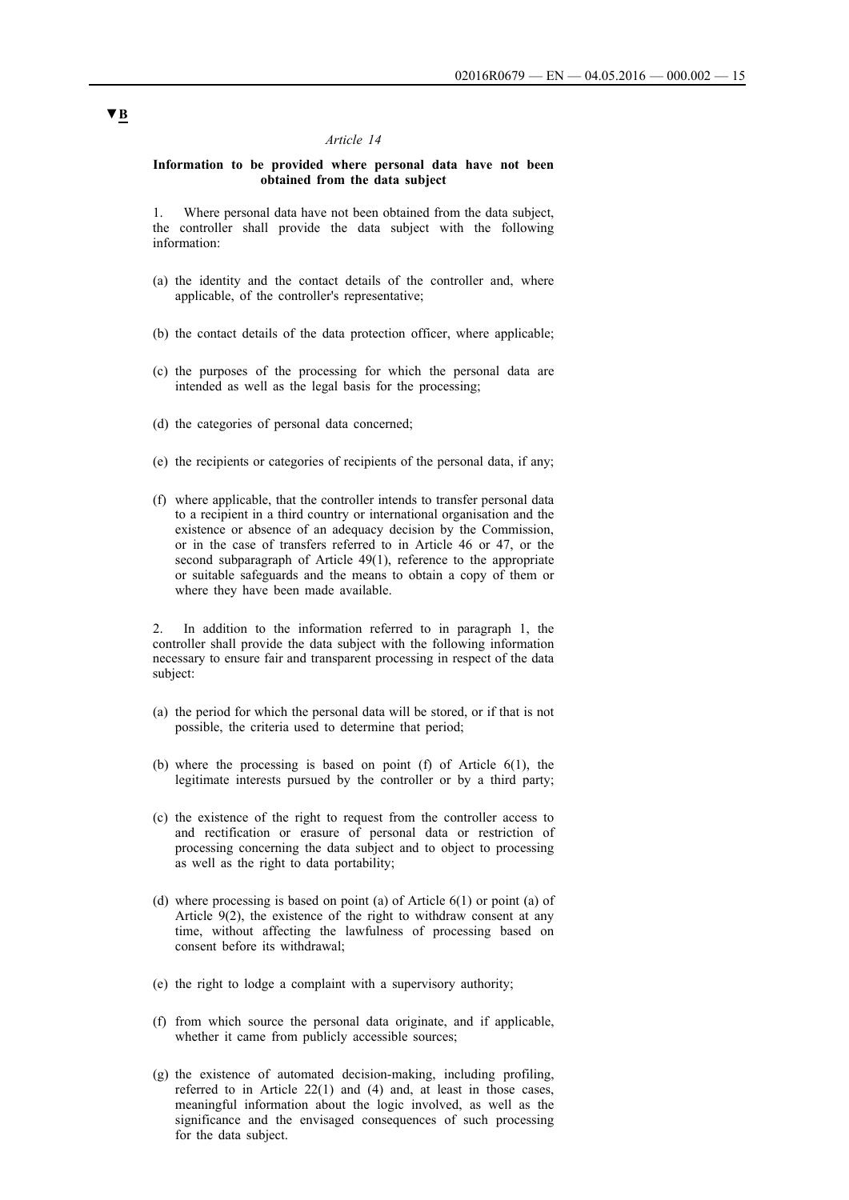**▼B**

*Article 14*

**Information to be provided where personal data have not been obtained from the data subject**

1. Where personal data have not been obtained from the data subject, the controller shall provide the data subject with the following information:

(a) the identity and the contact details of the controller and, where applicable, of the controller's representative;

(b) the contact details of the data protection officer, where applicable;

(c) the purposes of the processing for which the personal data are intended as well as the legal basis for the processing;

(d) the categories of personal data concerned;

(e) the recipients or categories of recipients of the personal data, if any;

(f) where applicable, that the controller intends to transfer personal data to a recipient in a third country or international organisation and the existence or absence of an adequacy decision by the Commission, or in the case of transfers referred to in Article 46 or 47, or the second subparagraph of Article 49(1), reference to the appropriate or suitable safeguards and the means to obtain a copy of them or where they have been made available.

2. In addition to the information referred to in paragraph 1, the controller shall provide the data subject with the following information necessary to ensure fair and transparent processing in respect of the data subject:

(a) the period for which the personal data will be stored, or if that is not possible, the criteria used to determine that period;

(b) where the processing is based on point (f) of Article 6(1), the legitimate interests pursued by the controller or by a third party;

(c) the existence of the right to request from the controller access to and rectification or erasure of personal data or restriction of processing concerning the data subject and to object to processing as well as the right to data portability;

(d) where processing is based on point (a) of Article 6(1) or point (a) of Article 9(2), the existence of the right to withdraw consent at any time, without affecting the lawfulness of processing based on consent before its withdrawal;

(e) the right to lodge a complaint with a supervisory authority;

(f) from which source the personal data originate, and if applicable, whether it came from publicly accessible sources;

(g) the existence of automated decision-making, including profiling, referred to in Article 22(1) and (4) and, at least in those cases, meaningful information about the logic involved, as well as the significance and the envisaged consequences of such processing for the data subject.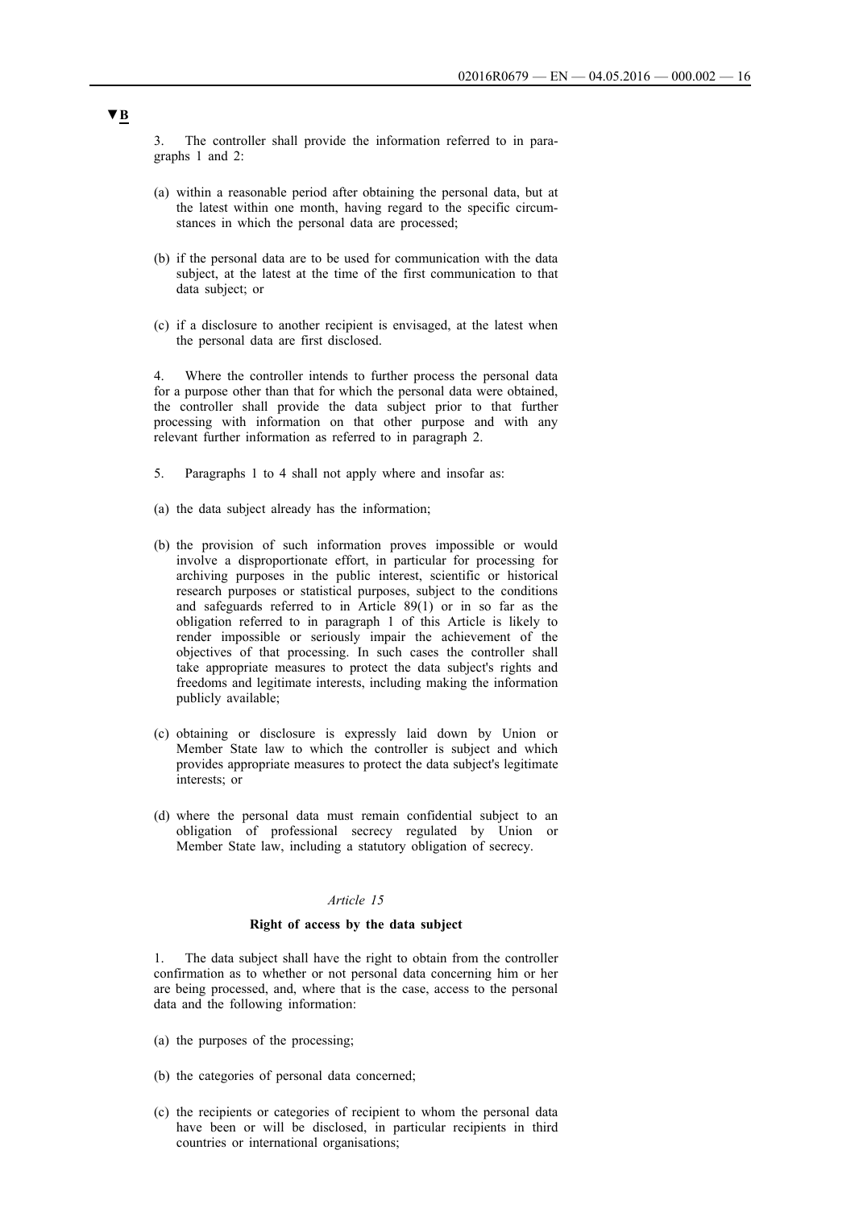▼**B**

3. The controller shall provide the information referred to in paragraphs 1 and 2:

(a) within a reasonable period after obtaining the personal data, but at the latest within one month, having regard to the specific circumstances in which the personal data are processed;

(b) if the personal data are to be used for communication with the data subject, at the latest at the time of the first communication to that data subject; or

(c) if a disclosure to another recipient is envisaged, at the latest when the personal data are first disclosed.

4. Where the controller intends to further process the personal data for a purpose other than that for which the personal data were obtained, the controller shall provide the data subject prior to that further processing with information on that other purpose and with any relevant further information as referred to in paragraph 2.

5. Paragraphs 1 to 4 shall not apply where and insofar as:

(a) the data subject already has the information;

(b) the provision of such information proves impossible or would involve a disproportionate effort, in particular for processing for archiving purposes in the public interest, scientific or historical research purposes or statistical purposes, subject to the conditions and safeguards referred to in Article 89(1) or in so far as the obligation referred to in paragraph 1 of this Article is likely to render impossible or seriously impair the achievement of the objectives of that processing. In such cases the controller shall take appropriate measures to protect the data subject's rights and freedoms and legitimate interests, including making the information publicly available;

(c) obtaining or disclosure is expressly laid down by Union or Member State law to which the controller is subject and which provides appropriate measures to protect the data subject's legitimate interests; or

(d) where the personal data must remain confidential subject to an obligation of professional secrecy regulated by Union or Member State law, including a statutory obligation of secrecy.

*Article 15*

**Right of access by the data subject**

1. The data subject shall have the right to obtain from the controller confirmation as to whether or not personal data concerning him or her are being processed, and, where that is the case, access to the personal data and the following information:

(a) the purposes of the processing;

(b) the categories of personal data concerned;

(c) the recipients or categories of recipient to whom the personal data have been or will be disclosed, in particular recipients in third countries or international organisations;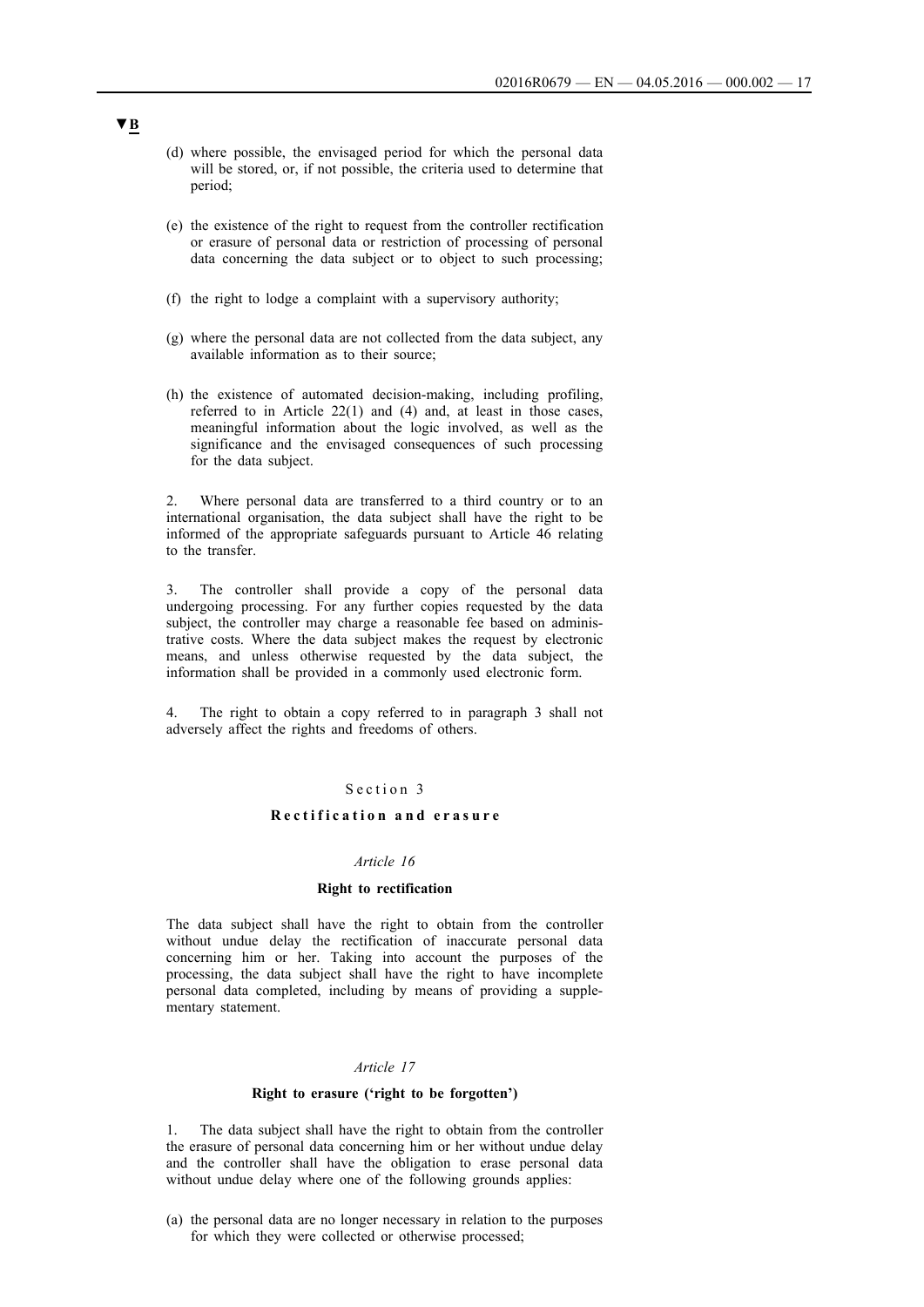▼B

(d) where possible, the envisaged period for which the personal data will be stored, or, if not possible, the criteria used to determine that period;

(e) the existence of the right to request from the controller rectification or erasure of personal data or restriction of processing of personal data concerning the data subject or to object to such processing;

(f) the right to lodge a complaint with a supervisory authority;

(g) where the personal data are not collected from the data subject, any available information as to their source;

(h) the existence of automated decision-making, including profiling, referred to in Article 22(1) and (4) and, at least in those cases, meaningful information about the logic involved, as well as the significance and the envisaged consequences of such processing for the data subject.

2. Where personal data are transferred to a third country or to an international organisation, the data subject shall have the right to be informed of the appropriate safeguards pursuant to Article 46 relating to the transfer.

3. The controller shall provide a copy of the personal data undergoing processing. For any further copies requested by the data subject, the controller may charge a reasonable fee based on administrative costs. Where the data subject makes the request by electronic means, and unless otherwise requested by the data subject, the information shall be provided in a commonly used electronic form.

4. The right to obtain a copy referred to in paragraph 3 shall not adversely affect the rights and freedoms of others.

## Section 3

## Rectification and erasure

### *Article 16*

### Right to rectification

The data subject shall have the right to obtain from the controller without undue delay the rectification of inaccurate personal data concerning him or her. Taking into account the purposes of the processing, the data subject shall have the right to have incomplete personal data completed, including by means of providing a supplementary statement.

### *Article 17*

### Right to erasure ('right to be forgotten')

1. The data subject shall have the right to obtain from the controller the erasure of personal data concerning him or her without undue delay and the controller shall have the obligation to erase personal data without undue delay where one of the following grounds applies:

(a) the personal data are no longer necessary in relation to the purposes for which they were collected or otherwise processed;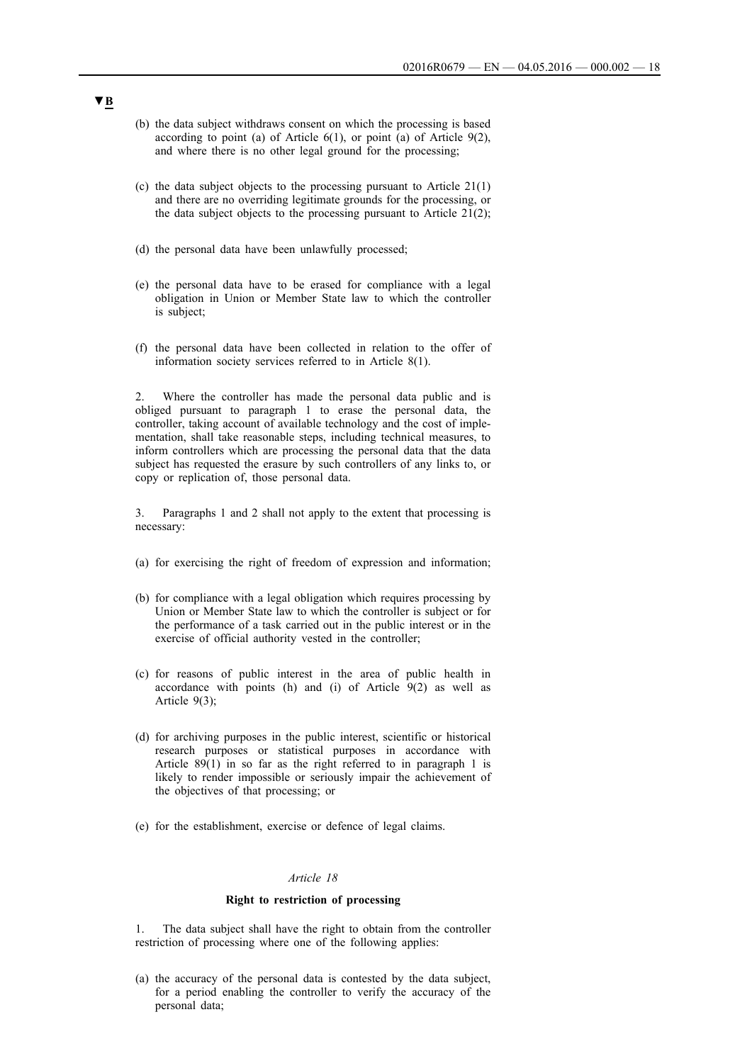**▼B**

(b) the data subject withdraws consent on which the processing is based according to point (a) of Article 6(1), or point (a) of Article 9(2), and where there is no other legal ground for the processing;

(c) the data subject objects to the processing pursuant to Article 21(1) and there are no overriding legitimate grounds for the processing, or the data subject objects to the processing pursuant to Article 21(2);

(d) the personal data have been unlawfully processed;

(e) the personal data have to be erased for compliance with a legal obligation in Union or Member State law to which the controller is subject;

(f) the personal data have been collected in relation to the offer of information society services referred to in Article 8(1).

2. Where the controller has made the personal data public and is obliged pursuant to paragraph 1 to erase the personal data, the controller, taking account of available technology and the cost of implementation, shall take reasonable steps, including technical measures, to inform controllers which are processing the personal data that the data subject has requested the erasure by such controllers of any links to, or copy or replication of, those personal data.

3. Paragraphs 1 and 2 shall not apply to the extent that processing is necessary:

(a) for exercising the right of freedom of expression and information;

(b) for compliance with a legal obligation which requires processing by Union or Member State law to which the controller is subject or for the performance of a task carried out in the public interest or in the exercise of official authority vested in the controller;

(c) for reasons of public interest in the area of public health in accordance with points (h) and (i) of Article 9(2) as well as Article 9(3);

(d) for archiving purposes in the public interest, scientific or historical research purposes or statistical purposes in accordance with Article 89(1) in so far as the right referred to in paragraph 1 is likely to render impossible or seriously impair the achievement of the objectives of that processing; or

(e) for the establishment, exercise or defence of legal claims.

*Article 18*

**Right to restriction of processing**

1. The data subject shall have the right to obtain from the controller restriction of processing where one of the following applies:

(a) the accuracy of the personal data is contested by the data subject, for a period enabling the controller to verify the accuracy of the personal data;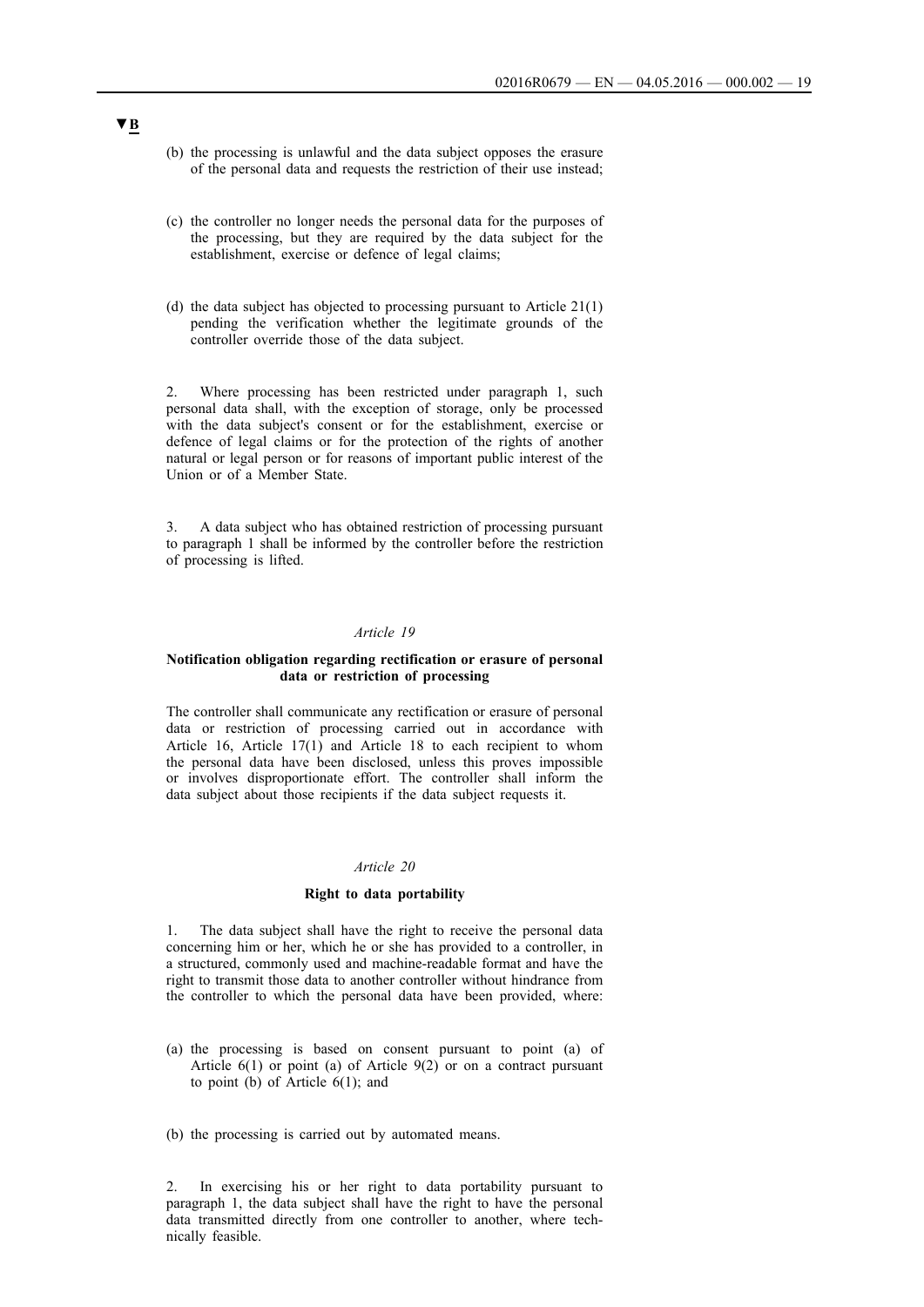▼B

(b) the processing is unlawful and the data subject opposes the erasure of the personal data and requests the restriction of their use instead;

(c) the controller no longer needs the personal data for the purposes of the processing, but they are required by the data subject for the establishment, exercise or defence of legal claims;

(d) the data subject has objected to processing pursuant to Article 21(1) pending the verification whether the legitimate grounds of the controller override those of the data subject.

2. Where processing has been restricted under paragraph 1, such personal data shall, with the exception of storage, only be processed with the data subject's consent or for the establishment, exercise or defence of legal claims or for the protection of the rights of another natural or legal person or for reasons of important public interest of the Union or of a Member State.

3. A data subject who has obtained restriction of processing pursuant to paragraph 1 shall be informed by the controller before the restriction of processing is lifted.

*Article 19*

**Notification obligation regarding rectification or erasure of personal data or restriction of processing**

The controller shall communicate any rectification or erasure of personal data or restriction of processing carried out in accordance with Article 16, Article 17(1) and Article 18 to each recipient to whom the personal data have been disclosed, unless this proves impossible or involves disproportionate effort. The controller shall inform the data subject about those recipients if the data subject requests it.

*Article 20*

**Right to data portability**

1. The data subject shall have the right to receive the personal data concerning him or her, which he or she has provided to a controller, in a structured, commonly used and machine-readable format and have the right to transmit those data to another controller without hindrance from the controller to which the personal data have been provided, where:

(a) the processing is based on consent pursuant to point (a) of Article 6(1) or point (a) of Article 9(2) or on a contract pursuant to point (b) of Article 6(1); and

(b) the processing is carried out by automated means.

2. In exercising his or her right to data portability pursuant to paragraph 1, the data subject shall have the right to have the personal data transmitted directly from one controller to another, where technically feasible.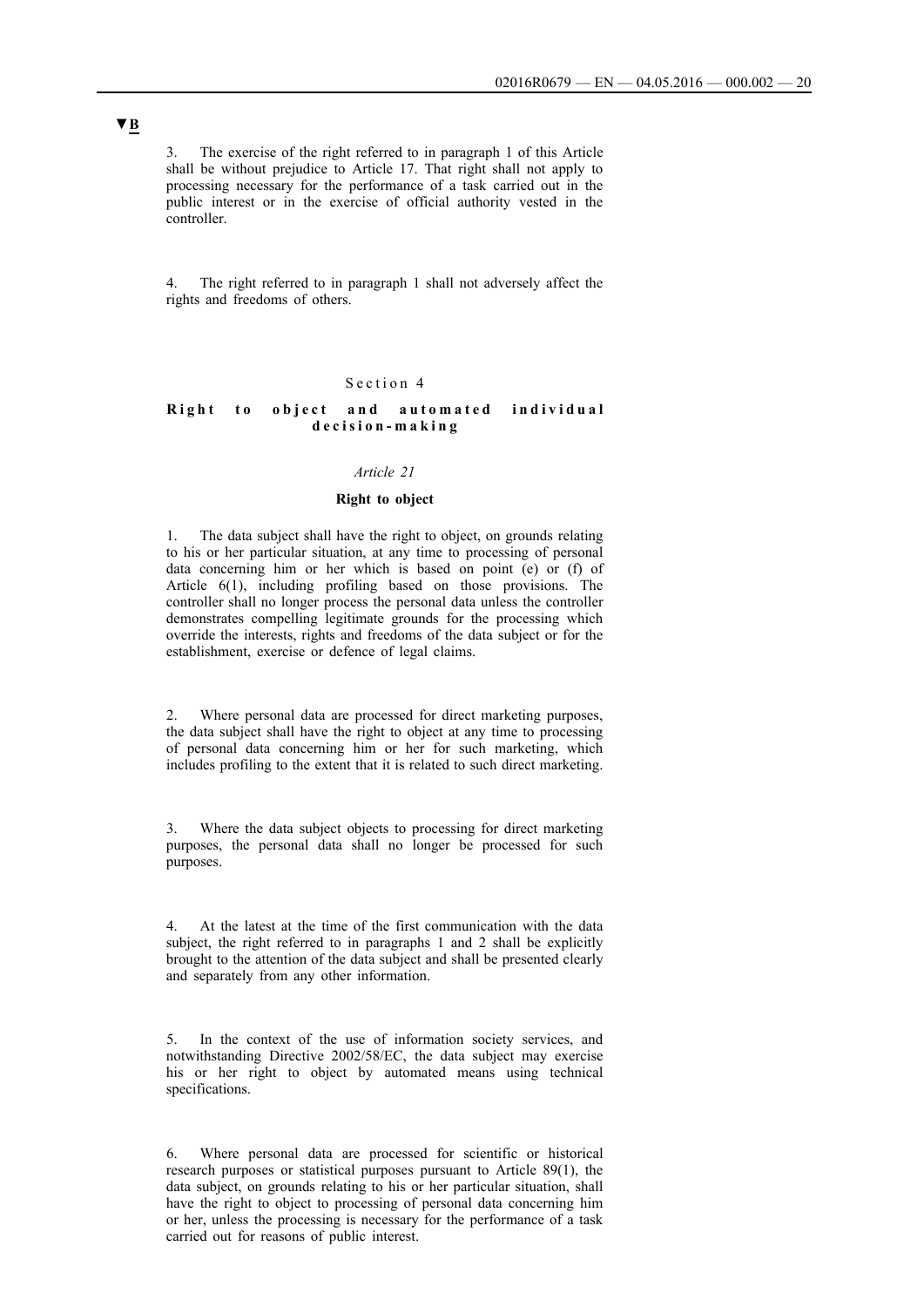▼**B**

3. The exercise of the right referred to in paragraph 1 of this Article shall be without prejudice to Article 17. That right shall not apply to processing necessary for the performance of a task carried out in the public interest or in the exercise of official authority vested in the controller.

4. The right referred to in paragraph 1 shall not adversely affect the rights and freedoms of others.

## Section 4

## Right to object and automated individual decision-making

### *Article 21*

### Right to object

1. The data subject shall have the right to object, on grounds relating to his or her particular situation, at any time to processing of personal data concerning him or her which is based on point (e) or (f) of Article 6(1), including profiling based on those provisions. The controller shall no longer process the personal data unless the controller demonstrates compelling legitimate grounds for the processing which override the interests, rights and freedoms of the data subject or for the establishment, exercise or defence of legal claims.

2. Where personal data are processed for direct marketing purposes, the data subject shall have the right to object at any time to processing of personal data concerning him or her for such marketing, which includes profiling to the extent that it is related to such direct marketing.

3. Where the data subject objects to processing for direct marketing purposes, the personal data shall no longer be processed for such purposes.

4. At the latest at the time of the first communication with the data subject, the right referred to in paragraphs 1 and 2 shall be explicitly brought to the attention of the data subject and shall be presented clearly and separately from any other information.

5. In the context of the use of information society services, and notwithstanding Directive 2002/58/EC, the data subject may exercise his or her right to object by automated means using technical specifications.

6. Where personal data are processed for scientific or historical research purposes or statistical purposes pursuant to Article 89(1), the data subject, on grounds relating to his or her particular situation, shall have the right to object to processing of personal data concerning him or her, unless the processing is necessary for the performance of a task carried out for reasons of public interest.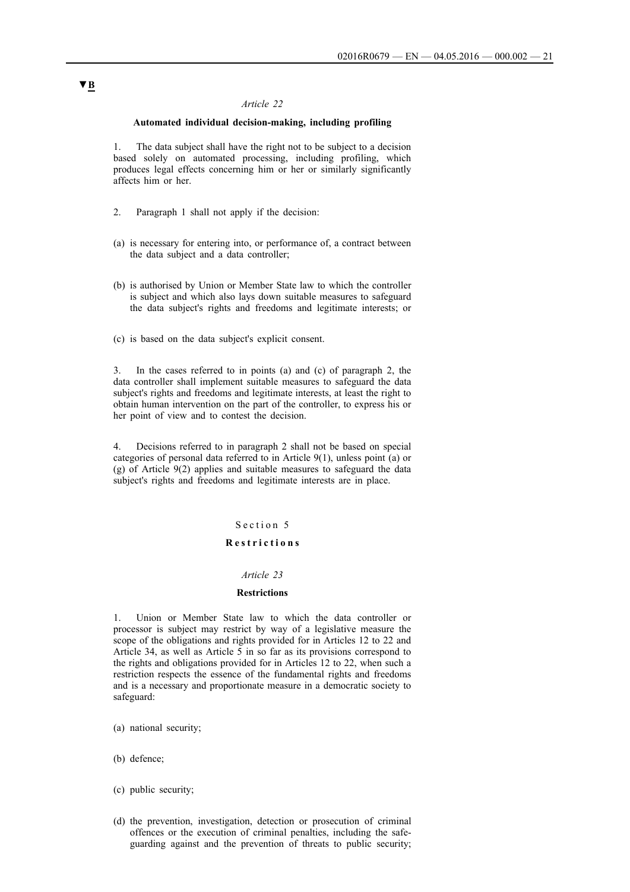▼B

*Article 22*

**Automated individual decision-making, including profiling**

1. The data subject shall have the right not to be subject to a decision based solely on automated processing, including profiling, which produces legal effects concerning him or her or similarly significantly affects him or her.

2. Paragraph 1 shall not apply if the decision:

(a) is necessary for entering into, or performance of, a contract between the data subject and a data controller;

(b) is authorised by Union or Member State law to which the controller is subject and which also lays down suitable measures to safeguard the data subject's rights and freedoms and legitimate interests; or

(c) is based on the data subject's explicit consent.

3. In the cases referred to in points (a) and (c) of paragraph 2, the data controller shall implement suitable measures to safeguard the data subject's rights and freedoms and legitimate interests, at least the right to obtain human intervention on the part of the controller, to express his or her point of view and to contest the decision.

4. Decisions referred to in paragraph 2 shall not be based on special categories of personal data referred to in Article 9(1), unless point (a) or (g) of Article 9(2) applies and suitable measures to safeguard the data subject's rights and freedoms and legitimate interests are in place.

Section 5

**Restrictions**

*Article 23*

**Restrictions**

1. Union or Member State law to which the data controller or processor is subject may restrict by way of a legislative measure the scope of the obligations and rights provided for in Articles 12 to 22 and Article 34, as well as Article 5 in so far as its provisions correspond to the rights and obligations provided for in Articles 12 to 22, when such a restriction respects the essence of the fundamental rights and freedoms and is a necessary and proportionate measure in a democratic society to safeguard:

(a) national security;

(b) defence;

(c) public security;

(d) the prevention, investigation, detection or prosecution of criminal offences or the execution of criminal penalties, including the safeguarding against and the prevention of threats to public security;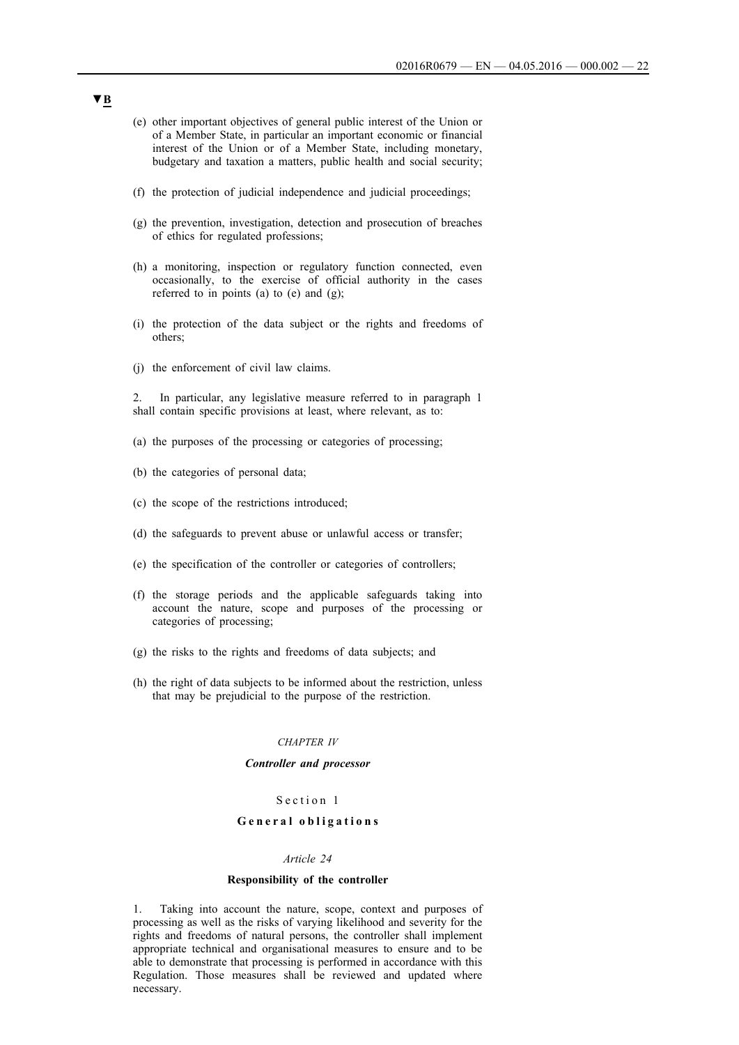▼B

(e) other important objectives of general public interest of the Union or of a Member State, in particular an important economic or financial interest of the Union or of a Member State, including monetary, budgetary and taxation a matters, public health and social security;

(f) the protection of judicial independence and judicial proceedings;

(g) the prevention, investigation, detection and prosecution of breaches of ethics for regulated professions;

(h) a monitoring, inspection or regulatory function connected, even occasionally, to the exercise of official authority in the cases referred to in points (a) to (e) and (g);

(i) the protection of the data subject or the rights and freedoms of others;

(j) the enforcement of civil law claims.

2. In particular, any legislative measure referred to in paragraph 1 shall contain specific provisions at least, where relevant, as to:

(a) the purposes of the processing or categories of processing;

(b) the categories of personal data;

(c) the scope of the restrictions introduced;

(d) the safeguards to prevent abuse or unlawful access or transfer;

(e) the specification of the controller or categories of controllers;

(f) the storage periods and the applicable safeguards taking into account the nature, scope and purposes of the processing or categories of processing;

(g) the risks to the rights and freedoms of data subjects; and

(h) the right of data subjects to be informed about the restriction, unless that may be prejudicial to the purpose of the restriction.

## *CHAPTER IV*

## ***Controller and processor***

### Section 1

### **General obligations**

#### *Article 24*

#### **Responsibility of the controller**

1. Taking into account the nature, scope, context and purposes of processing as well as the risks of varying likelihood and severity for the rights and freedoms of natural persons, the controller shall implement appropriate technical and organisational measures to ensure and to be able to demonstrate that processing is performed in accordance with this Regulation. Those measures shall be reviewed and updated where necessary.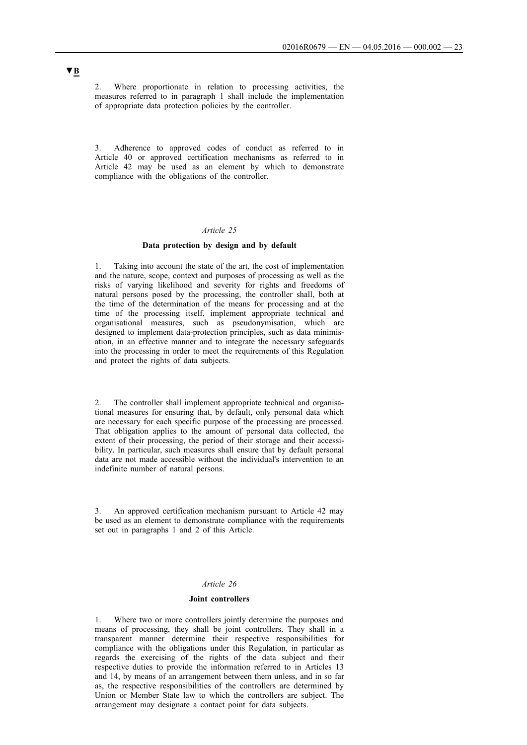**▼B**

2. Where proportionate in relation to processing activities, the measures referred to in paragraph 1 shall include the implementation of appropriate data protection policies by the controller.

3. Adherence to approved codes of conduct as referred to in Article 40 or approved certification mechanisms as referred to in Article 42 may be used as an element by which to demonstrate compliance with the obligations of the controller.

*Article 25*

**Data protection by design and by default**

1. Taking into account the state of the art, the cost of implementation and the nature, scope, context and purposes of processing as well as the risks of varying likelihood and severity for rights and freedoms of natural persons posed by the processing, the controller shall, both at the time of the determination of the means for processing and at the time of the processing itself, implement appropriate technical and organisational measures, such as pseudonymisation, which are designed to implement data-protection principles, such as data minimisation, in an effective manner and to integrate the necessary safeguards into the processing in order to meet the requirements of this Regulation and protect the rights of data subjects.

2. The controller shall implement appropriate technical and organisational measures for ensuring that, by default, only personal data which are necessary for each specific purpose of the processing are processed. That obligation applies to the amount of personal data collected, the extent of their processing, the period of their storage and their accessibility. In particular, such measures shall ensure that by default personal data are not made accessible without the individual's intervention to an indefinite number of natural persons.

3. An approved certification mechanism pursuant to Article 42 may be used as an element to demonstrate compliance with the requirements set out in paragraphs 1 and 2 of this Article.

*Article 26*

**Joint controllers**

1. Where two or more controllers jointly determine the purposes and means of processing, they shall be joint controllers. They shall in a transparent manner determine their respective responsibilities for compliance with the obligations under this Regulation, in particular as regards the exercising of the rights of the data subject and their respective duties to provide the information referred to in Articles 13 and 14, by means of an arrangement between them unless, and in so far as, the respective responsibilities of the controllers are determined by Union or Member State law to which the controllers are subject. The arrangement may designate a contact point for data subjects.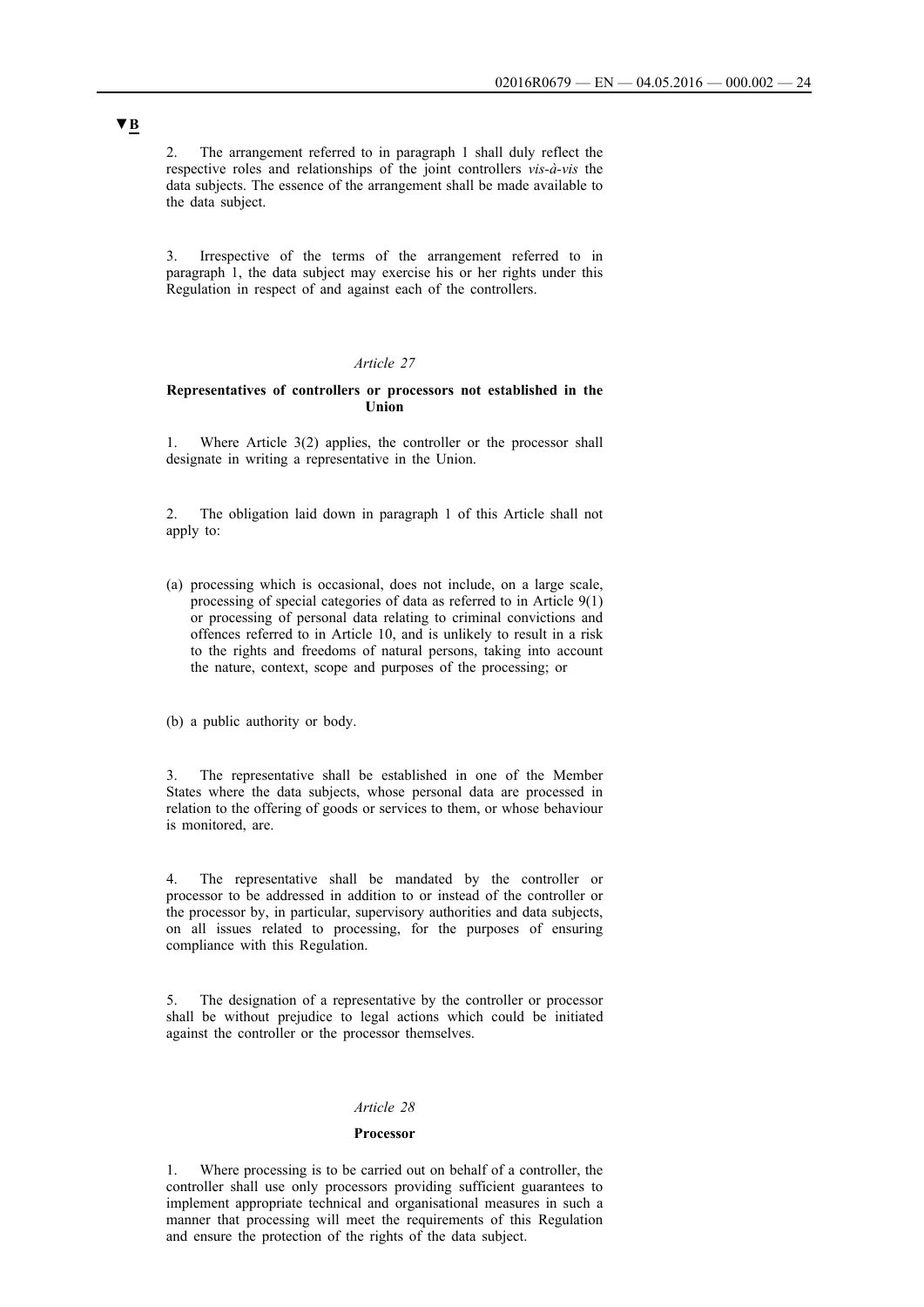**▼B**

2. The arrangement referred to in paragraph 1 shall duly reflect the respective roles and relationships of the joint controllers *vis-à-vis* the data subjects. The essence of the arrangement shall be made available to the data subject.

3. Irrespective of the terms of the arrangement referred to in paragraph 1, the data subject may exercise his or her rights under this Regulation in respect of and against each of the controllers.

*Article 27*

**Representatives of controllers or processors not established in the Union**

1. Where Article 3(2) applies, the controller or the processor shall designate in writing a representative in the Union.

2. The obligation laid down in paragraph 1 of this Article shall not apply to:

(a) processing which is occasional, does not include, on a large scale, processing of special categories of data as referred to in Article 9(1) or processing of personal data relating to criminal convictions and offences referred to in Article 10, and is unlikely to result in a risk to the rights and freedoms of natural persons, taking into account the nature, context, scope and purposes of the processing; or

(b) a public authority or body.

3. The representative shall be established in one of the Member States where the data subjects, whose personal data are processed in relation to the offering of goods or services to them, or whose behaviour is monitored, are.

4. The representative shall be mandated by the controller or processor to be addressed in addition to or instead of the controller or the processor by, in particular, supervisory authorities and data subjects, on all issues related to processing, for the purposes of ensuring compliance with this Regulation.

5. The designation of a representative by the controller or processor shall be without prejudice to legal actions which could be initiated against the controller or the processor themselves.

*Article 28*

**Processor**

1. Where processing is to be carried out on behalf of a controller, the controller shall use only processors providing sufficient guarantees to implement appropriate technical and organisational measures in such a manner that processing will meet the requirements of this Regulation and ensure the protection of the rights of the data subject.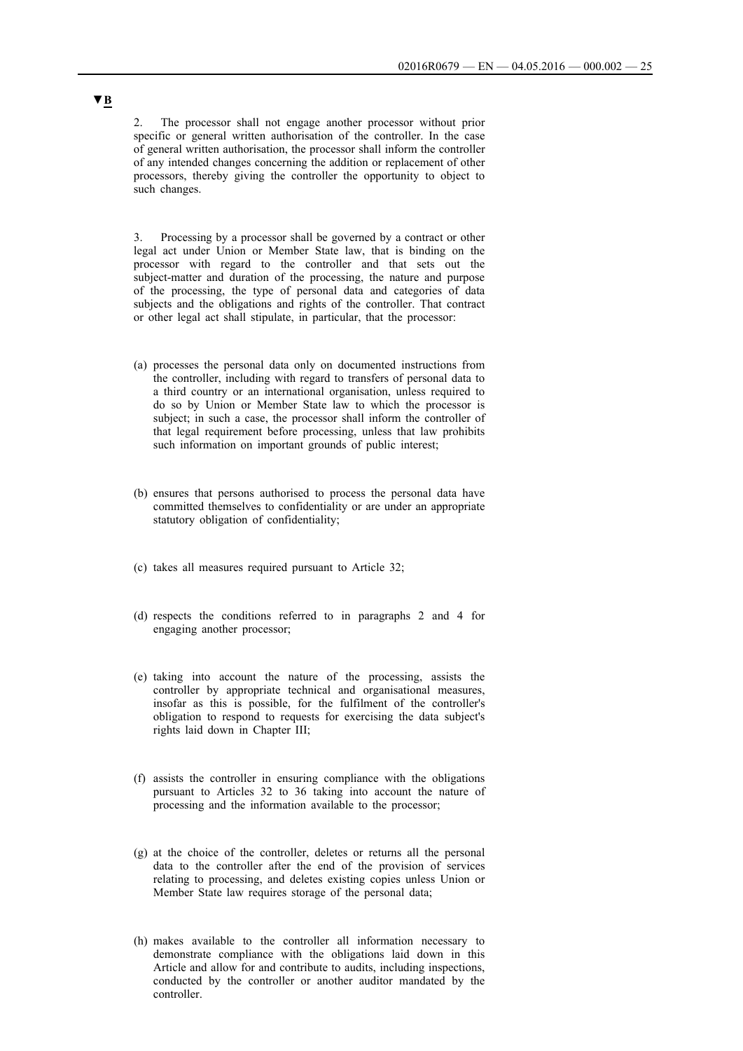**▼B**

2. The processor shall not engage another processor without prior specific or general written authorisation of the controller. In the case of general written authorisation, the processor shall inform the controller of any intended changes concerning the addition or replacement of other processors, thereby giving the controller the opportunity to object to such changes.

3. Processing by a processor shall be governed by a contract or other legal act under Union or Member State law, that is binding on the processor with regard to the controller and that sets out the subject-matter and duration of the processing, the nature and purpose of the processing, the type of personal data and categories of data subjects and the obligations and rights of the controller. That contract or other legal act shall stipulate, in particular, that the processor:

(a) processes the personal data only on documented instructions from the controller, including with regard to transfers of personal data to a third country or an international organisation, unless required to do so by Union or Member State law to which the processor is subject; in such a case, the processor shall inform the controller of that legal requirement before processing, unless that law prohibits such information on important grounds of public interest;

(b) ensures that persons authorised to process the personal data have committed themselves to confidentiality or are under an appropriate statutory obligation of confidentiality;

(c) takes all measures required pursuant to Article 32;

(d) respects the conditions referred to in paragraphs 2 and 4 for engaging another processor;

(e) taking into account the nature of the processing, assists the controller by appropriate technical and organisational measures, insofar as this is possible, for the fulfilment of the controller's obligation to respond to requests for exercising the data subject's rights laid down in Chapter III;

(f) assists the controller in ensuring compliance with the obligations pursuant to Articles 32 to 36 taking into account the nature of processing and the information available to the processor;

(g) at the choice of the controller, deletes or returns all the personal data to the controller after the end of the provision of services relating to processing, and deletes existing copies unless Union or Member State law requires storage of the personal data;

(h) makes available to the controller all information necessary to demonstrate compliance with the obligations laid down in this Article and allow for and contribute to audits, including inspections, conducted by the controller or another auditor mandated by the controller.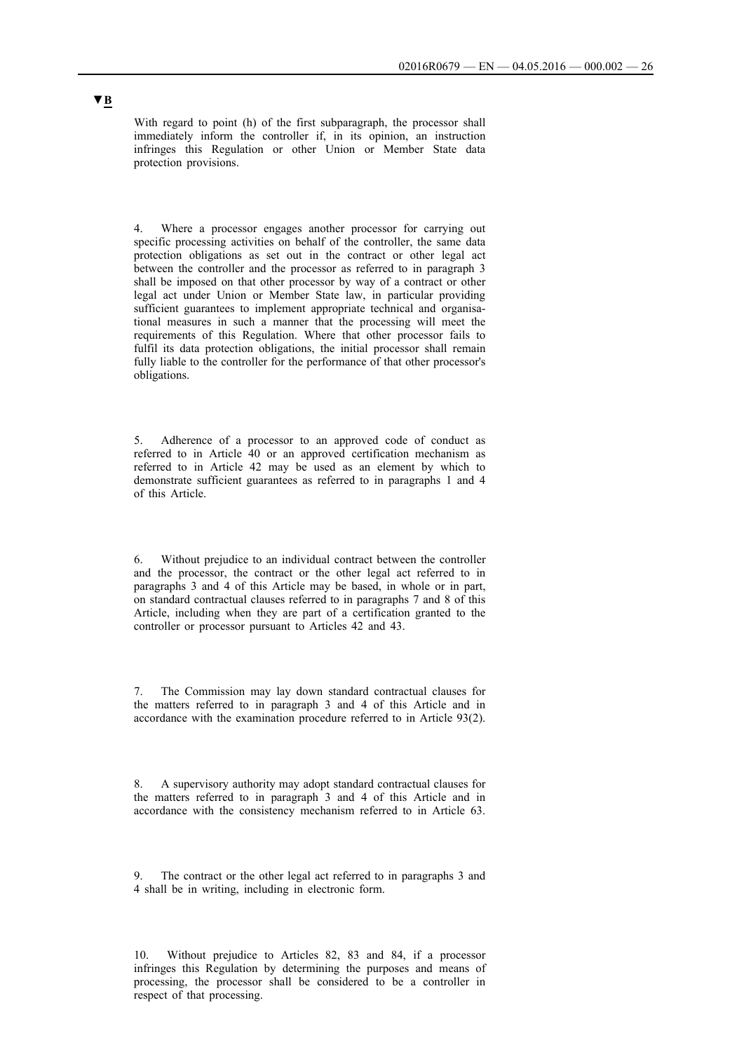▼B

With regard to point (h) of the first subparagraph, the processor shall immediately inform the controller if, in its opinion, an instruction infringes this Regulation or other Union or Member State data protection provisions.

4. Where a processor engages another processor for carrying out specific processing activities on behalf of the controller, the same data protection obligations as set out in the contract or other legal act between the controller and the processor as referred to in paragraph 3 shall be imposed on that other processor by way of a contract or other legal act under Union or Member State law, in particular providing sufficient guarantees to implement appropriate technical and organisational measures in such a manner that the processing will meet the requirements of this Regulation. Where that other processor fails to fulfil its data protection obligations, the initial processor shall remain fully liable to the controller for the performance of that other processor's obligations.

5. Adherence of a processor to an approved code of conduct as referred to in Article 40 or an approved certification mechanism as referred to in Article 42 may be used as an element by which to demonstrate sufficient guarantees as referred to in paragraphs 1 and 4 of this Article.

6. Without prejudice to an individual contract between the controller and the processor, the contract or the other legal act referred to in paragraphs 3 and 4 of this Article may be based, in whole or in part, on standard contractual clauses referred to in paragraphs 7 and 8 of this Article, including when they are part of a certification granted to the controller or processor pursuant to Articles 42 and 43.

7. The Commission may lay down standard contractual clauses for the matters referred to in paragraph 3 and 4 of this Article and in accordance with the examination procedure referred to in Article 93(2).

8. A supervisory authority may adopt standard contractual clauses for the matters referred to in paragraph 3 and 4 of this Article and in accordance with the consistency mechanism referred to in Article 63.

9. The contract or the other legal act referred to in paragraphs 3 and 4 shall be in writing, including in electronic form.

10. Without prejudice to Articles 82, 83 and 84, if a processor infringes this Regulation by determining the purposes and means of processing, the processor shall be considered to be a controller in respect of that processing.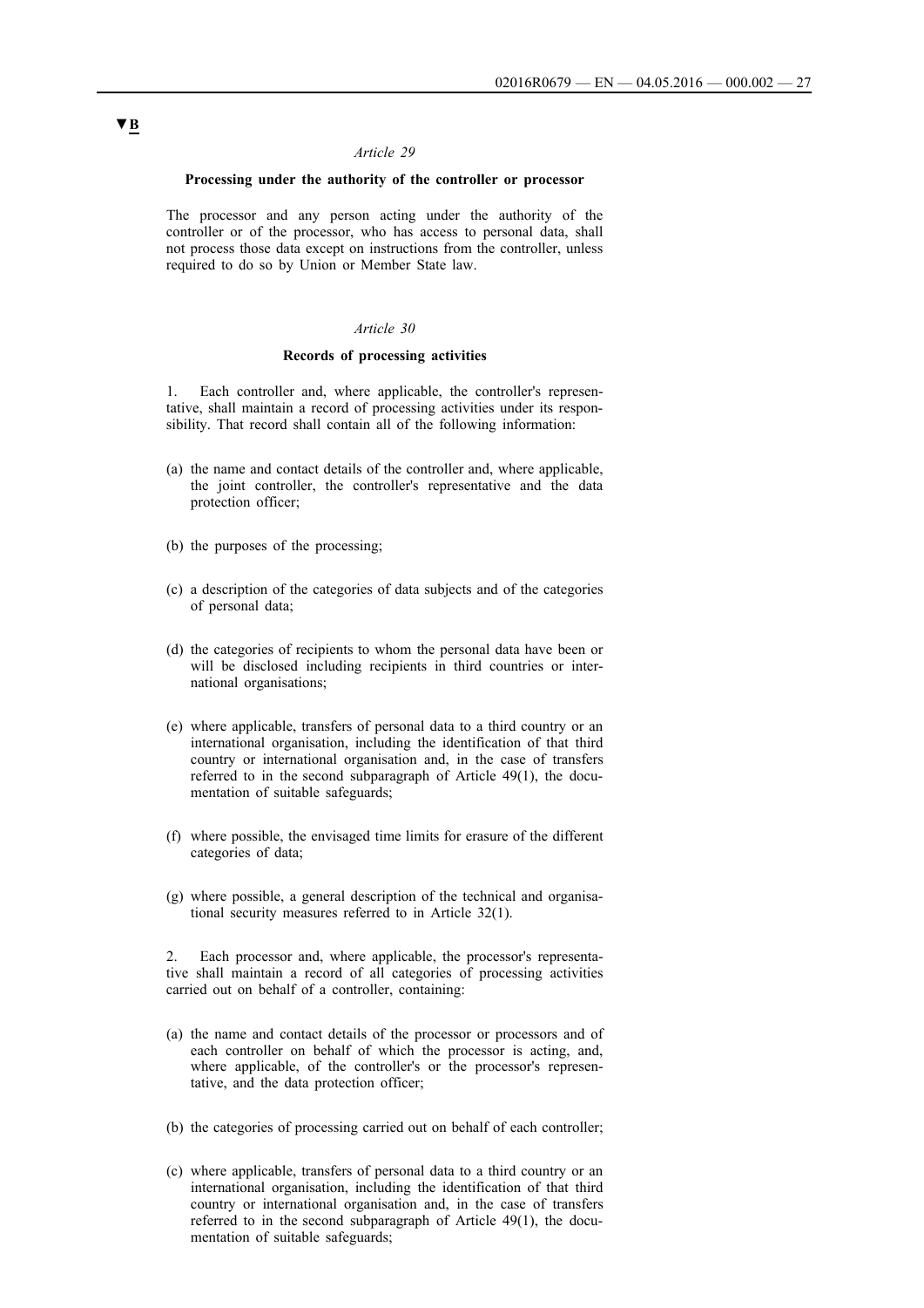▼B

*Article 29*

**Processing under the authority of the controller or processor**

The processor and any person acting under the authority of the controller or of the processor, who has access to personal data, shall not process those data except on instructions from the controller, unless required to do so by Union or Member State law.

*Article 30*

**Records of processing activities**

1. Each controller and, where applicable, the controller's representative, shall maintain a record of processing activities under its responsibility. That record shall contain all of the following information:

(a) the name and contact details of the controller and, where applicable, the joint controller, the controller's representative and the data protection officer;

(b) the purposes of the processing;

(c) a description of the categories of data subjects and of the categories of personal data;

(d) the categories of recipients to whom the personal data have been or will be disclosed including recipients in third countries or international organisations;

(e) where applicable, transfers of personal data to a third country or an international organisation, including the identification of that third country or international organisation and, in the case of transfers referred to in the second subparagraph of Article 49(1), the documentation of suitable safeguards;

(f) where possible, the envisaged time limits for erasure of the different categories of data;

(g) where possible, a general description of the technical and organisational security measures referred to in Article 32(1).

2. Each processor and, where applicable, the processor's representative shall maintain a record of all categories of processing activities carried out on behalf of a controller, containing:

(a) the name and contact details of the processor or processors and of each controller on behalf of which the processor is acting, and, where applicable, of the controller's or the processor's representative, and the data protection officer;

(b) the categories of processing carried out on behalf of each controller;

(c) where applicable, transfers of personal data to a third country or an international organisation, including the identification of that third country or international organisation and, in the case of transfers referred to in the second subparagraph of Article 49(1), the documentation of suitable safeguards;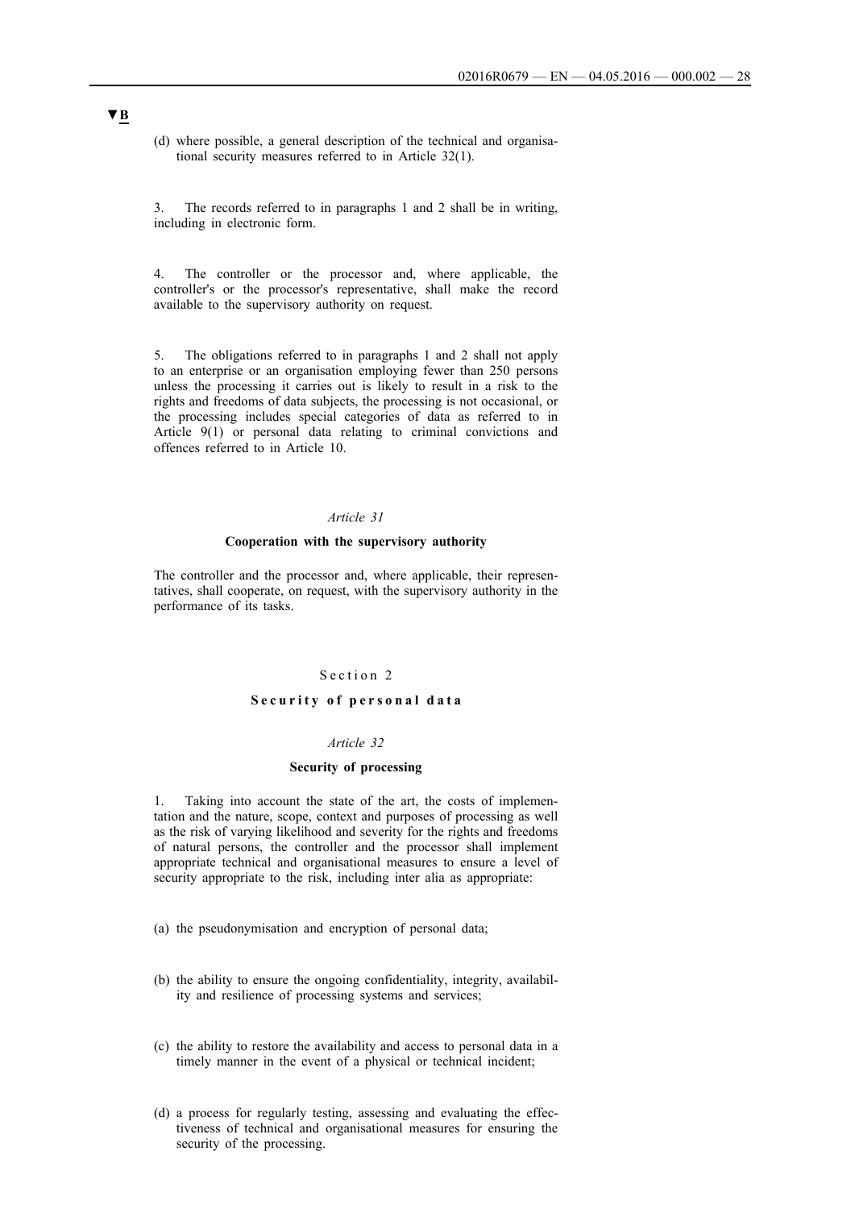▼B

(d) where possible, a general description of the technical and organisational security measures referred to in Article 32(1).

3. The records referred to in paragraphs 1 and 2 shall be in writing, including in electronic form.

4. The controller or the processor and, where applicable, the controller's or the processor's representative, shall make the record available to the supervisory authority on request.

5. The obligations referred to in paragraphs 1 and 2 shall not apply to an enterprise or an organisation employing fewer than 250 persons unless the processing it carries out is likely to result in a risk to the rights and freedoms of data subjects, the processing is not occasional, or the processing includes special categories of data as referred to in Article 9(1) or personal data relating to criminal convictions and offences referred to in Article 10.

*Article 31*

**Cooperation with the supervisory authority**

The controller and the processor and, where applicable, their representatives, shall cooperate, on request, with the supervisory authority in the performance of its tasks.

Section 2

**Security of personal data**

*Article 32*

**Security of processing**

1. Taking into account the state of the art, the costs of implementation and the nature, scope, context and purposes of processing as well as the risk of varying likelihood and severity for the rights and freedoms of natural persons, the controller and the processor shall implement appropriate technical and organisational measures to ensure a level of security appropriate to the risk, including inter alia as appropriate:

(a) the pseudonymisation and encryption of personal data;

(b) the ability to ensure the ongoing confidentiality, integrity, availability and resilience of processing systems and services;

(c) the ability to restore the availability and access to personal data in a timely manner in the event of a physical or technical incident;

(d) a process for regularly testing, assessing and evaluating the effectiveness of technical and organisational measures for ensuring the security of the processing.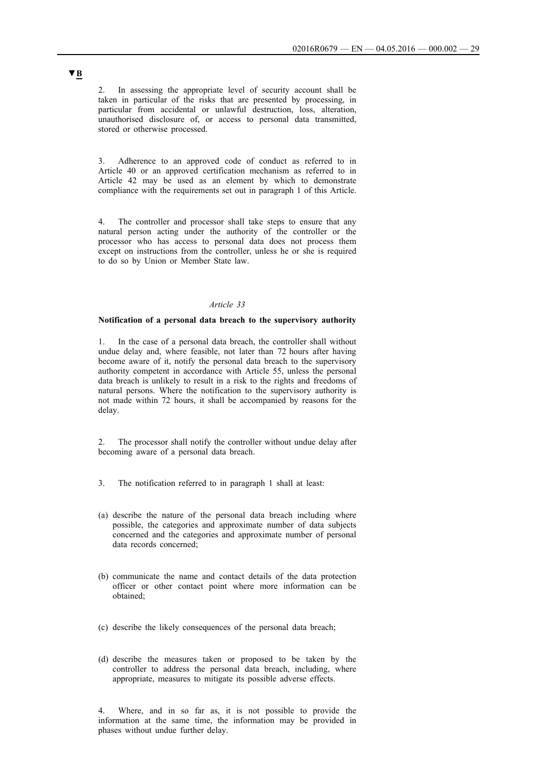▼B

2. In assessing the appropriate level of security account shall be taken in particular of the risks that are presented by processing, in particular from accidental or unlawful destruction, loss, alteration, unauthorised disclosure of, or access to personal data transmitted, stored or otherwise processed.

3. Adherence to an approved code of conduct as referred to in Article 40 or an approved certification mechanism as referred to in Article 42 may be used as an element by which to demonstrate compliance with the requirements set out in paragraph 1 of this Article.

4. The controller and processor shall take steps to ensure that any natural person acting under the authority of the controller or the processor who has access to personal data does not process them except on instructions from the controller, unless he or she is required to do so by Union or Member State law.

*Article 33*

**Notification of a personal data breach to the supervisory authority**

1. In the case of a personal data breach, the controller shall without undue delay and, where feasible, not later than 72 hours after having become aware of it, notify the personal data breach to the supervisory authority competent in accordance with Article 55, unless the personal data breach is unlikely to result in a risk to the rights and freedoms of natural persons. Where the notification to the supervisory authority is not made within 72 hours, it shall be accompanied by reasons for the delay.

2. The processor shall notify the controller without undue delay after becoming aware of a personal data breach.

3. The notification referred to in paragraph 1 shall at least:

(a) describe the nature of the personal data breach including where possible, the categories and approximate number of data subjects concerned and the categories and approximate number of personal data records concerned;

(b) communicate the name and contact details of the data protection officer or other contact point where more information can be obtained;

(c) describe the likely consequences of the personal data breach;

(d) describe the measures taken or proposed to be taken by the controller to address the personal data breach, including, where appropriate, measures to mitigate its possible adverse effects.

4. Where, and in so far as, it is not possible to provide the information at the same time, the information may be provided in phases without undue further delay.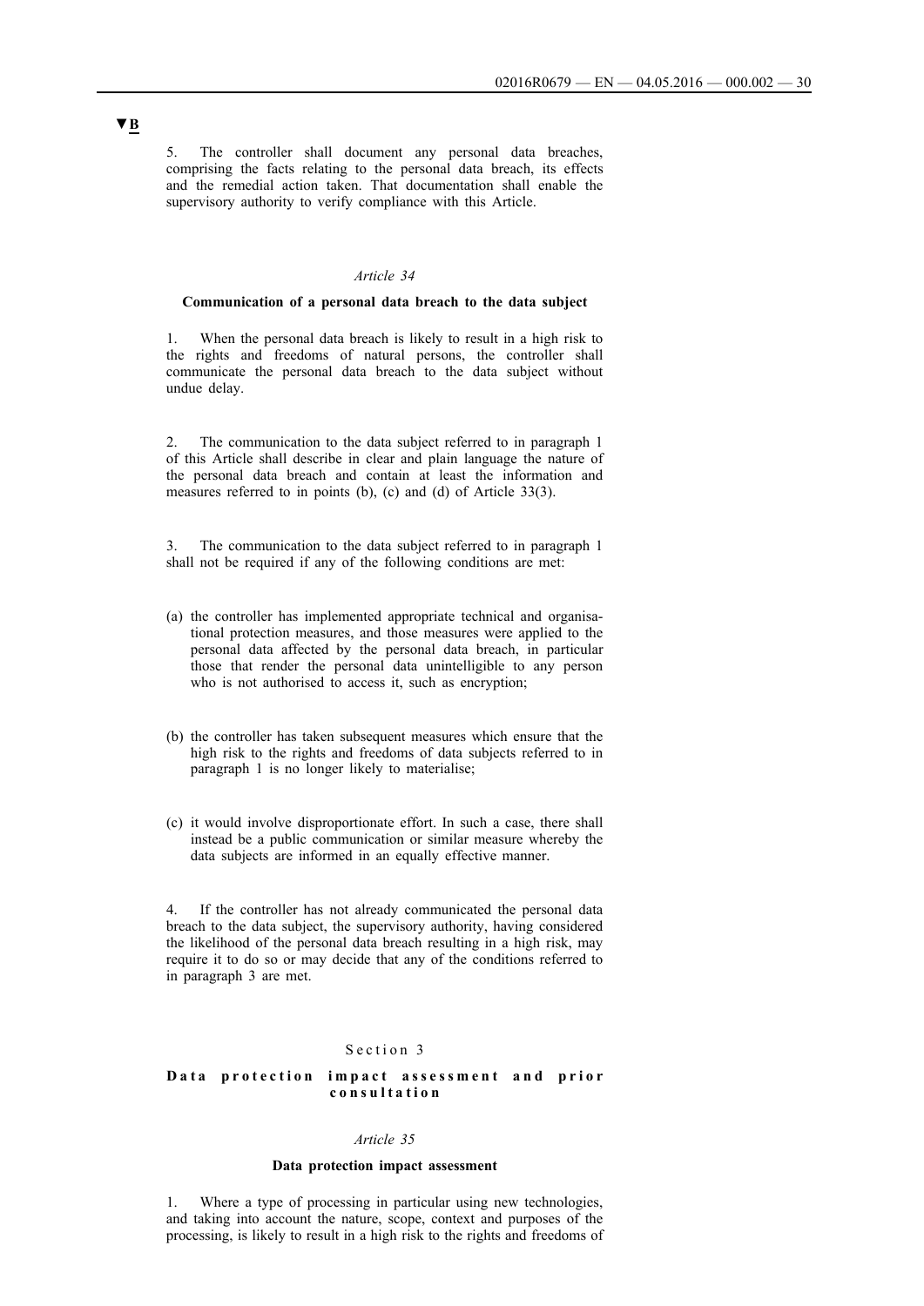▼B

5. The controller shall document any personal data breaches, comprising the facts relating to the personal data breach, its effects and the remedial action taken. That documentation shall enable the supervisory authority to verify compliance with this Article.

*Article 34*

**Communication of a personal data breach to the data subject**

1. When the personal data breach is likely to result in a high risk to the rights and freedoms of natural persons, the controller shall communicate the personal data breach to the data subject without undue delay.

2. The communication to the data subject referred to in paragraph 1 of this Article shall describe in clear and plain language the nature of the personal data breach and contain at least the information and measures referred to in points (b), (c) and (d) of Article 33(3).

3. The communication to the data subject referred to in paragraph 1 shall not be required if any of the following conditions are met:

(a) the controller has implemented appropriate technical and organisational protection measures, and those measures were applied to the personal data affected by the personal data breach, in particular those that render the personal data unintelligible to any person who is not authorised to access it, such as encryption;

(b) the controller has taken subsequent measures which ensure that the high risk to the rights and freedoms of data subjects referred to in paragraph 1 is no longer likely to materialise;

(c) it would involve disproportionate effort. In such a case, there shall instead be a public communication or similar measure whereby the data subjects are informed in an equally effective manner.

4. If the controller has not already communicated the personal data breach to the data subject, the supervisory authority, having considered the likelihood of the personal data breach resulting in a high risk, may require it to do so or may decide that any of the conditions referred to in paragraph 3 are met.

Section 3

**Data protection impact assessment and prior consultation**

*Article 35*

**Data protection impact assessment**

1. Where a type of processing in particular using new technologies, and taking into account the nature, scope, context and purposes of the processing, is likely to result in a high risk to the rights and freedoms of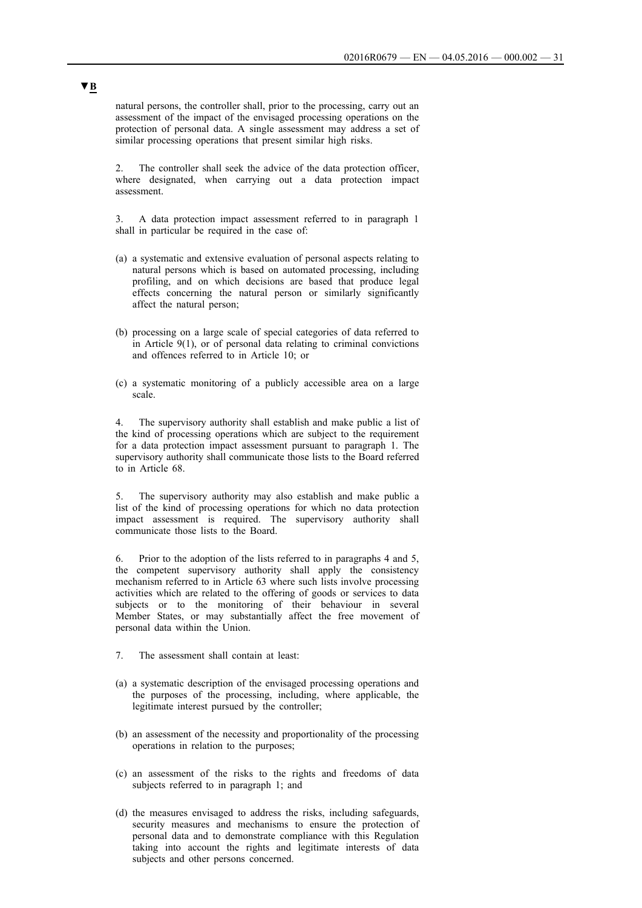▼B

natural persons, the controller shall, prior to the processing, carry out an assessment of the impact of the envisaged processing operations on the protection of personal data. A single assessment may address a set of similar processing operations that present similar high risks.

2. The controller shall seek the advice of the data protection officer, where designated, when carrying out a data protection impact assessment.

3. A data protection impact assessment referred to in paragraph 1 shall in particular be required in the case of:

(a) a systematic and extensive evaluation of personal aspects relating to natural persons which is based on automated processing, including profiling, and on which decisions are based that produce legal effects concerning the natural person or similarly significantly affect the natural person;

(b) processing on a large scale of special categories of data referred to in Article 9(1), or of personal data relating to criminal convictions and offences referred to in Article 10; or

(c) a systematic monitoring of a publicly accessible area on a large scale.

4. The supervisory authority shall establish and make public a list of the kind of processing operations which are subject to the requirement for a data protection impact assessment pursuant to paragraph 1. The supervisory authority shall communicate those lists to the Board referred to in Article 68.

5. The supervisory authority may also establish and make public a list of the kind of processing operations for which no data protection impact assessment is required. The supervisory authority shall communicate those lists to the Board.

6. Prior to the adoption of the lists referred to in paragraphs 4 and 5, the competent supervisory authority shall apply the consistency mechanism referred to in Article 63 where such lists involve processing activities which are related to the offering of goods or services to data subjects or to the monitoring of their behaviour in several Member States, or may substantially affect the free movement of personal data within the Union.

7. The assessment shall contain at least:

(a) a systematic description of the envisaged processing operations and the purposes of the processing, including, where applicable, the legitimate interest pursued by the controller;

(b) an assessment of the necessity and proportionality of the processing operations in relation to the purposes;

(c) an assessment of the risks to the rights and freedoms of data subjects referred to in paragraph 1; and

(d) the measures envisaged to address the risks, including safeguards, security measures and mechanisms to ensure the protection of personal data and to demonstrate compliance with this Regulation taking into account the rights and legitimate interests of data subjects and other persons concerned.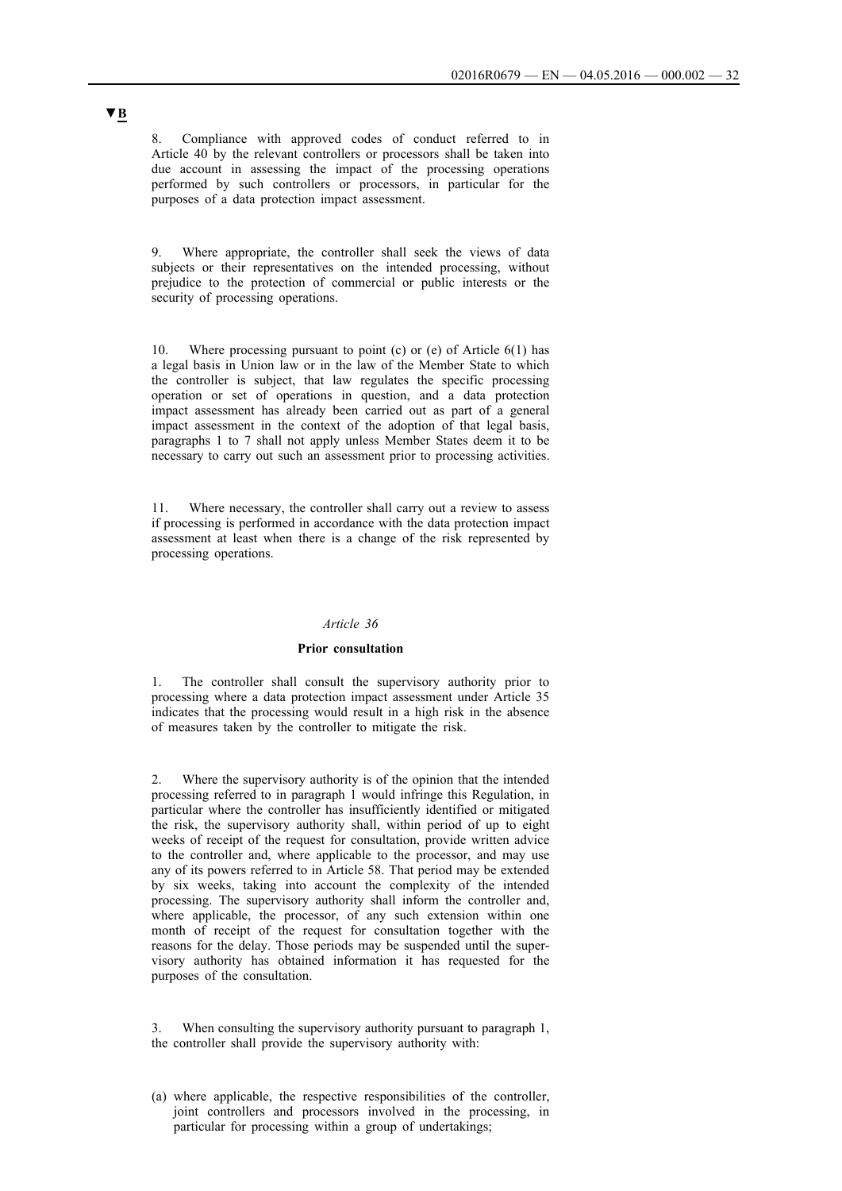▼**B**

8. Compliance with approved codes of conduct referred to in Article 40 by the relevant controllers or processors shall be taken into due account in assessing the impact of the processing operations performed by such controllers or processors, in particular for the purposes of a data protection impact assessment.

9. Where appropriate, the controller shall seek the views of data subjects or their representatives on the intended processing, without prejudice to the protection of commercial or public interests or the security of processing operations.

10. Where processing pursuant to point (c) or (e) of Article 6(1) has a legal basis in Union law or in the law of the Member State to which the controller is subject, that law regulates the specific processing operation or set of operations in question, and a data protection impact assessment has already been carried out as part of a general impact assessment in the context of the adoption of that legal basis, paragraphs 1 to 7 shall not apply unless Member States deem it to be necessary to carry out such an assessment prior to processing activities.

11. Where necessary, the controller shall carry out a review to assess if processing is performed in accordance with the data protection impact assessment at least when there is a change of the risk represented by processing operations.

*Article 36*

**Prior consultation**

1. The controller shall consult the supervisory authority prior to processing where a data protection impact assessment under Article 35 indicates that the processing would result in a high risk in the absence of measures taken by the controller to mitigate the risk.

2. Where the supervisory authority is of the opinion that the intended processing referred to in paragraph 1 would infringe this Regulation, in particular where the controller has insufficiently identified or mitigated the risk, the supervisory authority shall, within period of up to eight weeks of receipt of the request for consultation, provide written advice to the controller and, where applicable to the processor, and may use any of its powers referred to in Article 58. That period may be extended by six weeks, taking into account the complexity of the intended processing. The supervisory authority shall inform the controller and, where applicable, the processor, of any such extension within one month of receipt of the request for consultation together with the reasons for the delay. Those periods may be suspended until the supervisory authority has obtained information it has requested for the purposes of the consultation.

3. When consulting the supervisory authority pursuant to paragraph 1, the controller shall provide the supervisory authority with:

(a) where applicable, the respective responsibilities of the controller, joint controllers and processors involved in the processing, in particular for processing within a group of undertakings;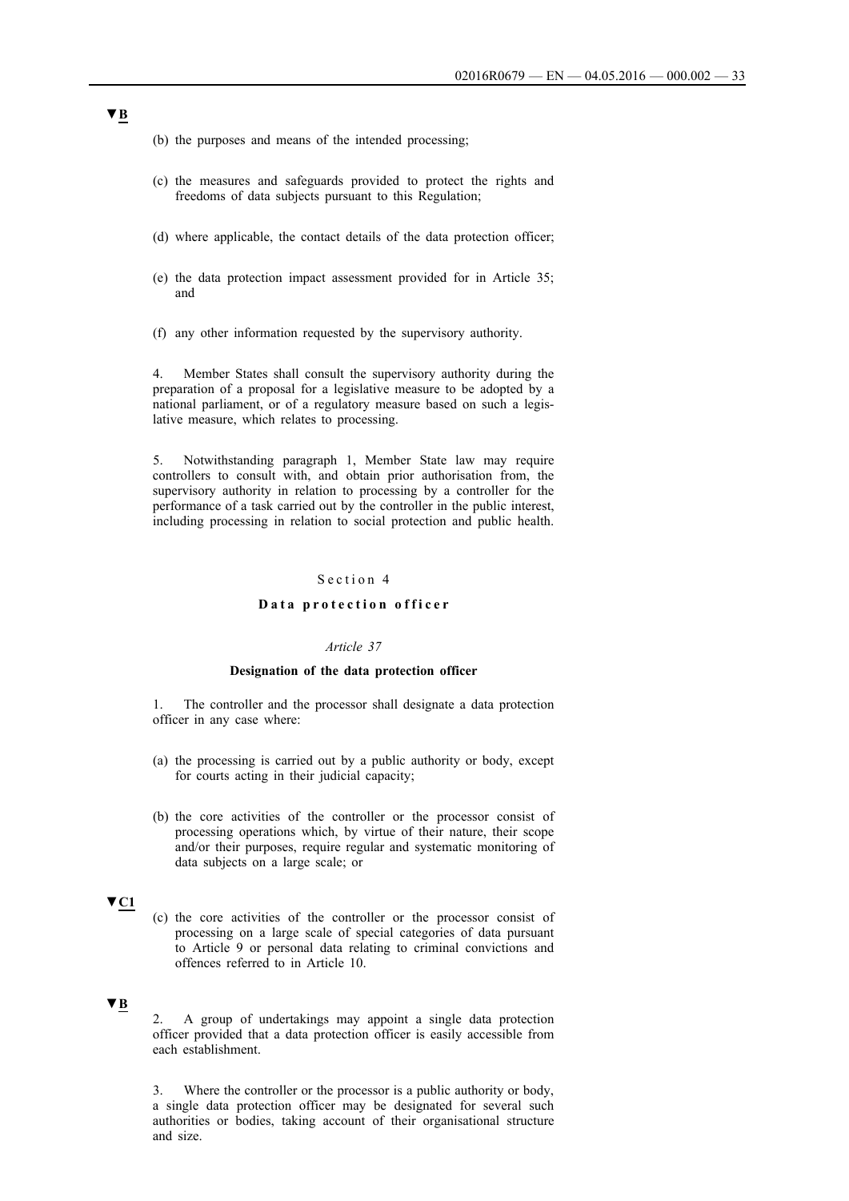▼B

(b) the purposes and means of the intended processing;

(c) the measures and safeguards provided to protect the rights and freedoms of data subjects pursuant to this Regulation;

(d) where applicable, the contact details of the data protection officer;

(e) the data protection impact assessment provided for in Article 35; and

(f) any other information requested by the supervisory authority.

4. Member States shall consult the supervisory authority during the preparation of a proposal for a legislative measure to be adopted by a national parliament, or of a regulatory measure based on such a legislative measure, which relates to processing.

5. Notwithstanding paragraph 1, Member State law may require controllers to consult with, and obtain prior authorisation from, the supervisory authority in relation to processing by a controller for the performance of a task carried out by the controller in the public interest, including processing in relation to social protection and public health.

## Section 4

## **Data protection officer**

### *Article 37*

### **Designation of the data protection officer**

1. The controller and the processor shall designate a data protection officer in any case where:

(a) the processing is carried out by a public authority or body, except for courts acting in their judicial capacity;

(b) the core activities of the controller or the processor consist of processing operations which, by virtue of their nature, their scope and/or their purposes, require regular and systematic monitoring of data subjects on a large scale; or

▼C1

(c) the core activities of the controller or the processor consist of processing on a large scale of special categories of data pursuant to Article 9 or personal data relating to criminal convictions and offences referred to in Article 10.

▼B

2. A group of undertakings may appoint a single data protection officer provided that a data protection officer is easily accessible from each establishment.

3. Where the controller or the processor is a public authority or body, a single data protection officer may be designated for several such authorities or bodies, taking account of their organisational structure and size.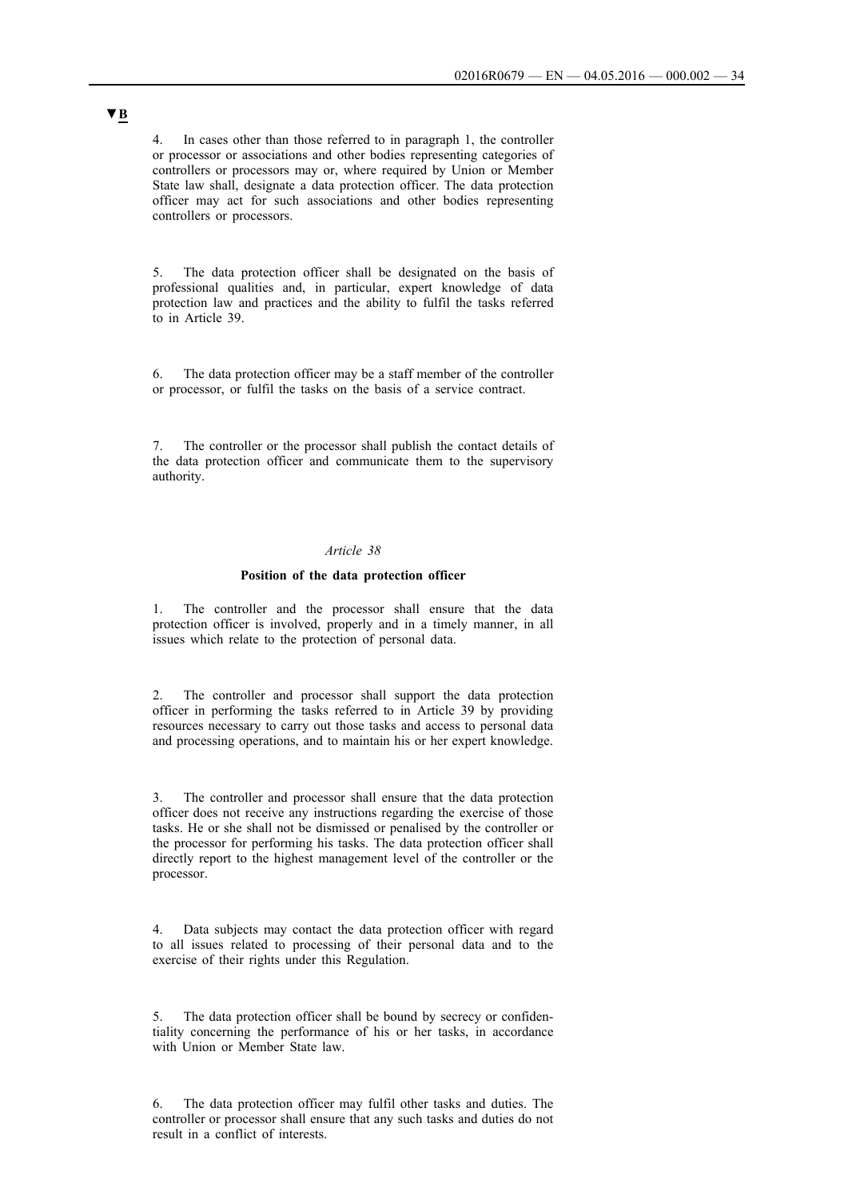▼B

4. In cases other than those referred to in paragraph 1, the controller or processor or associations and other bodies representing categories of controllers or processors may or, where required by Union or Member State law shall, designate a data protection officer. The data protection officer may act for such associations and other bodies representing controllers or processors.

5. The data protection officer shall be designated on the basis of professional qualities and, in particular, expert knowledge of data protection law and practices and the ability to fulfil the tasks referred to in Article 39.

6. The data protection officer may be a staff member of the controller or processor, or fulfil the tasks on the basis of a service contract.

7. The controller or the processor shall publish the contact details of the data protection officer and communicate them to the supervisory authority.

*Article 38*

**Position of the data protection officer**

1. The controller and the processor shall ensure that the data protection officer is involved, properly and in a timely manner, in all issues which relate to the protection of personal data.

2. The controller and processor shall support the data protection officer in performing the tasks referred to in Article 39 by providing resources necessary to carry out those tasks and access to personal data and processing operations, and to maintain his or her expert knowledge.

3. The controller and processor shall ensure that the data protection officer does not receive any instructions regarding the exercise of those tasks. He or she shall not be dismissed or penalised by the controller or the processor for performing his tasks. The data protection officer shall directly report to the highest management level of the controller or the processor.

4. Data subjects may contact the data protection officer with regard to all issues related to processing of their personal data and to the exercise of their rights under this Regulation.

5. The data protection officer shall be bound by secrecy or confidentiality concerning the performance of his or her tasks, in accordance with Union or Member State law.

6. The data protection officer may fulfil other tasks and duties. The controller or processor shall ensure that any such tasks and duties do not result in a conflict of interests.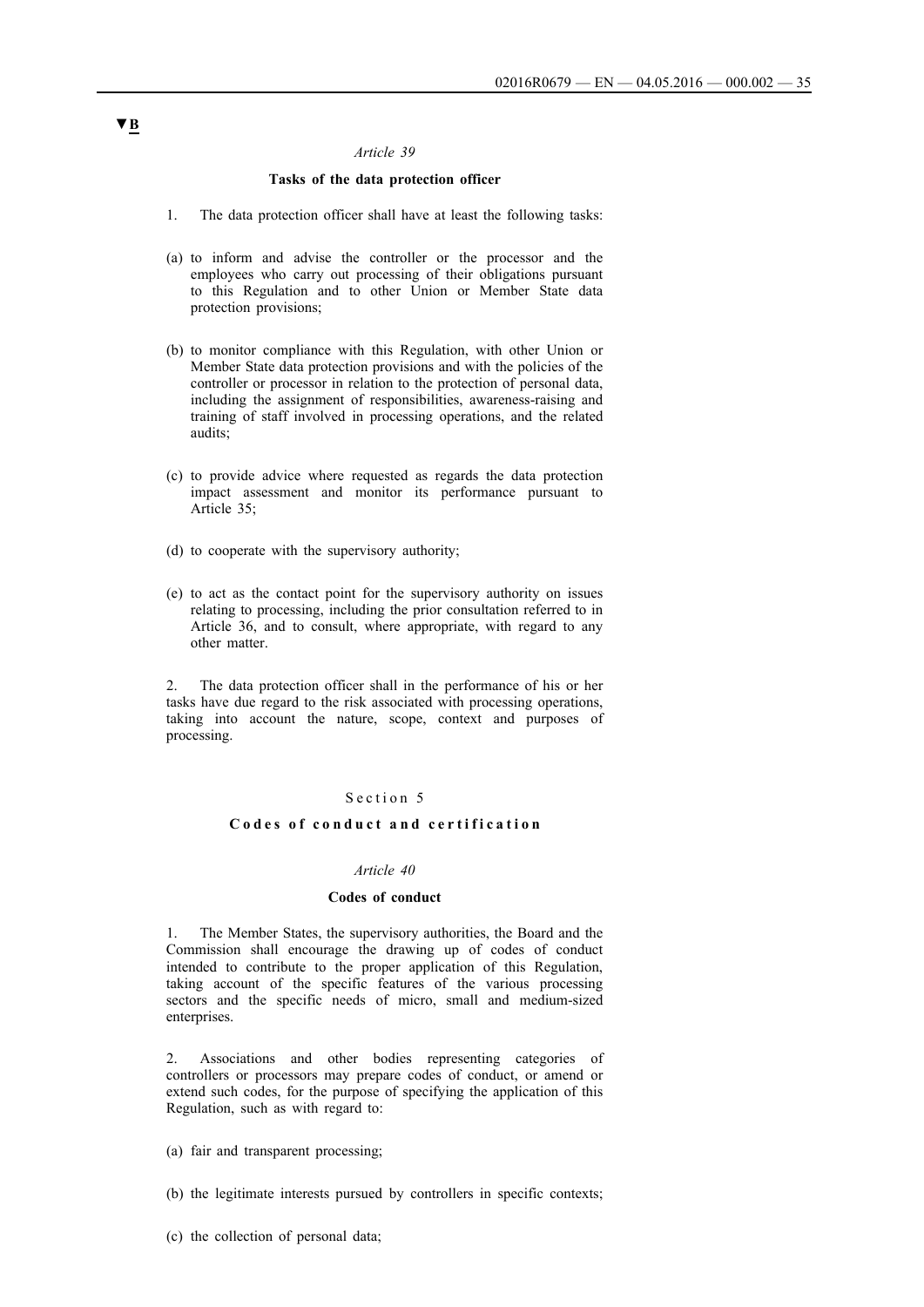▼B

*Article 39*

**Tasks of the data protection officer**

1. The data protection officer shall have at least the following tasks:

(a) to inform and advise the controller or the processor and the employees who carry out processing of their obligations pursuant to this Regulation and to other Union or Member State data protection provisions;

(b) to monitor compliance with this Regulation, with other Union or Member State data protection provisions and with the policies of the controller or processor in relation to the protection of personal data, including the assignment of responsibilities, awareness-raising and training of staff involved in processing operations, and the related audits;

(c) to provide advice where requested as regards the data protection impact assessment and monitor its performance pursuant to Article 35;

(d) to cooperate with the supervisory authority;

(e) to act as the contact point for the supervisory authority on issues relating to processing, including the prior consultation referred to in Article 36, and to consult, where appropriate, with regard to any other matter.

2. The data protection officer shall in the performance of his or her tasks have due regard to the risk associated with processing operations, taking into account the nature, scope, context and purposes of processing.

Section 5

**Codes of conduct and certification**

*Article 40*

**Codes of conduct**

1. The Member States, the supervisory authorities, the Board and the Commission shall encourage the drawing up of codes of conduct intended to contribute to the proper application of this Regulation, taking account of the specific features of the various processing sectors and the specific needs of micro, small and medium-sized enterprises.

2. Associations and other bodies representing categories of controllers or processors may prepare codes of conduct, or amend or extend such codes, for the purpose of specifying the application of this Regulation, such as with regard to:

(a) fair and transparent processing;

(b) the legitimate interests pursued by controllers in specific contexts;

(c) the collection of personal data;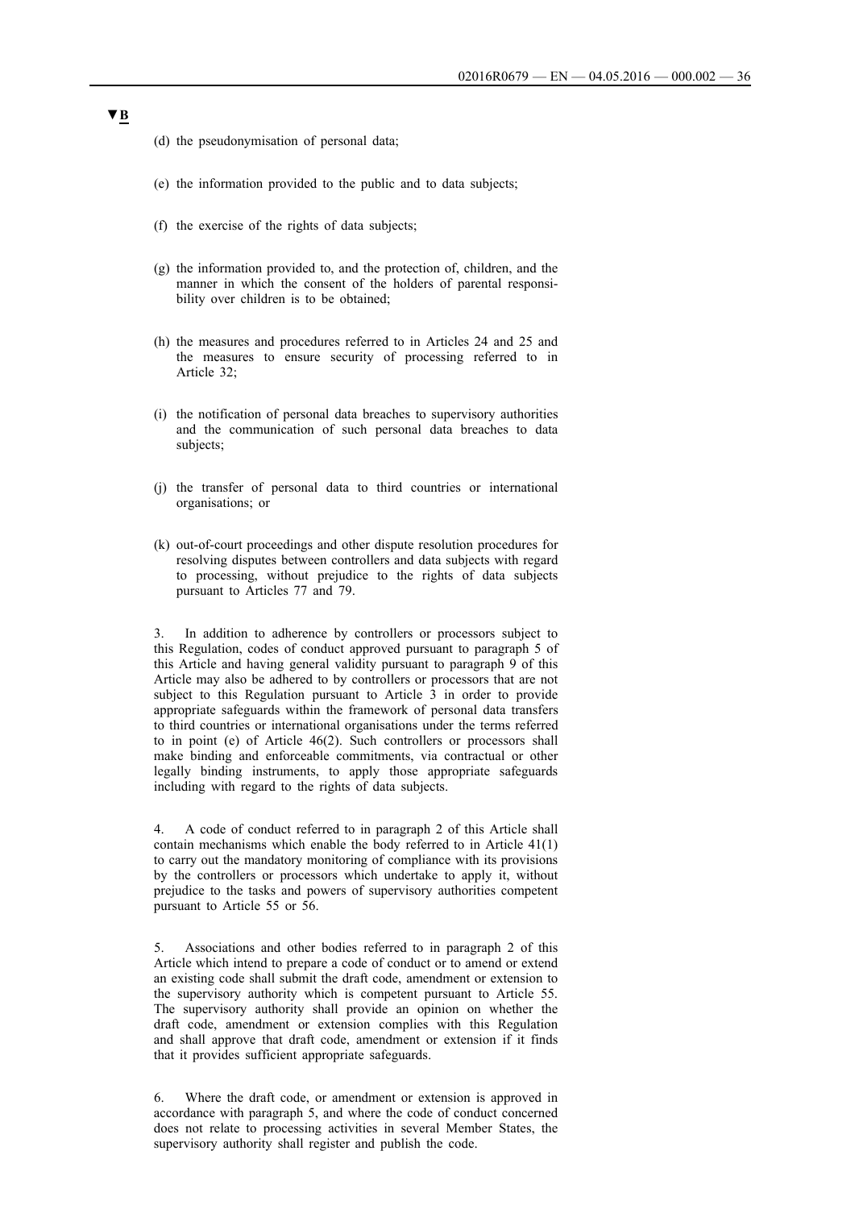**▼B**

(d) the pseudonymisation of personal data;

(e) the information provided to the public and to data subjects;

(f) the exercise of the rights of data subjects;

(g) the information provided to, and the protection of, children, and the manner in which the consent of the holders of parental responsibility over children is to be obtained;

(h) the measures and procedures referred to in Articles 24 and 25 and the measures to ensure security of processing referred to in Article 32;

(i) the notification of personal data breaches to supervisory authorities and the communication of such personal data breaches to data subjects;

(j) the transfer of personal data to third countries or international organisations; or

(k) out-of-court proceedings and other dispute resolution procedures for resolving disputes between controllers and data subjects with regard to processing, without prejudice to the rights of data subjects pursuant to Articles 77 and 79.

3. In addition to adherence by controllers or processors subject to this Regulation, codes of conduct approved pursuant to paragraph 5 of this Article and having general validity pursuant to paragraph 9 of this Article may also be adhered to by controllers or processors that are not subject to this Regulation pursuant to Article 3 in order to provide appropriate safeguards within the framework of personal data transfers to third countries or international organisations under the terms referred to in point (e) of Article 46(2). Such controllers or processors shall make binding and enforceable commitments, via contractual or other legally binding instruments, to apply those appropriate safeguards including with regard to the rights of data subjects.

4. A code of conduct referred to in paragraph 2 of this Article shall contain mechanisms which enable the body referred to in Article 41(1) to carry out the mandatory monitoring of compliance with its provisions by the controllers or processors which undertake to apply it, without prejudice to the tasks and powers of supervisory authorities competent pursuant to Article 55 or 56.

5. Associations and other bodies referred to in paragraph 2 of this Article which intend to prepare a code of conduct or to amend or extend an existing code shall submit the draft code, amendment or extension to the supervisory authority which is competent pursuant to Article 55. The supervisory authority shall provide an opinion on whether the draft code, amendment or extension complies with this Regulation and shall approve that draft code, amendment or extension if it finds that it provides sufficient appropriate safeguards.

6. Where the draft code, or amendment or extension is approved in accordance with paragraph 5, and where the code of conduct concerned does not relate to processing activities in several Member States, the supervisory authority shall register and publish the code.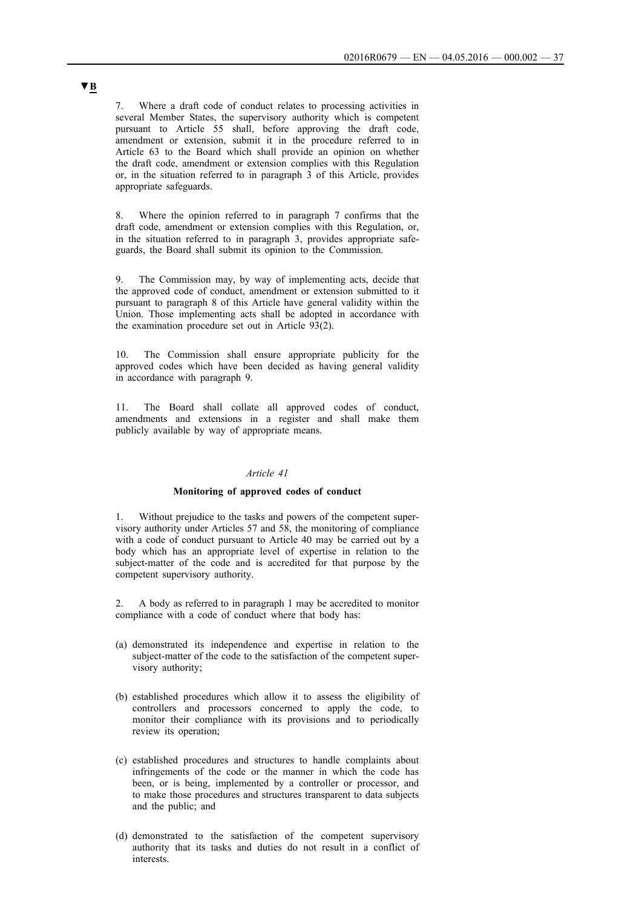▼B

7. Where a draft code of conduct relates to processing activities in several Member States, the supervisory authority which is competent pursuant to Article 55 shall, before approving the draft code, amendment or extension, submit it in the procedure referred to in Article 63 to the Board which shall provide an opinion on whether the draft code, amendment or extension complies with this Regulation or, in the situation referred to in paragraph 3 of this Article, provides appropriate safeguards.

8. Where the opinion referred to in paragraph 7 confirms that the draft code, amendment or extension complies with this Regulation, or, in the situation referred to in paragraph 3, provides appropriate safeguards, the Board shall submit its opinion to the Commission.

9. The Commission may, by way of implementing acts, decide that the approved code of conduct, amendment or extension submitted to it pursuant to paragraph 8 of this Article have general validity within the Union. Those implementing acts shall be adopted in accordance with the examination procedure set out in Article 93(2).

10. The Commission shall ensure appropriate publicity for the approved codes which have been decided as having general validity in accordance with paragraph 9.

11. The Board shall collate all approved codes of conduct, amendments and extensions in a register and shall make them publicly available by way of appropriate means.

*Article 41*

**Monitoring of approved codes of conduct**

1. Without prejudice to the tasks and powers of the competent supervisory authority under Articles 57 and 58, the monitoring of compliance with a code of conduct pursuant to Article 40 may be carried out by a body which has an appropriate level of expertise in relation to the subject-matter of the code and is accredited for that purpose by the competent supervisory authority.

2. A body as referred to in paragraph 1 may be accredited to monitor compliance with a code of conduct where that body has:

(a) demonstrated its independence and expertise in relation to the subject-matter of the code to the satisfaction of the competent supervisory authority;

(b) established procedures which allow it to assess the eligibility of controllers and processors concerned to apply the code, to monitor their compliance with its provisions and to periodically review its operation;

(c) established procedures and structures to handle complaints about infringements of the code or the manner in which the code has been, or is being, implemented by a controller or processor, and to make those procedures and structures transparent to data subjects and the public; and

(d) demonstrated to the satisfaction of the competent supervisory authority that its tasks and duties do not result in a conflict of interests.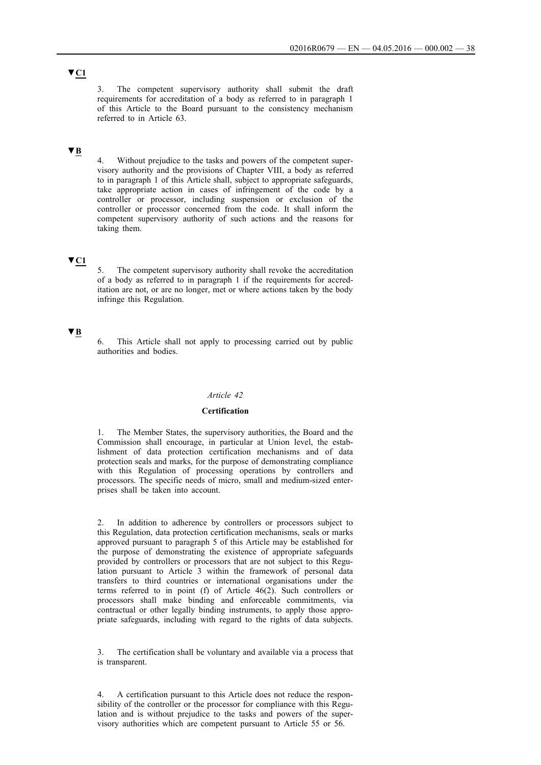▼C1

3. The competent supervisory authority shall submit the draft requirements for accreditation of a body as referred to in paragraph 1 of this Article to the Board pursuant to the consistency mechanism referred to in Article 63.

▼B

4. Without prejudice to the tasks and powers of the competent supervisory authority and the provisions of Chapter VIII, a body as referred to in paragraph 1 of this Article shall, subject to appropriate safeguards, take appropriate action in cases of infringement of the code by a controller or processor, including suspension or exclusion of the controller or processor concerned from the code. It shall inform the competent supervisory authority of such actions and the reasons for taking them.

▼C1

5. The competent supervisory authority shall revoke the accreditation of a body as referred to in paragraph 1 if the requirements for accreditation are not, or are no longer, met or where actions taken by the body infringe this Regulation.

▼B

6. This Article shall not apply to processing carried out by public authorities and bodies.

*Article 42*

**Certification**

1. The Member States, the supervisory authorities, the Board and the Commission shall encourage, in particular at Union level, the establishment of data protection certification mechanisms and of data protection seals and marks, for the purpose of demonstrating compliance with this Regulation of processing operations by controllers and processors. The specific needs of micro, small and medium-sized enterprises shall be taken into account.

2. In addition to adherence by controllers or processors subject to this Regulation, data protection certification mechanisms, seals or marks approved pursuant to paragraph 5 of this Article may be established for the purpose of demonstrating the existence of appropriate safeguards provided by controllers or processors that are not subject to this Regulation pursuant to Article 3 within the framework of personal data transfers to third countries or international organisations under the terms referred to in point (f) of Article 46(2). Such controllers or processors shall make binding and enforceable commitments, via contractual or other legally binding instruments, to apply those appropriate safeguards, including with regard to the rights of data subjects.

3. The certification shall be voluntary and available via a process that is transparent.

4. A certification pursuant to this Article does not reduce the responsibility of the controller or the processor for compliance with this Regulation and is without prejudice to the tasks and powers of the supervisory authorities which are competent pursuant to Article 55 or 56.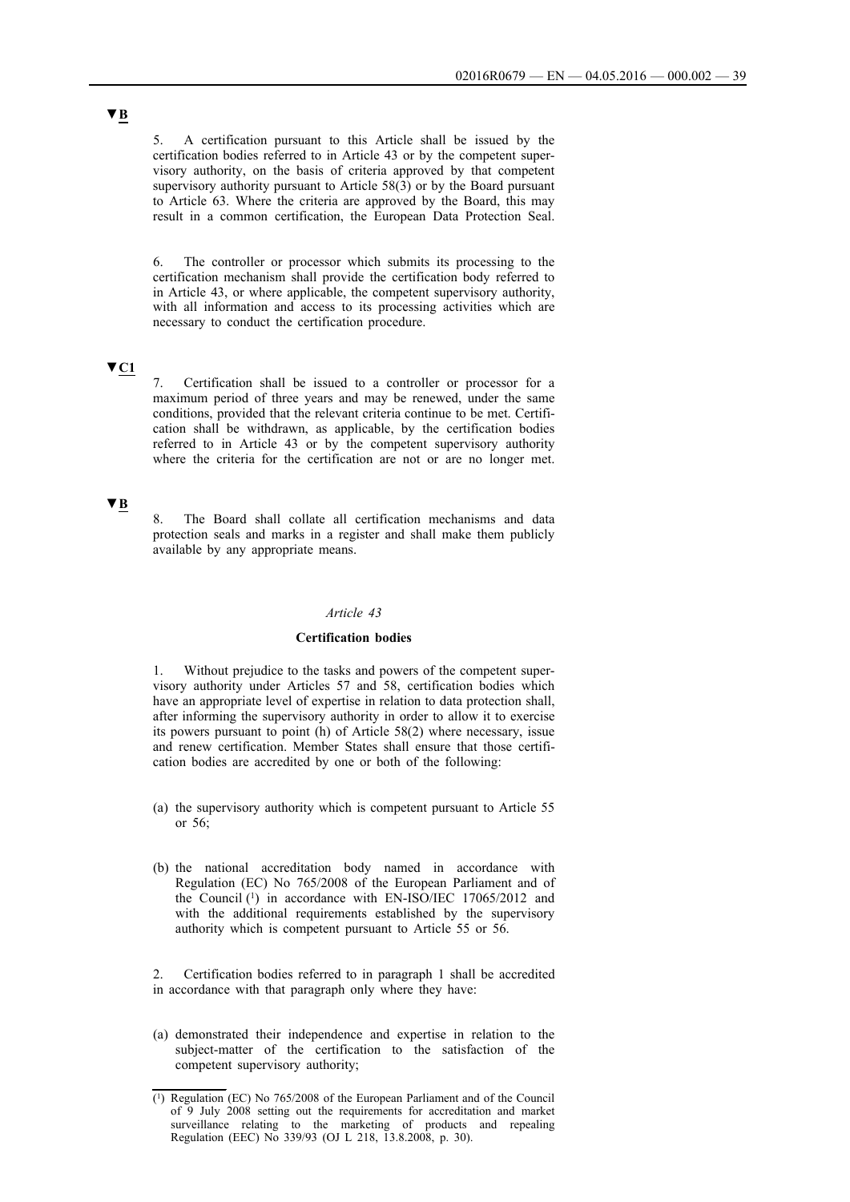▼B

5. A certification pursuant to this Article shall be issued by the certification bodies referred to in Article 43 or by the competent supervisory authority, on the basis of criteria approved by that competent supervisory authority pursuant to Article 58(3) or by the Board pursuant to Article 63. Where the criteria are approved by the Board, this may result in a common certification, the European Data Protection Seal.

6. The controller or processor which submits its processing to the certification mechanism shall provide the certification body referred to in Article 43, or where applicable, the competent supervisory authority, with all information and access to its processing activities which are necessary to conduct the certification procedure.

▼C1

7. Certification shall be issued to a controller or processor for a maximum period of three years and may be renewed, under the same conditions, provided that the relevant criteria continue to be met. Certification shall be withdrawn, as applicable, by the certification bodies referred to in Article 43 or by the competent supervisory authority where the criteria for the certification are not or are no longer met.

▼B

8. The Board shall collate all certification mechanisms and data protection seals and marks in a register and shall make them publicly available by any appropriate means.

*Article 43*

**Certification bodies**

1. Without prejudice to the tasks and powers of the competent supervisory authority under Articles 57 and 58, certification bodies which have an appropriate level of expertise in relation to data protection shall, after informing the supervisory authority in order to allow it to exercise its powers pursuant to point (h) of Article 58(2) where necessary, issue and renew certification. Member States shall ensure that those certification bodies are accredited by one or both of the following:

(a) the supervisory authority which is competent pursuant to Article 55 or 56;

(b) the national accreditation body named in accordance with Regulation (EC) No 765/2008 of the European Parliament and of the Council [1] in accordance with EN-ISO/IEC 17065/2012 and with the additional requirements established by the supervisory authority which is competent pursuant to Article 55 or 56.

2. Certification bodies referred to in paragraph 1 shall be accredited in accordance with that paragraph only where they have:

(a) demonstrated their independence and expertise in relation to the subject-matter of the certification to the satisfaction of the competent supervisory authority;

---

(1) Regulation (EC) No 765/2008 of the European Parliament and of the Council of 9 July 2008 setting out the requirements for accreditation and market surveillance relating to the marketing of products and repealing Regulation (EEC) No 339/93 (OJ L 218, 13.8.2008, p. 30).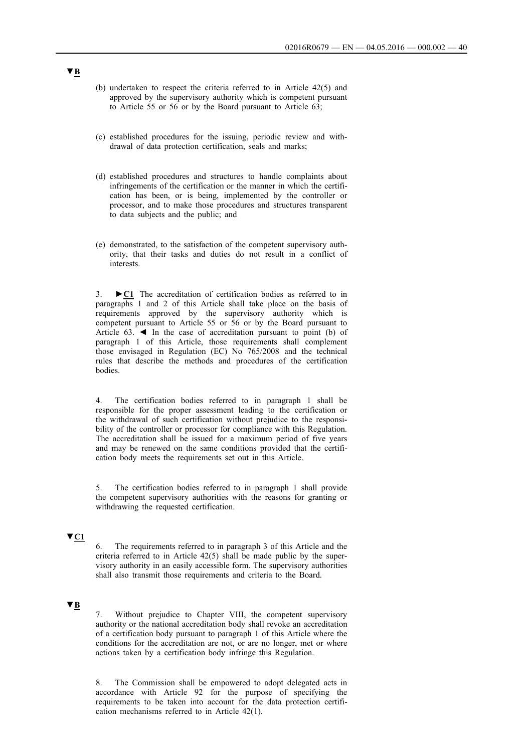▼B

(b) undertaken to respect the criteria referred to in Article 42(5) and approved by the supervisory authority which is competent pursuant to Article 55 or 56 or by the Board pursuant to Article 63;

(c) established procedures for the issuing, periodic review and withdrawal of data protection certification, seals and marks;

(d) established procedures and structures to handle complaints about infringements of the certification or the manner in which the certification has been, or is being, implemented by the controller or processor, and to make those procedures and structures transparent to data subjects and the public; and

(e) demonstrated, to the satisfaction of the competent supervisory authority, that their tasks and duties do not result in a conflict of interests.

3. ►C1 The accreditation of certification bodies as referred to in paragraphs 1 and 2 of this Article shall take place on the basis of requirements approved by the supervisory authority which is competent pursuant to Article 55 or 56 or by the Board pursuant to Article 63. ◄ In the case of accreditation pursuant to point (b) of paragraph 1 of this Article, those requirements shall complement those envisaged in Regulation (EC) No 765/2008 and the technical rules that describe the methods and procedures of the certification bodies.

4. The certification bodies referred to in paragraph 1 shall be responsible for the proper assessment leading to the certification or the withdrawal of such certification without prejudice to the responsibility of the controller or processor for compliance with this Regulation. The accreditation shall be issued for a maximum period of five years and may be renewed on the same conditions provided that the certification body meets the requirements set out in this Article.

5. The certification bodies referred to in paragraph 1 shall provide the competent supervisory authorities with the reasons for granting or withdrawing the requested certification.

▼C1

6. The requirements referred to in paragraph 3 of this Article and the criteria referred to in Article 42(5) shall be made public by the supervisory authority in an easily accessible form. The supervisory authorities shall also transmit those requirements and criteria to the Board.

▼B

7. Without prejudice to Chapter VIII, the competent supervisory authority or the national accreditation body shall revoke an accreditation of a certification body pursuant to paragraph 1 of this Article where the conditions for the accreditation are not, or are no longer, met or where actions taken by a certification body infringe this Regulation.

8. The Commission shall be empowered to adopt delegated acts in accordance with Article 92 for the purpose of specifying the requirements to be taken into account for the data protection certification mechanisms referred to in Article 42(1).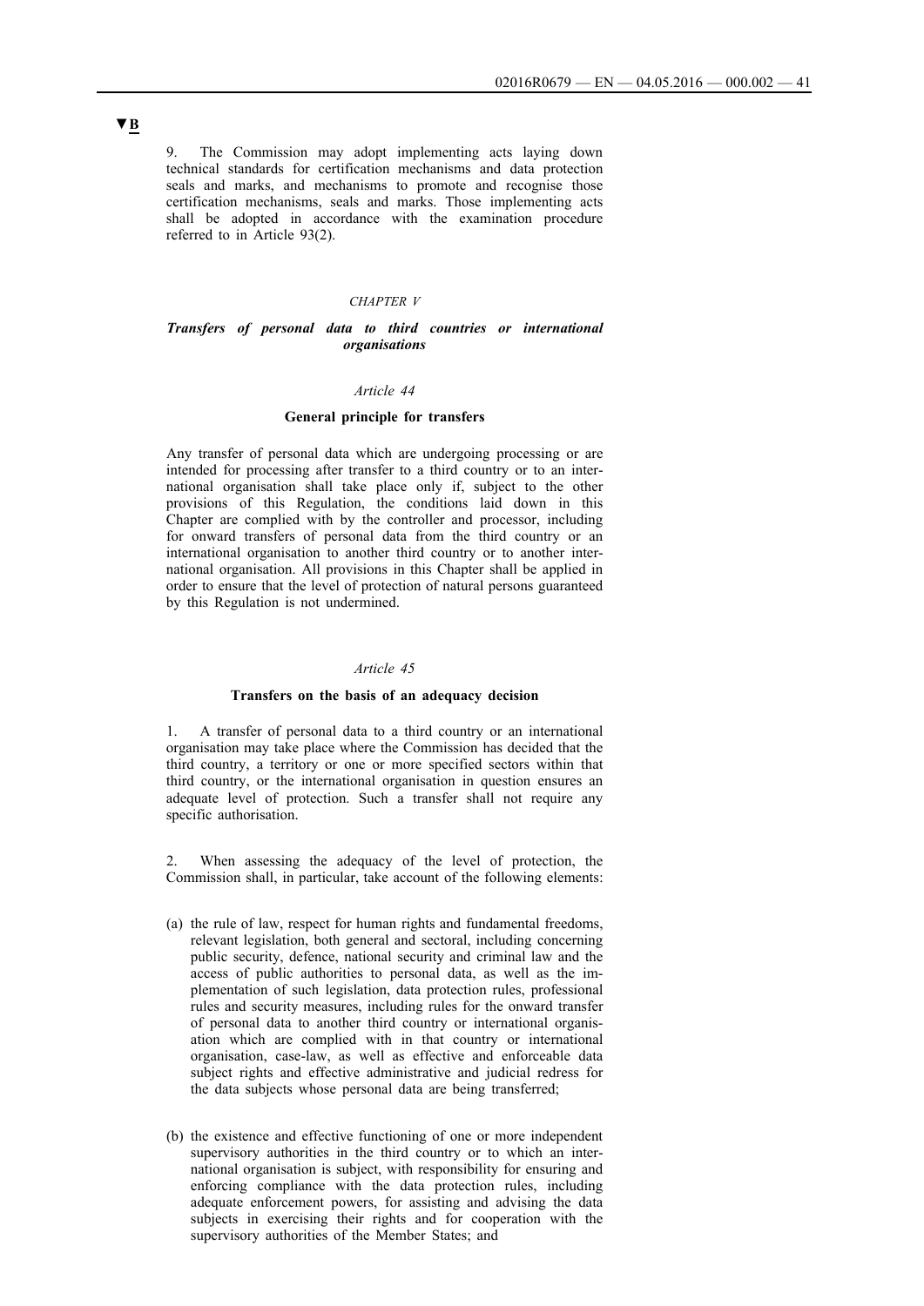**▼B**

9. The Commission may adopt implementing acts laying down technical standards for certification mechanisms and data protection seals and marks, and mechanisms to promote and recognise those certification mechanisms, seals and marks. Those implementing acts shall be adopted in accordance with the examination procedure referred to in Article 93(2).

## *CHAPTER V*

## *Transfers of personal data to third countries or international organisations*

### *Article 44*

### **General principle for transfers**

Any transfer of personal data which are undergoing processing or are intended for processing after transfer to a third country or to an international organisation shall take place only if, subject to the other provisions of this Regulation, the conditions laid down in this Chapter are complied with by the controller and processor, including for onward transfers of personal data from the third country or an international organisation to another third country or to another international organisation. All provisions in this Chapter shall be applied in order to ensure that the level of protection of natural persons guaranteed by this Regulation is not undermined.

### *Article 45*

### **Transfers on the basis of an adequacy decision**

1. A transfer of personal data to a third country or an international organisation may take place where the Commission has decided that the third country, a territory or one or more specified sectors within that third country, or the international organisation in question ensures an adequate level of protection. Such a transfer shall not require any specific authorisation.

2. When assessing the adequacy of the level of protection, the Commission shall, in particular, take account of the following elements:

(a) the rule of law, respect for human rights and fundamental freedoms, relevant legislation, both general and sectoral, including concerning public security, defence, national security and criminal law and the access of public authorities to personal data, as well as the implementation of such legislation, data protection rules, professional rules and security measures, including rules for the onward transfer of personal data to another third country or international organisation which are complied with in that country or international organisation, case-law, as well as effective and enforceable data subject rights and effective administrative and judicial redress for the data subjects whose personal data are being transferred;

(b) the existence and effective functioning of one or more independent supervisory authorities in the third country or to which an international organisation is subject, with responsibility for ensuring and enforcing compliance with the data protection rules, including adequate enforcement powers, for assisting and advising the data subjects in exercising their rights and for cooperation with the supervisory authorities of the Member States; and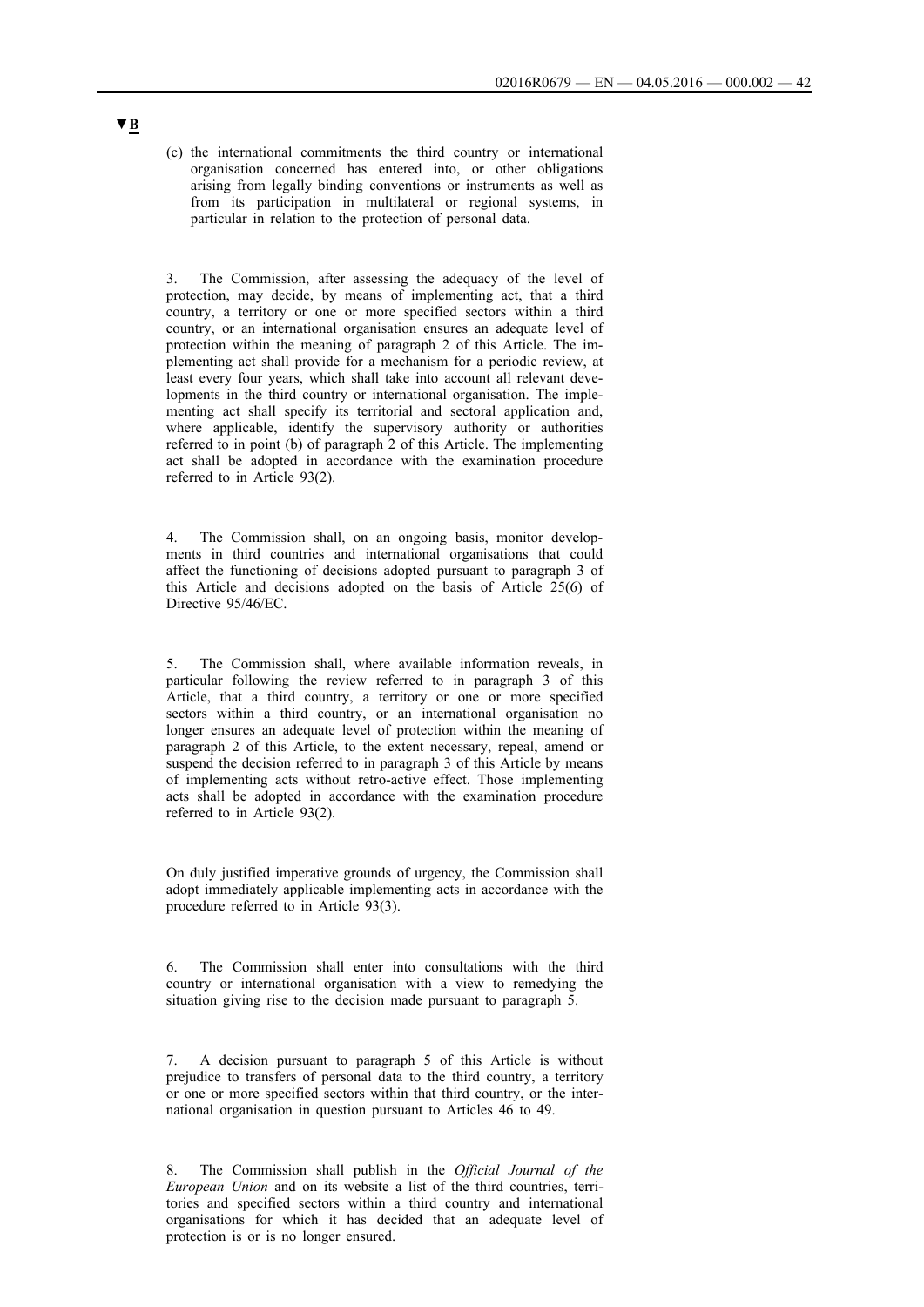▼B

(c) the international commitments the third country or international organisation concerned has entered into, or other obligations arising from legally binding conventions or instruments as well as from its participation in multilateral or regional systems, in particular in relation to the protection of personal data.

3. The Commission, after assessing the adequacy of the level of protection, may decide, by means of implementing act, that a third country, a territory or one or more specified sectors within a third country, or an international organisation ensures an adequate level of protection within the meaning of paragraph 2 of this Article. The implementing act shall provide for a mechanism for a periodic review, at least every four years, which shall take into account all relevant developments in the third country or international organisation. The implementing act shall specify its territorial and sectoral application and, where applicable, identify the supervisory authority or authorities referred to in point (b) of paragraph 2 of this Article. The implementing act shall be adopted in accordance with the examination procedure referred to in Article 93(2).

4. The Commission shall, on an ongoing basis, monitor developments in third countries and international organisations that could affect the functioning of decisions adopted pursuant to paragraph 3 of this Article and decisions adopted on the basis of Article 25(6) of Directive 95/46/EC.

5. The Commission shall, where available information reveals, in particular following the review referred to in paragraph 3 of this Article, that a third country, a territory or one or more specified sectors within a third country, or an international organisation no longer ensures an adequate level of protection within the meaning of paragraph 2 of this Article, to the extent necessary, repeal, amend or suspend the decision referred to in paragraph 3 of this Article by means of implementing acts without retro-active effect. Those implementing acts shall be adopted in accordance with the examination procedure referred to in Article 93(2).

On duly justified imperative grounds of urgency, the Commission shall adopt immediately applicable implementing acts in accordance with the procedure referred to in Article 93(3).

6. The Commission shall enter into consultations with the third country or international organisation with a view to remedying the situation giving rise to the decision made pursuant to paragraph 5.

7. A decision pursuant to paragraph 5 of this Article is without prejudice to transfers of personal data to the third country, a territory or one or more specified sectors within that third country, or the international organisation in question pursuant to Articles 46 to 49.

8. The Commission shall publish in the *Official Journal of the European Union* and on its website a list of the third countries, territories and specified sectors within a third country and international organisations for which it has decided that an adequate level of protection is or is no longer ensured.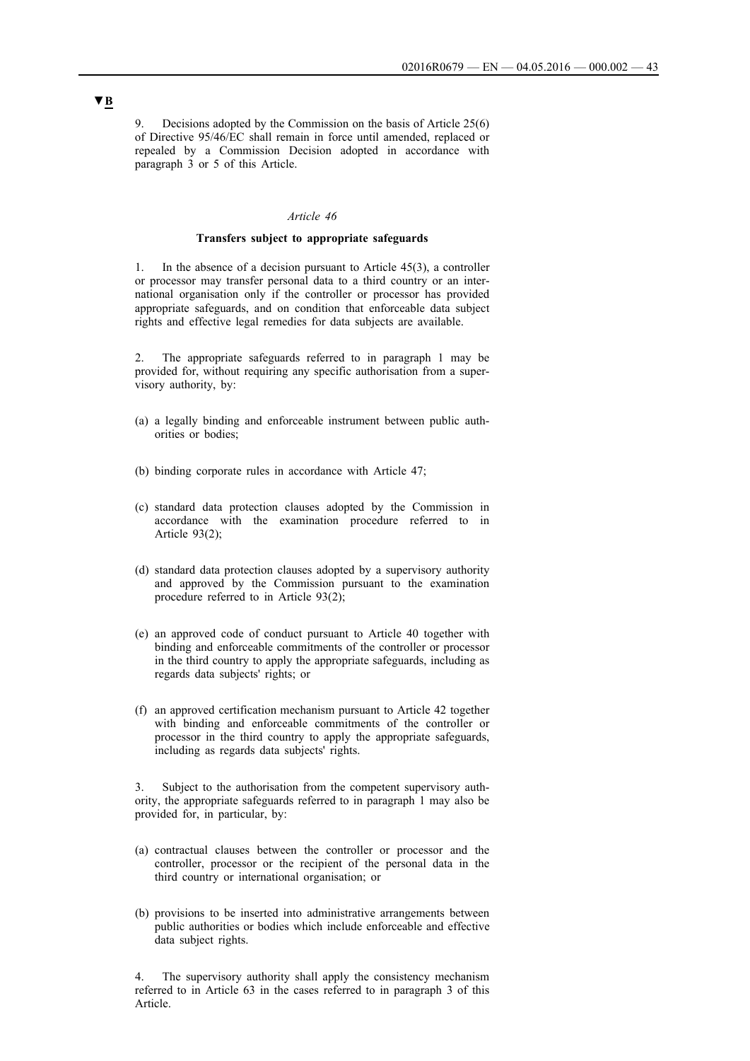▼B

9. Decisions adopted by the Commission on the basis of Article 25(6) of Directive 95/46/EC shall remain in force until amended, replaced or repealed by a Commission Decision adopted in accordance with paragraph 3 or 5 of this Article.

*Article 46*

**Transfers subject to appropriate safeguards**

1. In the absence of a decision pursuant to Article 45(3), a controller or processor may transfer personal data to a third country or an international organisation only if the controller or processor has provided appropriate safeguards, and on condition that enforceable data subject rights and effective legal remedies for data subjects are available.

2. The appropriate safeguards referred to in paragraph 1 may be provided for, without requiring any specific authorisation from a supervisory authority, by:

(a) a legally binding and enforceable instrument between public authorities or bodies;

(b) binding corporate rules in accordance with Article 47;

(c) standard data protection clauses adopted by the Commission in accordance with the examination procedure referred to in Article 93(2);

(d) standard data protection clauses adopted by a supervisory authority and approved by the Commission pursuant to the examination procedure referred to in Article 93(2);

(e) an approved code of conduct pursuant to Article 40 together with binding and enforceable commitments of the controller or processor in the third country to apply the appropriate safeguards, including as regards data subjects' rights; or

(f) an approved certification mechanism pursuant to Article 42 together with binding and enforceable commitments of the controller or processor in the third country to apply the appropriate safeguards, including as regards data subjects' rights.

3. Subject to the authorisation from the competent supervisory authority, the appropriate safeguards referred to in paragraph 1 may also be provided for, in particular, by:

(a) contractual clauses between the controller or processor and the controller, processor or the recipient of the personal data in the third country or international organisation; or

(b) provisions to be inserted into administrative arrangements between public authorities or bodies which include enforceable and effective data subject rights.

4. The supervisory authority shall apply the consistency mechanism referred to in Article 63 in the cases referred to in paragraph 3 of this Article.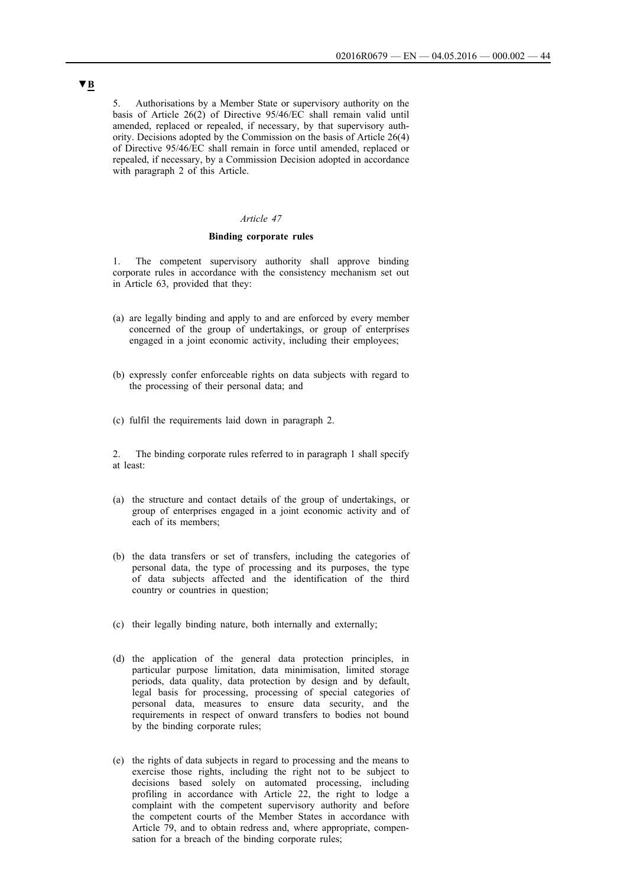▼B

5. Authorisations by a Member State or supervisory authority on the basis of Article 26(2) of Directive 95/46/EC shall remain valid until amended, replaced or repealed, if necessary, by that supervisory authority. Decisions adopted by the Commission on the basis of Article 26(4) of Directive 95/46/EC shall remain in force until amended, replaced or repealed, if necessary, by a Commission Decision adopted in accordance with paragraph 2 of this Article.

*Article 47*

**Binding corporate rules**

1. The competent supervisory authority shall approve binding corporate rules in accordance with the consistency mechanism set out in Article 63, provided that they:

(a) are legally binding and apply to and are enforced by every member concerned of the group of undertakings, or group of enterprises engaged in a joint economic activity, including their employees;

(b) expressly confer enforceable rights on data subjects with regard to the processing of their personal data; and

(c) fulfil the requirements laid down in paragraph 2.

2. The binding corporate rules referred to in paragraph 1 shall specify at least:

(a) the structure and contact details of the group of undertakings, or group of enterprises engaged in a joint economic activity and of each of its members;

(b) the data transfers or set of transfers, including the categories of personal data, the type of processing and its purposes, the type of data subjects affected and the identification of the third country or countries in question;

(c) their legally binding nature, both internally and externally;

(d) the application of the general data protection principles, in particular purpose limitation, data minimisation, limited storage periods, data quality, data protection by design and by default, legal basis for processing, processing of special categories of personal data, measures to ensure data security, and the requirements in respect of onward transfers to bodies not bound by the binding corporate rules;

(e) the rights of data subjects in regard to processing and the means to exercise those rights, including the right not to be subject to decisions based solely on automated processing, including profiling in accordance with Article 22, the right to lodge a complaint with the competent supervisory authority and before the competent courts of the Member States in accordance with Article 79, and to obtain redress and, where appropriate, compensation for a breach of the binding corporate rules;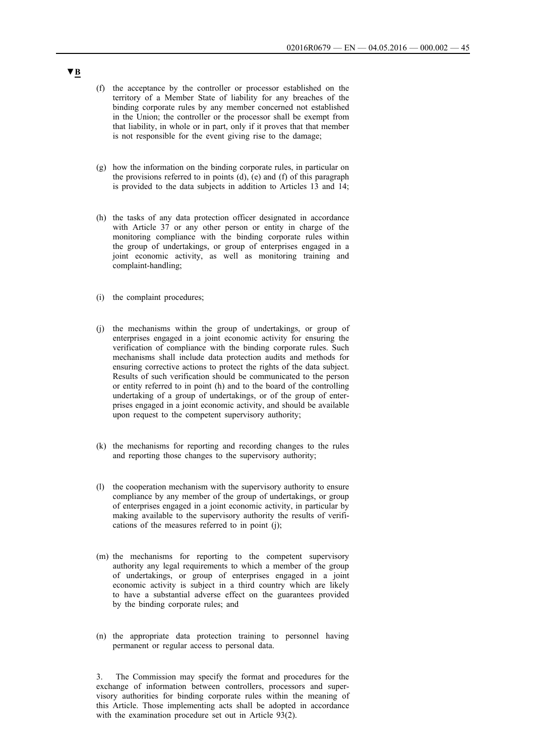▼B

(f) the acceptance by the controller or processor established on the territory of a Member State of liability for any breaches of the binding corporate rules by any member concerned not established in the Union; the controller or the processor shall be exempt from that liability, in whole or in part, only if it proves that that member is not responsible for the event giving rise to the damage;

(g) how the information on the binding corporate rules, in particular on the provisions referred to in points (d), (e) and (f) of this paragraph is provided to the data subjects in addition to Articles 13 and 14;

(h) the tasks of any data protection officer designated in accordance with Article 37 or any other person or entity in charge of the monitoring compliance with the binding corporate rules within the group of undertakings, or group of enterprises engaged in a joint economic activity, as well as monitoring training and complaint-handling;

(i) the complaint procedures;

(j) the mechanisms within the group of undertakings, or group of enterprises engaged in a joint economic activity for ensuring the verification of compliance with the binding corporate rules. Such mechanisms shall include data protection audits and methods for ensuring corrective actions to protect the rights of the data subject. Results of such verification should be communicated to the person or entity referred to in point (h) and to the board of the controlling undertaking of a group of undertakings, or of the group of enterprises engaged in a joint economic activity, and should be available upon request to the competent supervisory authority;

(k) the mechanisms for reporting and recording changes to the rules and reporting those changes to the supervisory authority;

(l) the cooperation mechanism with the supervisory authority to ensure compliance by any member of the group of undertakings, or group of enterprises engaged in a joint economic activity, in particular by making available to the supervisory authority the results of verifications of the measures referred to in point (j);

(m) the mechanisms for reporting to the competent supervisory authority any legal requirements to which a member of the group of undertakings, or group of enterprises engaged in a joint economic activity is subject in a third country which are likely to have a substantial adverse effect on the guarantees provided by the binding corporate rules; and

(n) the appropriate data protection training to personnel having permanent or regular access to personal data.

3. The Commission may specify the format and procedures for the exchange of information between controllers, processors and supervisory authorities for binding corporate rules within the meaning of this Article. Those implementing acts shall be adopted in accordance with the examination procedure set out in Article 93(2).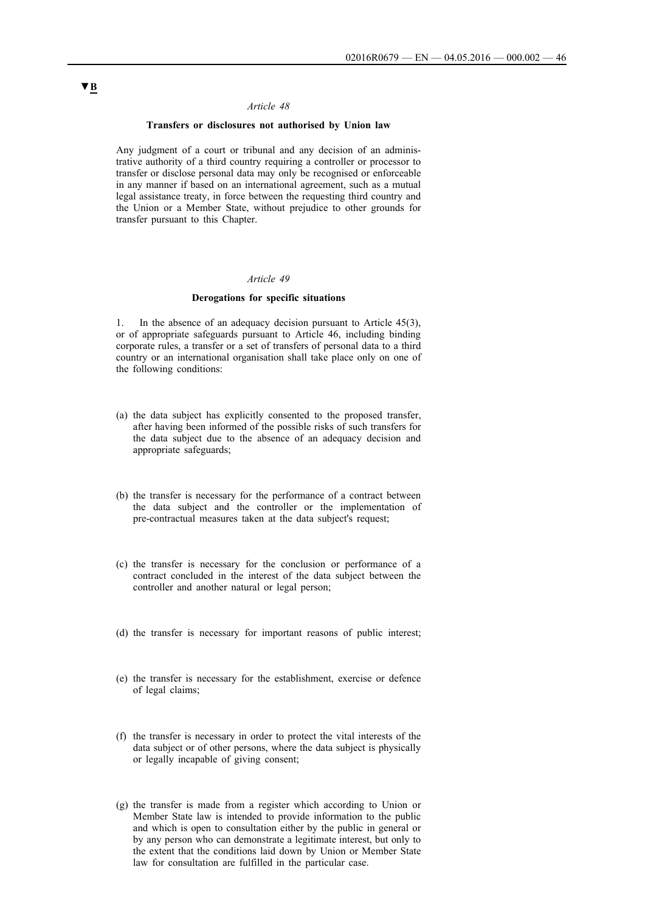▼B

*Article 48*

**Transfers or disclosures not authorised by Union law**

Any judgment of a court or tribunal and any decision of an administrative authority of a third country requiring a controller or processor to transfer or disclose personal data may only be recognised or enforceable in any manner if based on an international agreement, such as a mutual legal assistance treaty, in force between the requesting third country and the Union or a Member State, without prejudice to other grounds for transfer pursuant to this Chapter.

*Article 49*

**Derogations for specific situations**

1. In the absence of an adequacy decision pursuant to Article 45(3), or of appropriate safeguards pursuant to Article 46, including binding corporate rules, a transfer or a set of transfers of personal data to a third country or an international organisation shall take place only on one of the following conditions:

(a) the data subject has explicitly consented to the proposed transfer, after having been informed of the possible risks of such transfers for the data subject due to the absence of an adequacy decision and appropriate safeguards;

(b) the transfer is necessary for the performance of a contract between the data subject and the controller or the implementation of pre-contractual measures taken at the data subject's request;

(c) the transfer is necessary for the conclusion or performance of a contract concluded in the interest of the data subject between the controller and another natural or legal person;

(d) the transfer is necessary for important reasons of public interest;

(e) the transfer is necessary for the establishment, exercise or defence of legal claims;

(f) the transfer is necessary in order to protect the vital interests of the data subject or of other persons, where the data subject is physically or legally incapable of giving consent;

(g) the transfer is made from a register which according to Union or Member State law is intended to provide information to the public and which is open to consultation either by the public in general or by any person who can demonstrate a legitimate interest, but only to the extent that the conditions laid down by Union or Member State law for consultation are fulfilled in the particular case.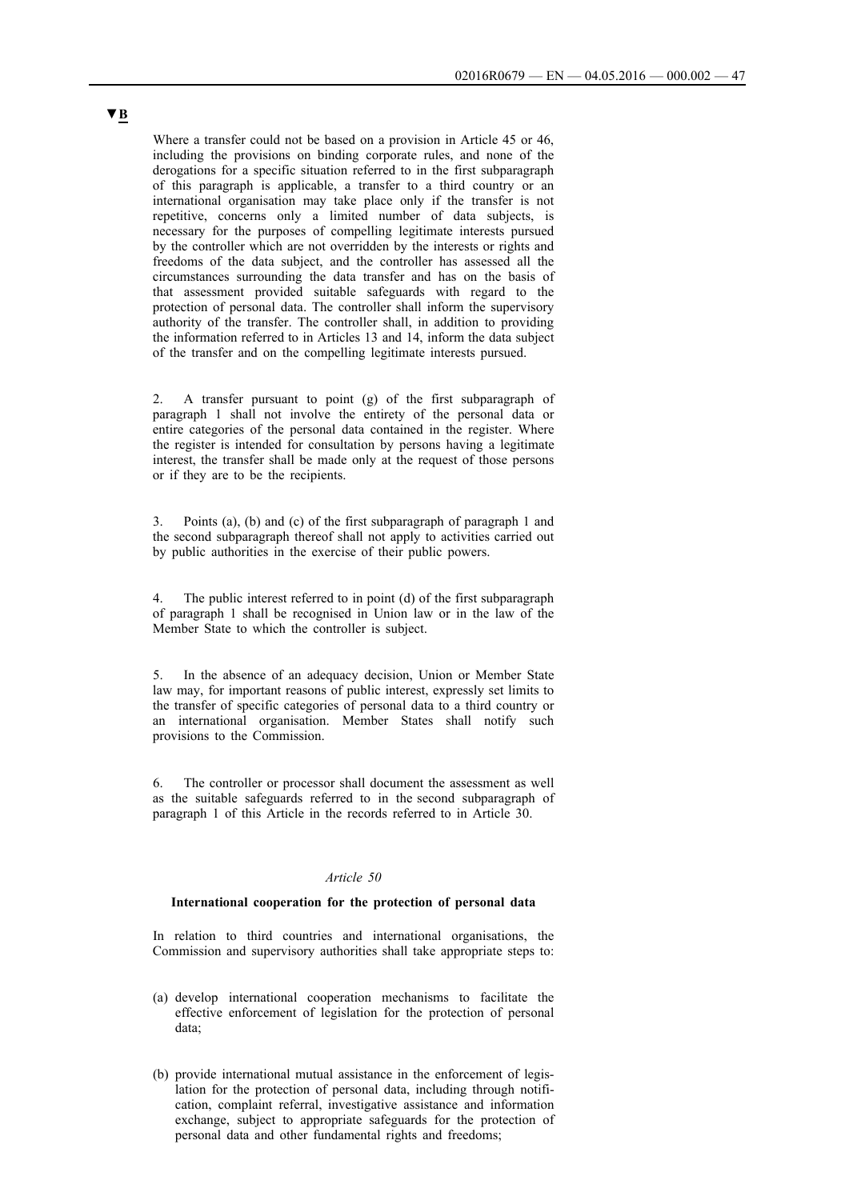▼B

Where a transfer could not be based on a provision in Article 45 or 46, including the provisions on binding corporate rules, and none of the derogations for a specific situation referred to in the first subparagraph of this paragraph is applicable, a transfer to a third country or an international organisation may take place only if the transfer is not repetitive, concerns only a limited number of data subjects, is necessary for the purposes of compelling legitimate interests pursued by the controller which are not overridden by the interests or rights and freedoms of the data subject, and the controller has assessed all the circumstances surrounding the data transfer and has on the basis of that assessment provided suitable safeguards with regard to the protection of personal data. The controller shall inform the supervisory authority of the transfer. The controller shall, in addition to providing the information referred to in Articles 13 and 14, inform the data subject of the transfer and on the compelling legitimate interests pursued.

2. A transfer pursuant to point (g) of the first subparagraph of paragraph 1 shall not involve the entirety of the personal data or entire categories of the personal data contained in the register. Where the register is intended for consultation by persons having a legitimate interest, the transfer shall be made only at the request of those persons or if they are to be the recipients.

3. Points (a), (b) and (c) of the first subparagraph of paragraph 1 and the second subparagraph thereof shall not apply to activities carried out by public authorities in the exercise of their public powers.

4. The public interest referred to in point (d) of the first subparagraph of paragraph 1 shall be recognised in Union law or in the law of the Member State to which the controller is subject.

5. In the absence of an adequacy decision, Union or Member State law may, for important reasons of public interest, expressly set limits to the transfer of specific categories of personal data to a third country or an international organisation. Member States shall notify such provisions to the Commission.

6. The controller or processor shall document the assessment as well as the suitable safeguards referred to in the second subparagraph of paragraph 1 of this Article in the records referred to in Article 30.

*Article 50*

**International cooperation for the protection of personal data**

In relation to third countries and international organisations, the Commission and supervisory authorities shall take appropriate steps to:

(a) develop international cooperation mechanisms to facilitate the effective enforcement of legislation for the protection of personal data;

(b) provide international mutual assistance in the enforcement of legislation for the protection of personal data, including through notification, complaint referral, investigative assistance and information exchange, subject to appropriate safeguards for the protection of personal data and other fundamental rights and freedoms;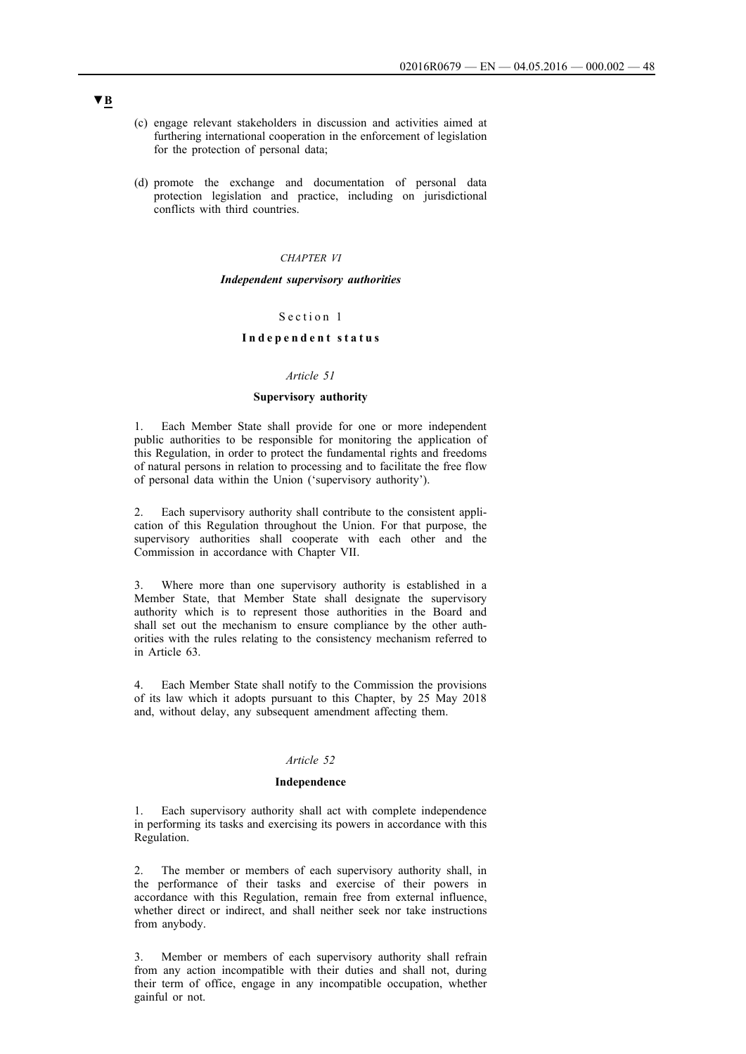▼B

(c) engage relevant stakeholders in discussion and activities aimed at furthering international cooperation in the enforcement of legislation for the protection of personal data;

(d) promote the exchange and documentation of personal data protection legislation and practice, including on jurisdictional conflicts with third countries.

## *CHAPTER VI*

## ***Independent supervisory authorities***

### Section 1

### **Independent status**

#### *Article 51*

#### **Supervisory authority**

1. Each Member State shall provide for one or more independent public authorities to be responsible for monitoring the application of this Regulation, in order to protect the fundamental rights and freedoms of natural persons in relation to processing and to facilitate the free flow of personal data within the Union ('supervisory authority').

2. Each supervisory authority shall contribute to the consistent application of this Regulation throughout the Union. For that purpose, the supervisory authorities shall cooperate with each other and the Commission in accordance with Chapter VII.

3. Where more than one supervisory authority is established in a Member State, that Member State shall designate the supervisory authority which is to represent those authorities in the Board and shall set out the mechanism to ensure compliance by the other authorities with the rules relating to the consistency mechanism referred to in Article 63.

4. Each Member State shall notify to the Commission the provisions of its law which it adopts pursuant to this Chapter, by 25 May 2018 and, without delay, any subsequent amendment affecting them.

#### *Article 52*

#### **Independence**

1. Each supervisory authority shall act with complete independence in performing its tasks and exercising its powers in accordance with this Regulation.

2. The member or members of each supervisory authority shall, in the performance of their tasks and exercise of their powers in accordance with this Regulation, remain free from external influence, whether direct or indirect, and shall neither seek nor take instructions from anybody.

3. Member or members of each supervisory authority shall refrain from any action incompatible with their duties and shall not, during their term of office, engage in any incompatible occupation, whether gainful or not.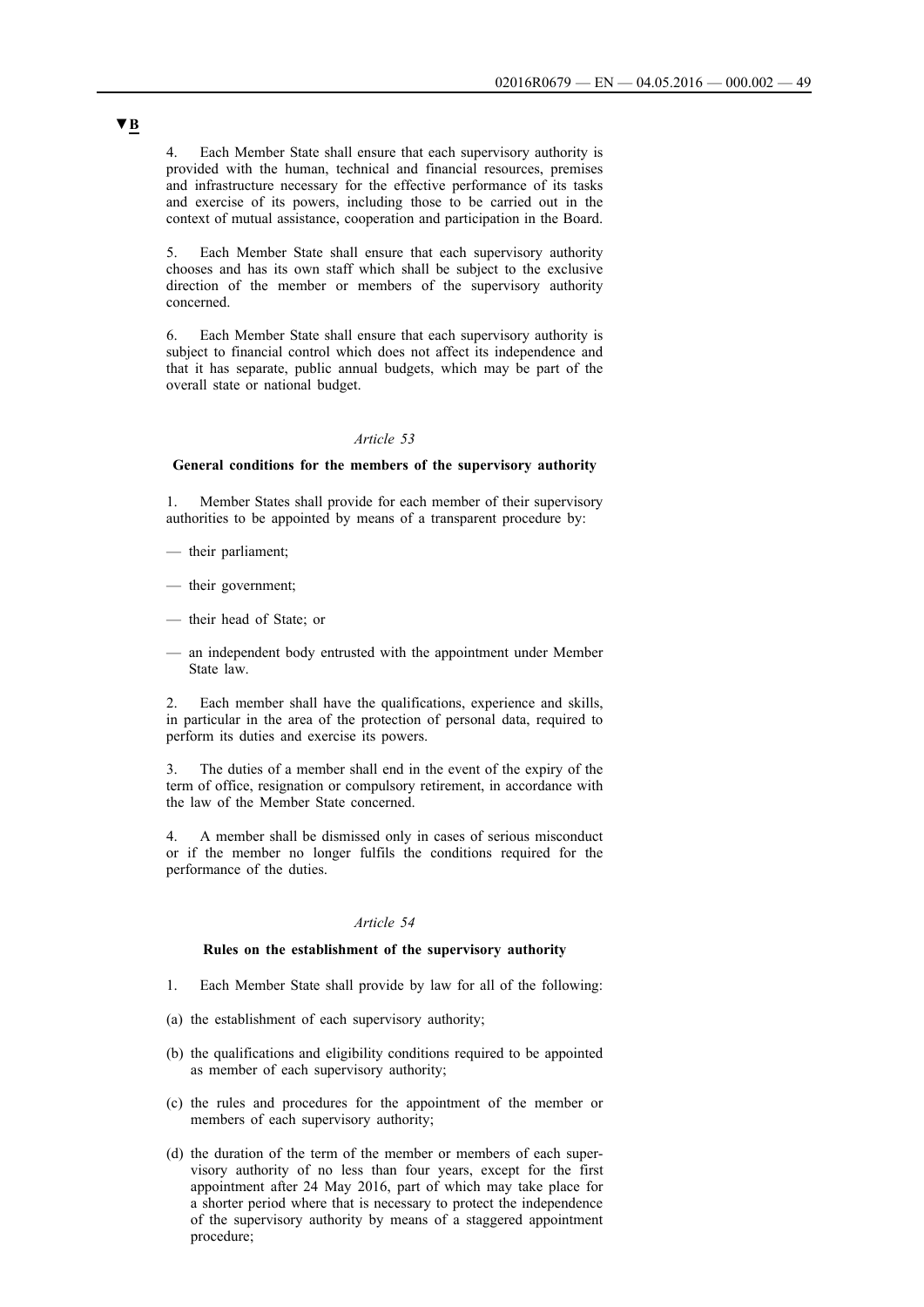▼B

4. Each Member State shall ensure that each supervisory authority is provided with the human, technical and financial resources, premises and infrastructure necessary for the effective performance of its tasks and exercise of its powers, including those to be carried out in the context of mutual assistance, cooperation and participation in the Board.

5. Each Member State shall ensure that each supervisory authority chooses and has its own staff which shall be subject to the exclusive direction of the member or members of the supervisory authority concerned.

6. Each Member State shall ensure that each supervisory authority is subject to financial control which does not affect its independence and that it has separate, public annual budgets, which may be part of the overall state or national budget.

*Article 53*

**General conditions for the members of the supervisory authority**

1. Member States shall provide for each member of their supervisory authorities to be appointed by means of a transparent procedure by:

— their parliament;

— their government;

— their head of State; or

— an independent body entrusted with the appointment under Member State law.

2. Each member shall have the qualifications, experience and skills, in particular in the area of the protection of personal data, required to perform its duties and exercise its powers.

3. The duties of a member shall end in the event of the expiry of the term of office, resignation or compulsory retirement, in accordance with the law of the Member State concerned.

4. A member shall be dismissed only in cases of serious misconduct or if the member no longer fulfils the conditions required for the performance of the duties.

*Article 54*

**Rules on the establishment of the supervisory authority**

1. Each Member State shall provide by law for all of the following:

(a) the establishment of each supervisory authority;

(b) the qualifications and eligibility conditions required to be appointed as member of each supervisory authority;

(c) the rules and procedures for the appointment of the member or members of each supervisory authority;

(d) the duration of the term of the member or members of each supervisory authority of no less than four years, except for the first appointment after 24 May 2016, part of which may take place for a shorter period where that is necessary to protect the independence of the supervisory authority by means of a staggered appointment procedure;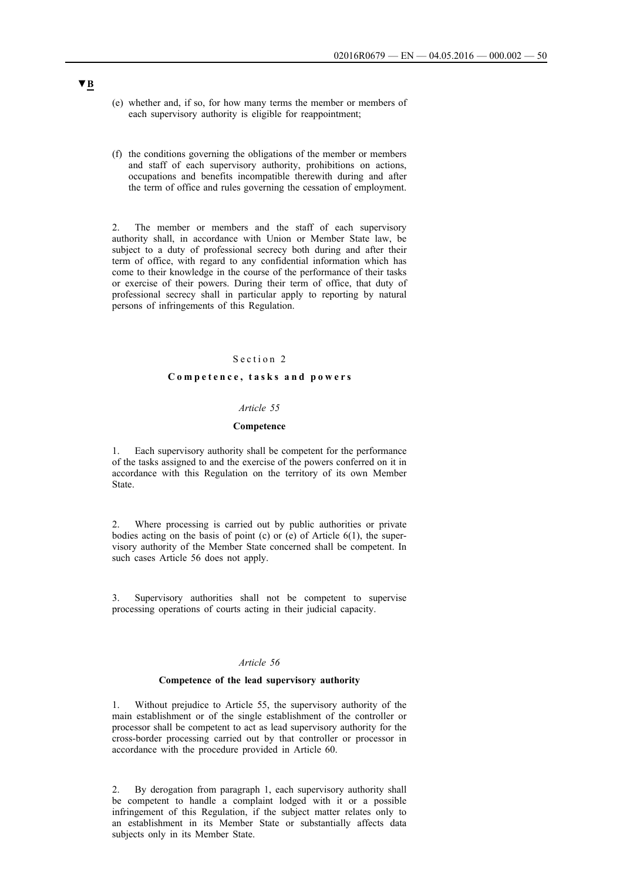▼B

(e) whether and, if so, for how many terms the member or members of each supervisory authority is eligible for reappointment;

(f) the conditions governing the obligations of the member or members and staff of each supervisory authority, prohibitions on actions, occupations and benefits incompatible therewith during and after the term of office and rules governing the cessation of employment.

2. The member or members and the staff of each supervisory authority shall, in accordance with Union or Member State law, be subject to a duty of professional secrecy both during and after their term of office, with regard to any confidential information which has come to their knowledge in the course of the performance of their tasks or exercise of their powers. During their term of office, that duty of professional secrecy shall in particular apply to reporting by natural persons of infringements of this Regulation.

## Section 2

## Competence, tasks and powers

### *Article 55*

### Competence

1. Each supervisory authority shall be competent for the performance of the tasks assigned to and the exercise of the powers conferred on it in accordance with this Regulation on the territory of its own Member State.

2. Where processing is carried out by public authorities or private bodies acting on the basis of point (c) or (e) of Article 6(1), the supervisory authority of the Member State concerned shall be competent. In such cases Article 56 does not apply.

3. Supervisory authorities shall not be competent to supervise processing operations of courts acting in their judicial capacity.

### *Article 56*

### Competence of the lead supervisory authority

1. Without prejudice to Article 55, the supervisory authority of the main establishment or of the single establishment of the controller or processor shall be competent to act as lead supervisory authority for the cross-border processing carried out by that controller or processor in accordance with the procedure provided in Article 60.

2. By derogation from paragraph 1, each supervisory authority shall be competent to handle a complaint lodged with it or a possible infringement of this Regulation, if the subject matter relates only to an establishment in its Member State or substantially affects data subjects only in its Member State.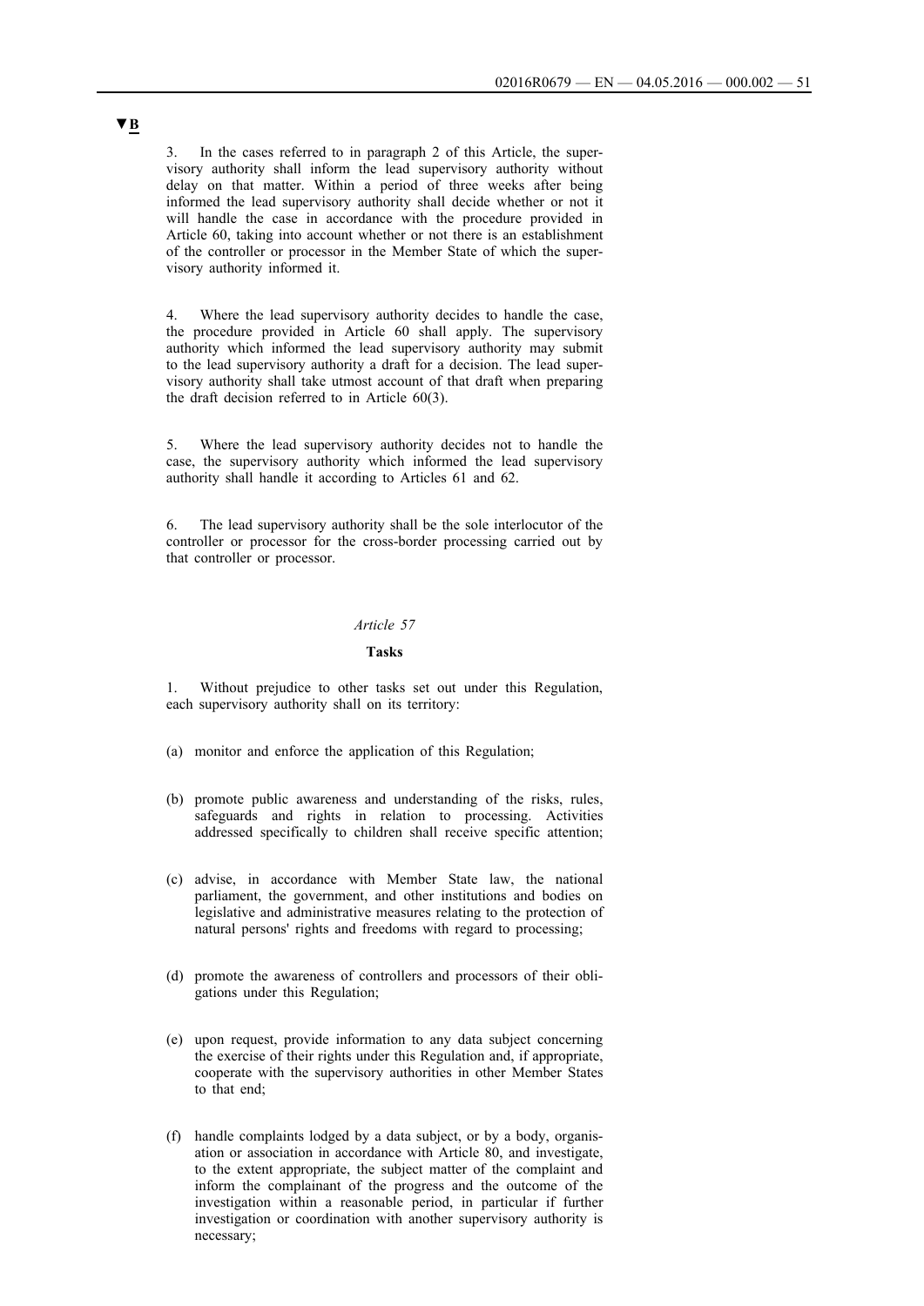▼B

3. In the cases referred to in paragraph 2 of this Article, the supervisory authority shall inform the lead supervisory authority without delay on that matter. Within a period of three weeks after being informed the lead supervisory authority shall decide whether or not it will handle the case in accordance with the procedure provided in Article 60, taking into account whether or not there is an establishment of the controller or processor in the Member State of which the supervisory authority informed it.

4. Where the lead supervisory authority decides to handle the case, the procedure provided in Article 60 shall apply. The supervisory authority which informed the lead supervisory authority may submit to the lead supervisory authority a draft for a decision. The lead supervisory authority shall take utmost account of that draft when preparing the draft decision referred to in Article 60(3).

5. Where the lead supervisory authority decides not to handle the case, the supervisory authority which informed the lead supervisory authority shall handle it according to Articles 61 and 62.

6. The lead supervisory authority shall be the sole interlocutor of the controller or processor for the cross-border processing carried out by that controller or processor.

*Article 57*

**Tasks**

1. Without prejudice to other tasks set out under this Regulation, each supervisory authority shall on its territory:

(a) monitor and enforce the application of this Regulation;

(b) promote public awareness and understanding of the risks, rules, safeguards and rights in relation to processing. Activities addressed specifically to children shall receive specific attention;

(c) advise, in accordance with Member State law, the national parliament, the government, and other institutions and bodies on legislative and administrative measures relating to the protection of natural persons' rights and freedoms with regard to processing;

(d) promote the awareness of controllers and processors of their obligations under this Regulation;

(e) upon request, provide information to any data subject concerning the exercise of their rights under this Regulation and, if appropriate, cooperate with the supervisory authorities in other Member States to that end;

(f) handle complaints lodged by a data subject, or by a body, organisation or association in accordance with Article 80, and investigate, to the extent appropriate, the subject matter of the complaint and inform the complainant of the progress and the outcome of the investigation within a reasonable period, in particular if further investigation or coordination with another supervisory authority is necessary;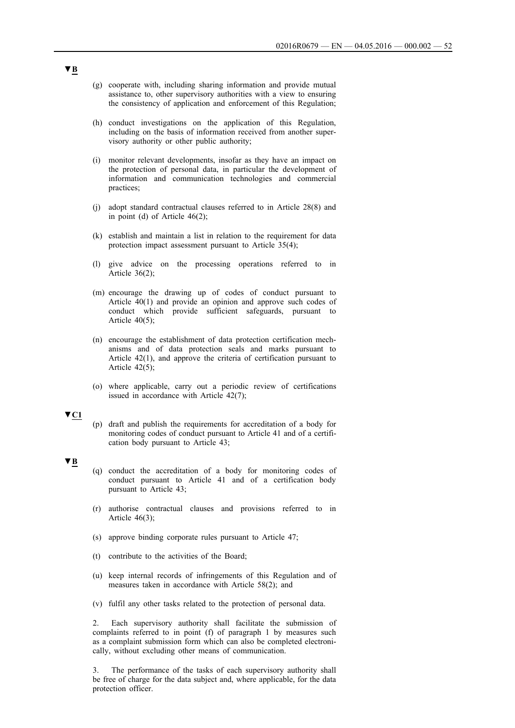▼B

(g) cooperate with, including sharing information and provide mutual assistance to, other supervisory authorities with a view to ensuring the consistency of application and enforcement of this Regulation;

(h) conduct investigations on the application of this Regulation, including on the basis of information received from another supervisory authority or other public authority;

(i) monitor relevant developments, insofar as they have an impact on the protection of personal data, in particular the development of information and communication technologies and commercial practices;

(j) adopt standard contractual clauses referred to in Article 28(8) and in point (d) of Article 46(2);

(k) establish and maintain a list in relation to the requirement for data protection impact assessment pursuant to Article 35(4);

(l) give advice on the processing operations referred to in Article 36(2);

(m) encourage the drawing up of codes of conduct pursuant to Article 40(1) and provide an opinion and approve such codes of conduct which provide sufficient safeguards, pursuant to Article 40(5);

(n) encourage the establishment of data protection certification mechanisms and of data protection seals and marks pursuant to Article 42(1), and approve the criteria of certification pursuant to Article 42(5);

(o) where applicable, carry out a periodic review of certifications issued in accordance with Article 42(7);

▼C1

(p) draft and publish the requirements for accreditation of a body for monitoring codes of conduct pursuant to Article 41 and of a certification body pursuant to Article 43;

▼B

(q) conduct the accreditation of a body for monitoring codes of conduct pursuant to Article 41 and of a certification body pursuant to Article 43;

(r) authorise contractual clauses and provisions referred to in Article 46(3);

(s) approve binding corporate rules pursuant to Article 47;

(t) contribute to the activities of the Board;

(u) keep internal records of infringements of this Regulation and of measures taken in accordance with Article 58(2); and

(v) fulfil any other tasks related to the protection of personal data.

2. Each supervisory authority shall facilitate the submission of complaints referred to in point (f) of paragraph 1 by measures such as a complaint submission form which can also be completed electronically, without excluding other means of communication.

3. The performance of the tasks of each supervisory authority shall be free of charge for the data subject and, where applicable, for the data protection officer.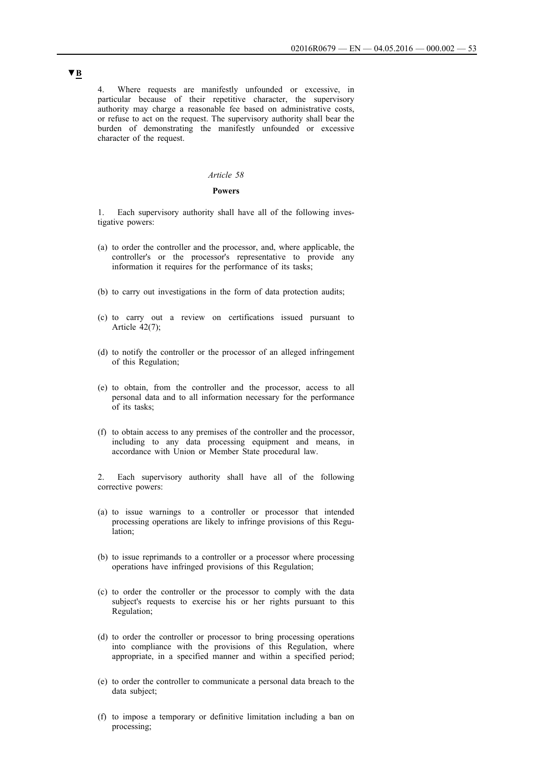▼B

4. Where requests are manifestly unfounded or excessive, in particular because of their repetitive character, the supervisory authority may charge a reasonable fee based on administrative costs, or refuse to act on the request. The supervisory authority shall bear the burden of demonstrating the manifestly unfounded or excessive character of the request.

*Article 58*

**Powers**

1. Each supervisory authority shall have all of the following investigative powers:

(a) to order the controller and the processor, and, where applicable, the controller's or the processor's representative to provide any information it requires for the performance of its tasks;

(b) to carry out investigations in the form of data protection audits;

(c) to carry out a review on certifications issued pursuant to Article 42(7);

(d) to notify the controller or the processor of an alleged infringement of this Regulation;

(e) to obtain, from the controller and the processor, access to all personal data and to all information necessary for the performance of its tasks;

(f) to obtain access to any premises of the controller and the processor, including to any data processing equipment and means, in accordance with Union or Member State procedural law.

2. Each supervisory authority shall have all of the following corrective powers:

(a) to issue warnings to a controller or processor that intended processing operations are likely to infringe provisions of this Regulation;

(b) to issue reprimands to a controller or a processor where processing operations have infringed provisions of this Regulation;

(c) to order the controller or the processor to comply with the data subject's requests to exercise his or her rights pursuant to this Regulation;

(d) to order the controller or processor to bring processing operations into compliance with the provisions of this Regulation, where appropriate, in a specified manner and within a specified period;

(e) to order the controller to communicate a personal data breach to the data subject;

(f) to impose a temporary or definitive limitation including a ban on processing;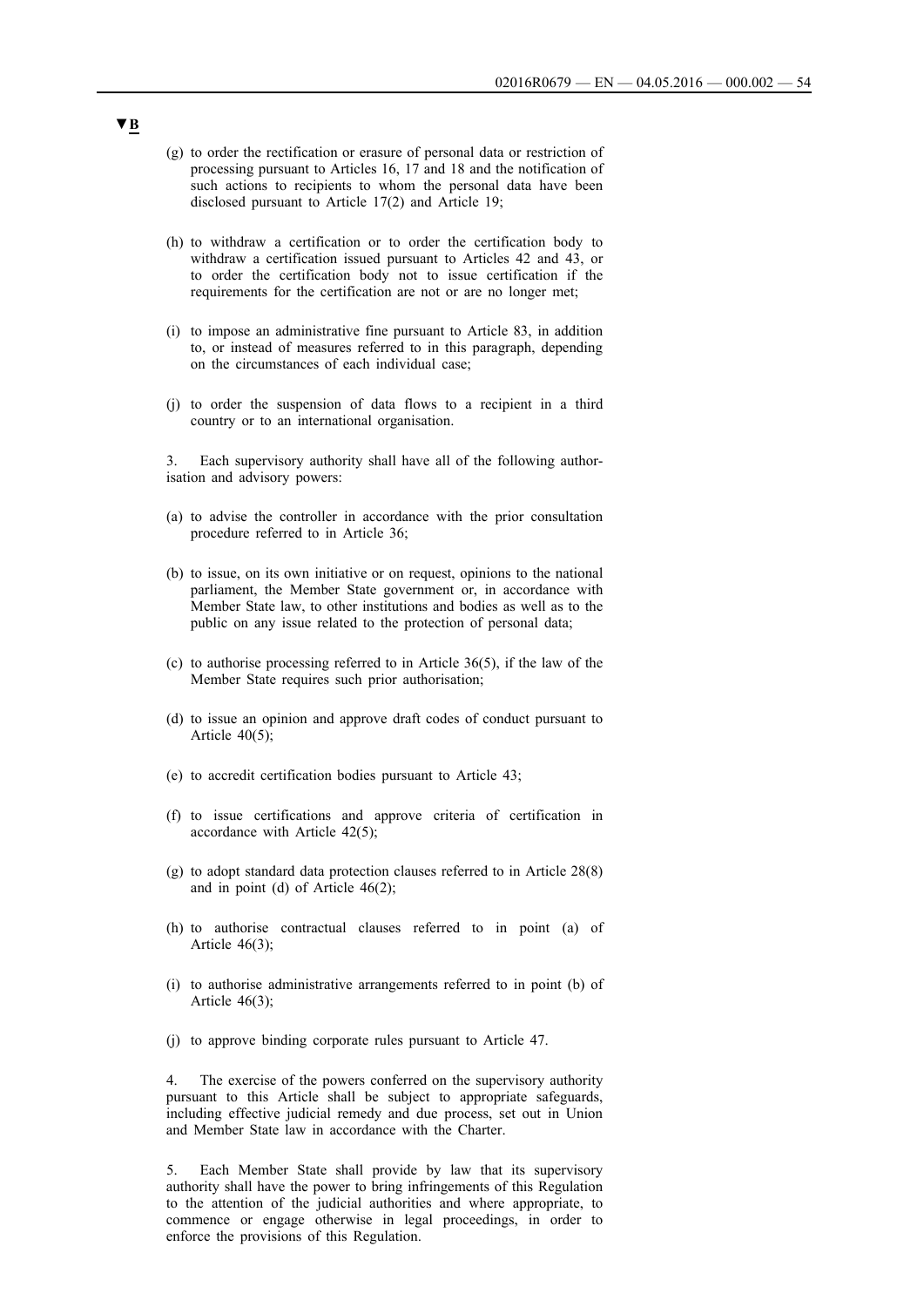▼B

(g) to order the rectification or erasure of personal data or restriction of processing pursuant to Articles 16, 17 and 18 and the notification of such actions to recipients to whom the personal data have been disclosed pursuant to Article 17(2) and Article 19;

(h) to withdraw a certification or to order the certification body to withdraw a certification issued pursuant to Articles 42 and 43, or to order the certification body not to issue certification if the requirements for the certification are not or are no longer met;

(i) to impose an administrative fine pursuant to Article 83, in addition to, or instead of measures referred to in this paragraph, depending on the circumstances of each individual case;

(j) to order the suspension of data flows to a recipient in a third country or to an international organisation.

3. Each supervisory authority shall have all of the following authorisation and advisory powers:

(a) to advise the controller in accordance with the prior consultation procedure referred to in Article 36;

(b) to issue, on its own initiative or on request, opinions to the national parliament, the Member State government or, in accordance with Member State law, to other institutions and bodies as well as to the public on any issue related to the protection of personal data;

(c) to authorise processing referred to in Article 36(5), if the law of the Member State requires such prior authorisation;

(d) to issue an opinion and approve draft codes of conduct pursuant to Article 40(5);

(e) to accredit certification bodies pursuant to Article 43;

(f) to issue certifications and approve criteria of certification in accordance with Article 42(5);

(g) to adopt standard data protection clauses referred to in Article 28(8) and in point (d) of Article 46(2);

(h) to authorise contractual clauses referred to in point (a) of Article 46(3);

(i) to authorise administrative arrangements referred to in point (b) of Article 46(3);

(j) to approve binding corporate rules pursuant to Article 47.

4. The exercise of the powers conferred on the supervisory authority pursuant to this Article shall be subject to appropriate safeguards, including effective judicial remedy and due process, set out in Union and Member State law in accordance with the Charter.

5. Each Member State shall provide by law that its supervisory authority shall have the power to bring infringements of this Regulation to the attention of the judicial authorities and where appropriate, to commence or engage otherwise in legal proceedings, in order to enforce the provisions of this Regulation.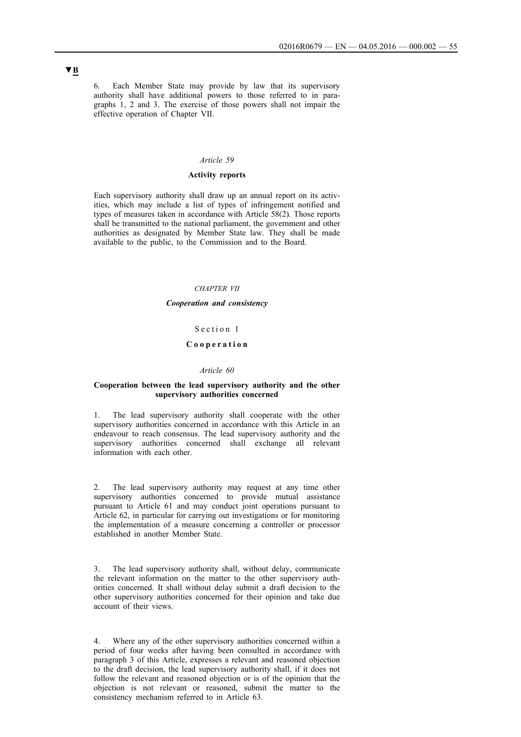**▼B**

6. Each Member State may provide by law that its supervisory authority shall have additional powers to those referred to in paragraphs 1, 2 and 3. The exercise of those powers shall not impair the effective operation of Chapter VII.

*Article 59*

**Activity reports**

Each supervisory authority shall draw up an annual report on its activities, which may include a list of types of infringement notified and types of measures taken in accordance with Article 58(2). Those reports shall be transmitted to the national parliament, the government and other authorities as designated by Member State law. They shall be made available to the public, to the Commission and to the Board.

*CHAPTER VII*

***Cooperation and consistency***

Section 1

**Cooperation**

*Article 60*

**Cooperation between the lead supervisory authority and the other supervisory authorities concerned**

1. The lead supervisory authority shall cooperate with the other supervisory authorities concerned in accordance with this Article in an endeavour to reach consensus. The lead supervisory authority and the supervisory authorities concerned shall exchange all relevant information with each other.

2. The lead supervisory authority may request at any time other supervisory authorities concerned to provide mutual assistance pursuant to Article 61 and may conduct joint operations pursuant to Article 62, in particular for carrying out investigations or for monitoring the implementation of a measure concerning a controller or processor established in another Member State.

3. The lead supervisory authority shall, without delay, communicate the relevant information on the matter to the other supervisory authorities concerned. It shall without delay submit a draft decision to the other supervisory authorities concerned for their opinion and take due account of their views.

4. Where any of the other supervisory authorities concerned within a period of four weeks after having been consulted in accordance with paragraph 3 of this Article, expresses a relevant and reasoned objection to the draft decision, the lead supervisory authority shall, if it does not follow the relevant and reasoned objection or is of the opinion that the objection is not relevant or reasoned, submit the matter to the consistency mechanism referred to in Article 63.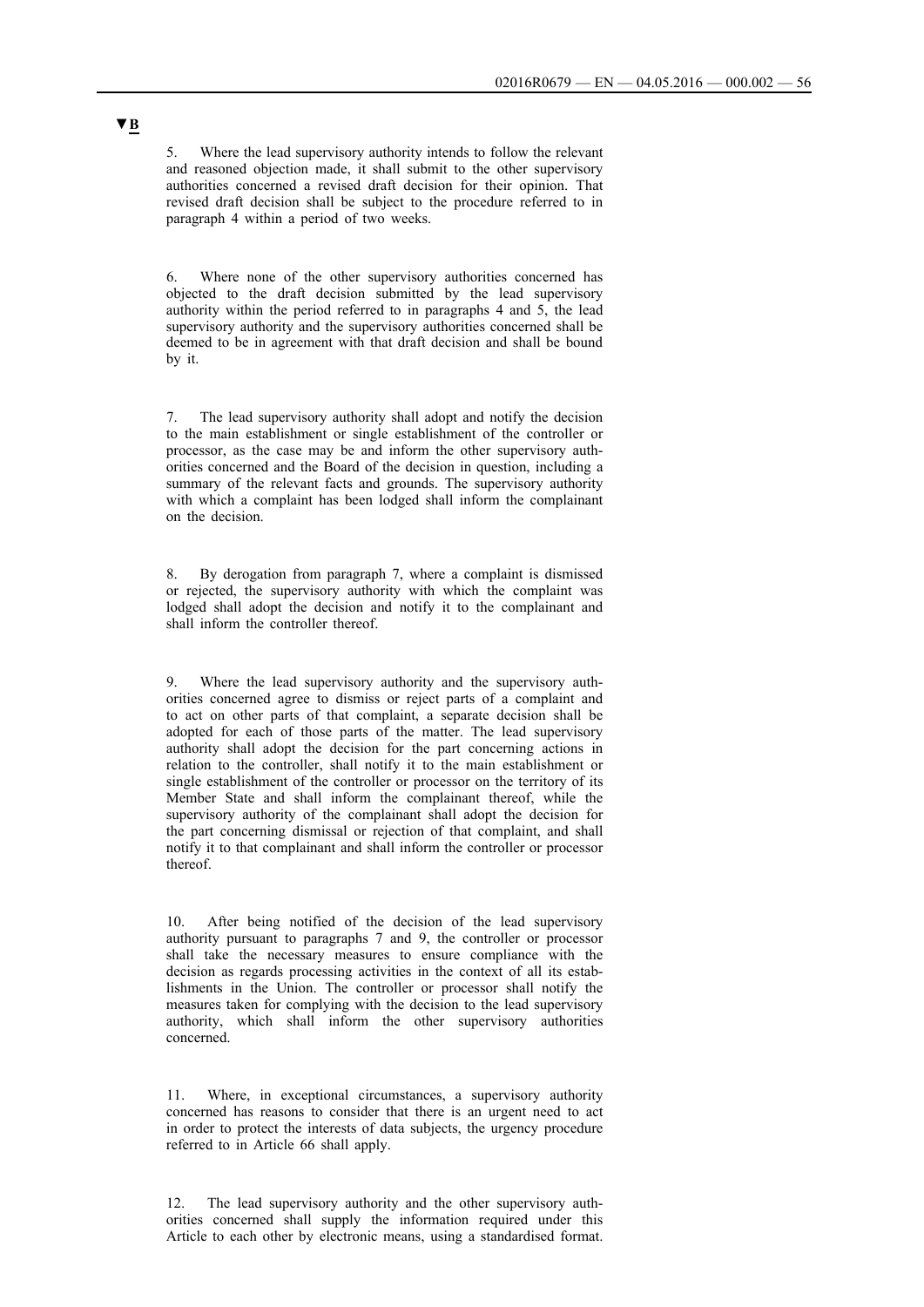▼B

5. Where the lead supervisory authority intends to follow the relevant and reasoned objection made, it shall submit to the other supervisory authorities concerned a revised draft decision for their opinion. That revised draft decision shall be subject to the procedure referred to in paragraph 4 within a period of two weeks.

6. Where none of the other supervisory authorities concerned has objected to the draft decision submitted by the lead supervisory authority within the period referred to in paragraphs 4 and 5, the lead supervisory authority and the supervisory authorities concerned shall be deemed to be in agreement with that draft decision and shall be bound by it.

7. The lead supervisory authority shall adopt and notify the decision to the main establishment or single establishment of the controller or processor, as the case may be and inform the other supervisory authorities concerned and the Board of the decision in question, including a summary of the relevant facts and grounds. The supervisory authority with which a complaint has been lodged shall inform the complainant on the decision.

8. By derogation from paragraph 7, where a complaint is dismissed or rejected, the supervisory authority with which the complaint was lodged shall adopt the decision and notify it to the complainant and shall inform the controller thereof.

9. Where the lead supervisory authority and the supervisory authorities concerned agree to dismiss or reject parts of a complaint and to act on other parts of that complaint, a separate decision shall be adopted for each of those parts of the matter. The lead supervisory authority shall adopt the decision for the part concerning actions in relation to the controller, shall notify it to the main establishment or single establishment of the controller or processor on the territory of its Member State and shall inform the complainant thereof, while the supervisory authority of the complainant shall adopt the decision for the part concerning dismissal or rejection of that complaint, and shall notify it to that complainant and shall inform the controller or processor thereof.

10. After being notified of the decision of the lead supervisory authority pursuant to paragraphs 7 and 9, the controller or processor shall take the necessary measures to ensure compliance with the decision as regards processing activities in the context of all its establishments in the Union. The controller or processor shall notify the measures taken for complying with the decision to the lead supervisory authority, which shall inform the other supervisory authorities concerned.

11. Where, in exceptional circumstances, a supervisory authority concerned has reasons to consider that there is an urgent need to act in order to protect the interests of data subjects, the urgency procedure referred to in Article 66 shall apply.

12. The lead supervisory authority and the other supervisory authorities concerned shall supply the information required under this Article to each other by electronic means, using a standardised format.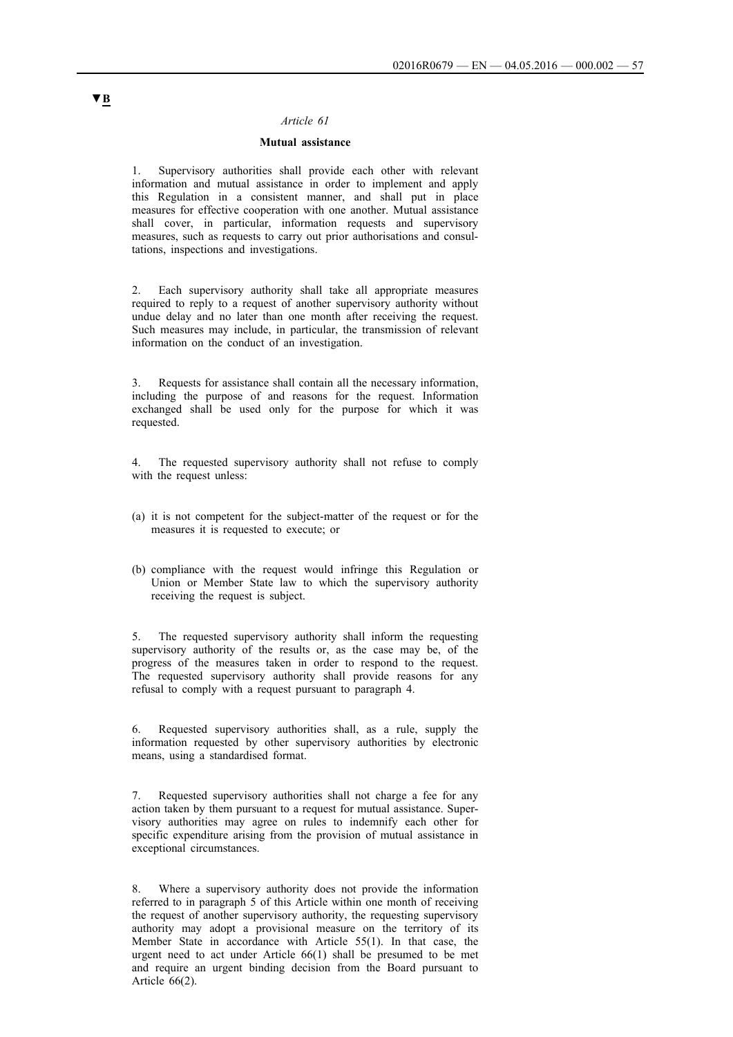▼B

*Article 61*

**Mutual assistance**

1. Supervisory authorities shall provide each other with relevant information and mutual assistance in order to implement and apply this Regulation in a consistent manner, and shall put in place measures for effective cooperation with one another. Mutual assistance shall cover, in particular, information requests and supervisory measures, such as requests to carry out prior authorisations and consultations, inspections and investigations.

2. Each supervisory authority shall take all appropriate measures required to reply to a request of another supervisory authority without undue delay and no later than one month after receiving the request. Such measures may include, in particular, the transmission of relevant information on the conduct of an investigation.

3. Requests for assistance shall contain all the necessary information, including the purpose of and reasons for the request. Information exchanged shall be used only for the purpose for which it was requested.

4. The requested supervisory authority shall not refuse to comply with the request unless:

(a) it is not competent for the subject-matter of the request or for the measures it is requested to execute; or

(b) compliance with the request would infringe this Regulation or Union or Member State law to which the supervisory authority receiving the request is subject.

5. The requested supervisory authority shall inform the requesting supervisory authority of the results or, as the case may be, of the progress of the measures taken in order to respond to the request. The requested supervisory authority shall provide reasons for any refusal to comply with a request pursuant to paragraph 4.

6. Requested supervisory authorities shall, as a rule, supply the information requested by other supervisory authorities by electronic means, using a standardised format.

7. Requested supervisory authorities shall not charge a fee for any action taken by them pursuant to a request for mutual assistance. Supervisory authorities may agree on rules to indemnify each other for specific expenditure arising from the provision of mutual assistance in exceptional circumstances.

8. Where a supervisory authority does not provide the information referred to in paragraph 5 of this Article within one month of receiving the request of another supervisory authority, the requesting supervisory authority may adopt a provisional measure on the territory of its Member State in accordance with Article 55(1). In that case, the urgent need to act under Article 66(1) shall be presumed to be met and require an urgent binding decision from the Board pursuant to Article 66(2).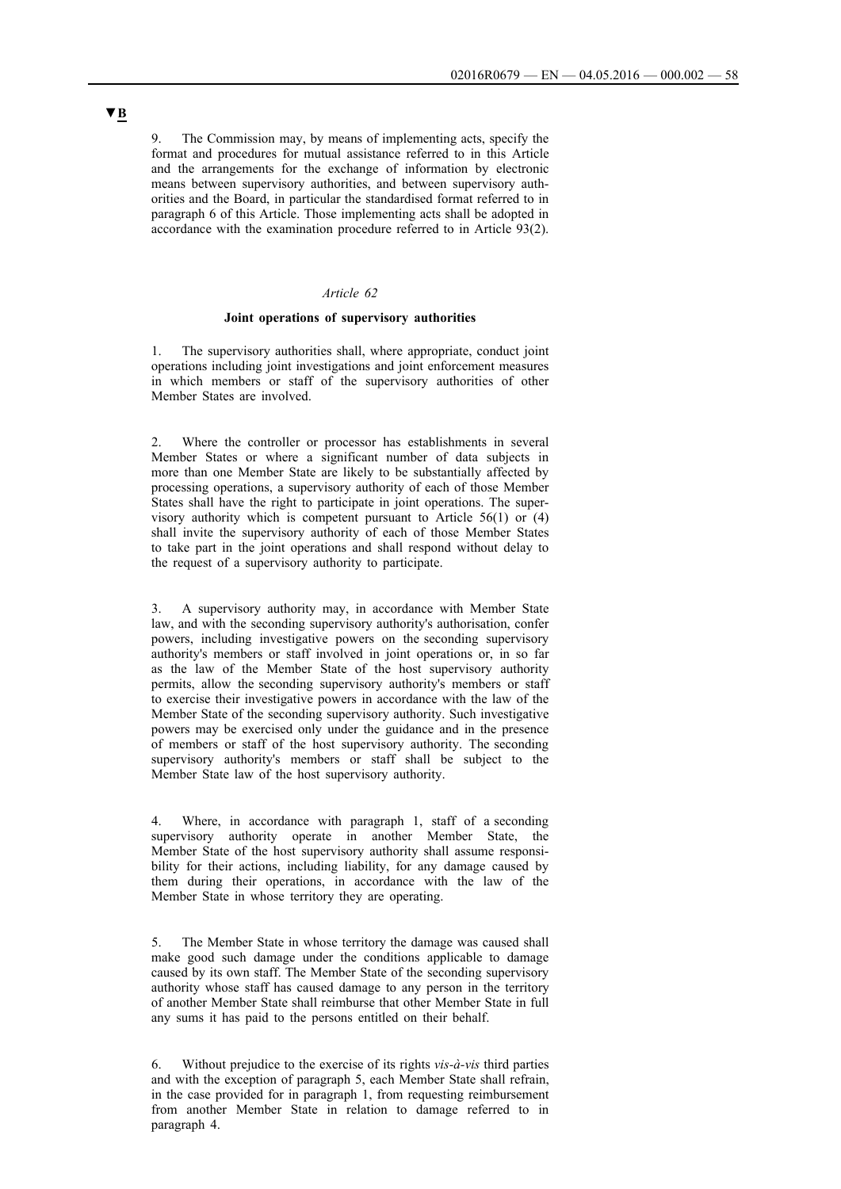▼B

9. The Commission may, by means of implementing acts, specify the format and procedures for mutual assistance referred to in this Article and the arrangements for the exchange of information by electronic means between supervisory authorities, and between supervisory authorities and the Board, in particular the standardised format referred to in paragraph 6 of this Article. Those implementing acts shall be adopted in accordance with the examination procedure referred to in Article 93(2).

*Article 62*

**Joint operations of supervisory authorities**

1. The supervisory authorities shall, where appropriate, conduct joint operations including joint investigations and joint enforcement measures in which members or staff of the supervisory authorities of other Member States are involved.

2. Where the controller or processor has establishments in several Member States or where a significant number of data subjects in more than one Member State are likely to be substantially affected by processing operations, a supervisory authority of each of those Member States shall have the right to participate in joint operations. The supervisory authority which is competent pursuant to Article 56(1) or (4) shall invite the supervisory authority of each of those Member States to take part in the joint operations and shall respond without delay to the request of a supervisory authority to participate.

3. A supervisory authority may, in accordance with Member State law, and with the seconding supervisory authority's authorisation, confer powers, including investigative powers on the seconding supervisory authority's members or staff involved in joint operations or, in so far as the law of the Member State of the host supervisory authority permits, allow the seconding supervisory authority's members or staff to exercise their investigative powers in accordance with the law of the Member State of the seconding supervisory authority. Such investigative powers may be exercised only under the guidance and in the presence of members or staff of the host supervisory authority. The seconding supervisory authority's members or staff shall be subject to the Member State law of the host supervisory authority.

4. Where, in accordance with paragraph 1, staff of a seconding supervisory authority operate in another Member State, the Member State of the host supervisory authority shall assume responsibility for their actions, including liability, for any damage caused by them during their operations, in accordance with the law of the Member State in whose territory they are operating.

5. The Member State in whose territory the damage was caused shall make good such damage under the conditions applicable to damage caused by its own staff. The Member State of the seconding supervisory authority whose staff has caused damage to any person in the territory of another Member State shall reimburse that other Member State in full any sums it has paid to the persons entitled on their behalf.

6. Without prejudice to the exercise of its rights *vis-à-vis* third parties and with the exception of paragraph 5, each Member State shall refrain, in the case provided for in paragraph 1, from requesting reimbursement from another Member State in relation to damage referred to in paragraph 4.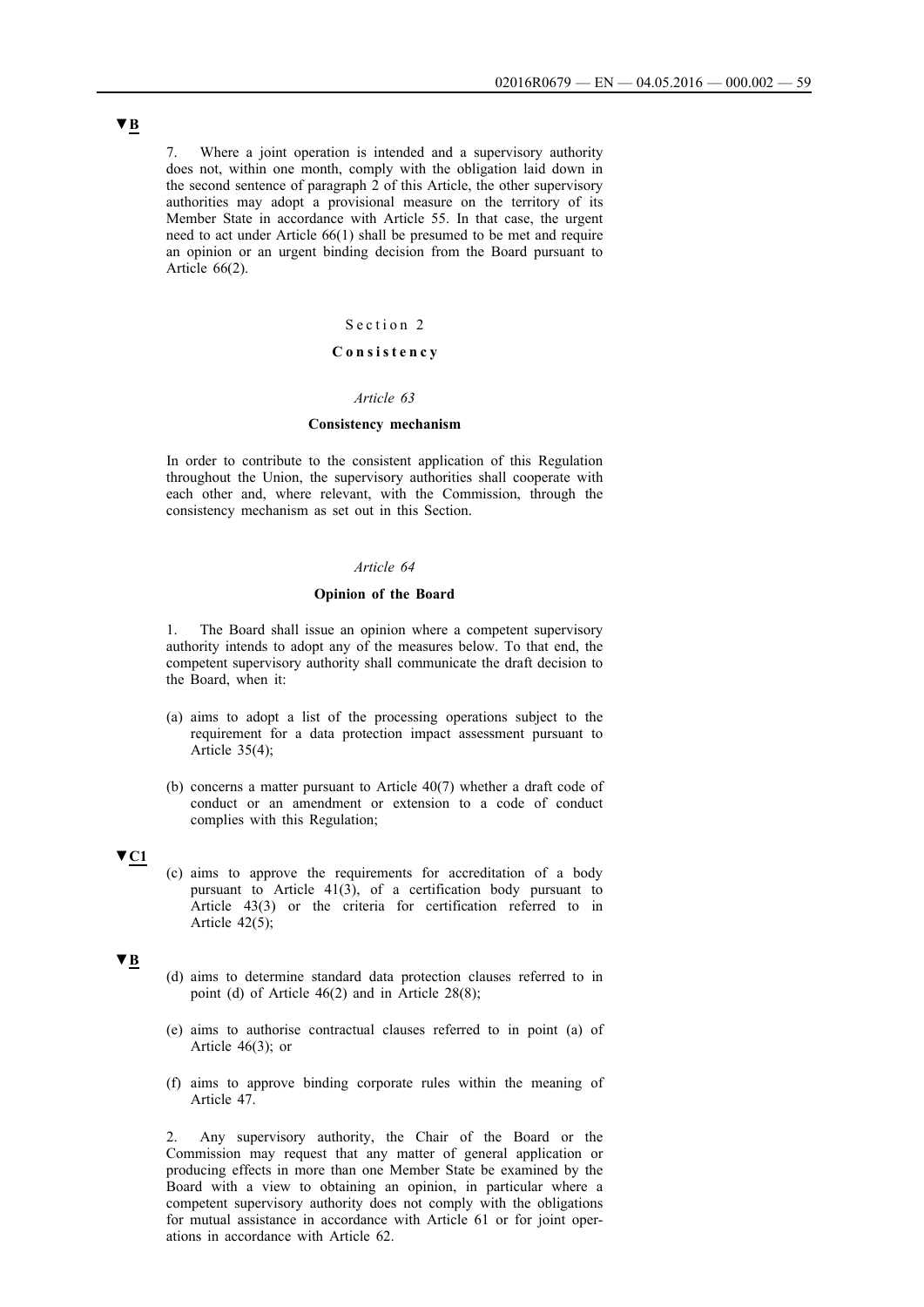▼B

7. Where a joint operation is intended and a supervisory authority does not, within one month, comply with the obligation laid down in the second sentence of paragraph 2 of this Article, the other supervisory authorities may adopt a provisional measure on the territory of its Member State in accordance with Article 55. In that case, the urgent need to act under Article 66(1) shall be presumed to be met and require an opinion or an urgent binding decision from the Board pursuant to Article 66(2).

## Section 2

## **Consistency**

### *Article 63*

### **Consistency mechanism**

In order to contribute to the consistent application of this Regulation throughout the Union, the supervisory authorities shall cooperate with each other and, where relevant, with the Commission, through the consistency mechanism as set out in this Section.

### *Article 64*

### **Opinion of the Board**

1. The Board shall issue an opinion where a competent supervisory authority intends to adopt any of the measures below. To that end, the competent supervisory authority shall communicate the draft decision to the Board, when it:

(a) aims to adopt a list of the processing operations subject to the requirement for a data protection impact assessment pursuant to Article 35(4);

(b) concerns a matter pursuant to Article 40(7) whether a draft code of conduct or an amendment or extension to a code of conduct complies with this Regulation;

▼C1

(c) aims to approve the requirements for accreditation of a body pursuant to Article 41(3), of a certification body pursuant to Article 43(3) or the criteria for certification referred to in Article 42(5);

▼B

(d) aims to determine standard data protection clauses referred to in point (d) of Article 46(2) and in Article 28(8);

(e) aims to authorise contractual clauses referred to in point (a) of Article 46(3); or

(f) aims to approve binding corporate rules within the meaning of Article 47.

2. Any supervisory authority, the Chair of the Board or the Commission may request that any matter of general application or producing effects in more than one Member State be examined by the Board with a view to obtaining an opinion, in particular where a competent supervisory authority does not comply with the obligations for mutual assistance in accordance with Article 61 or for joint operations in accordance with Article 62.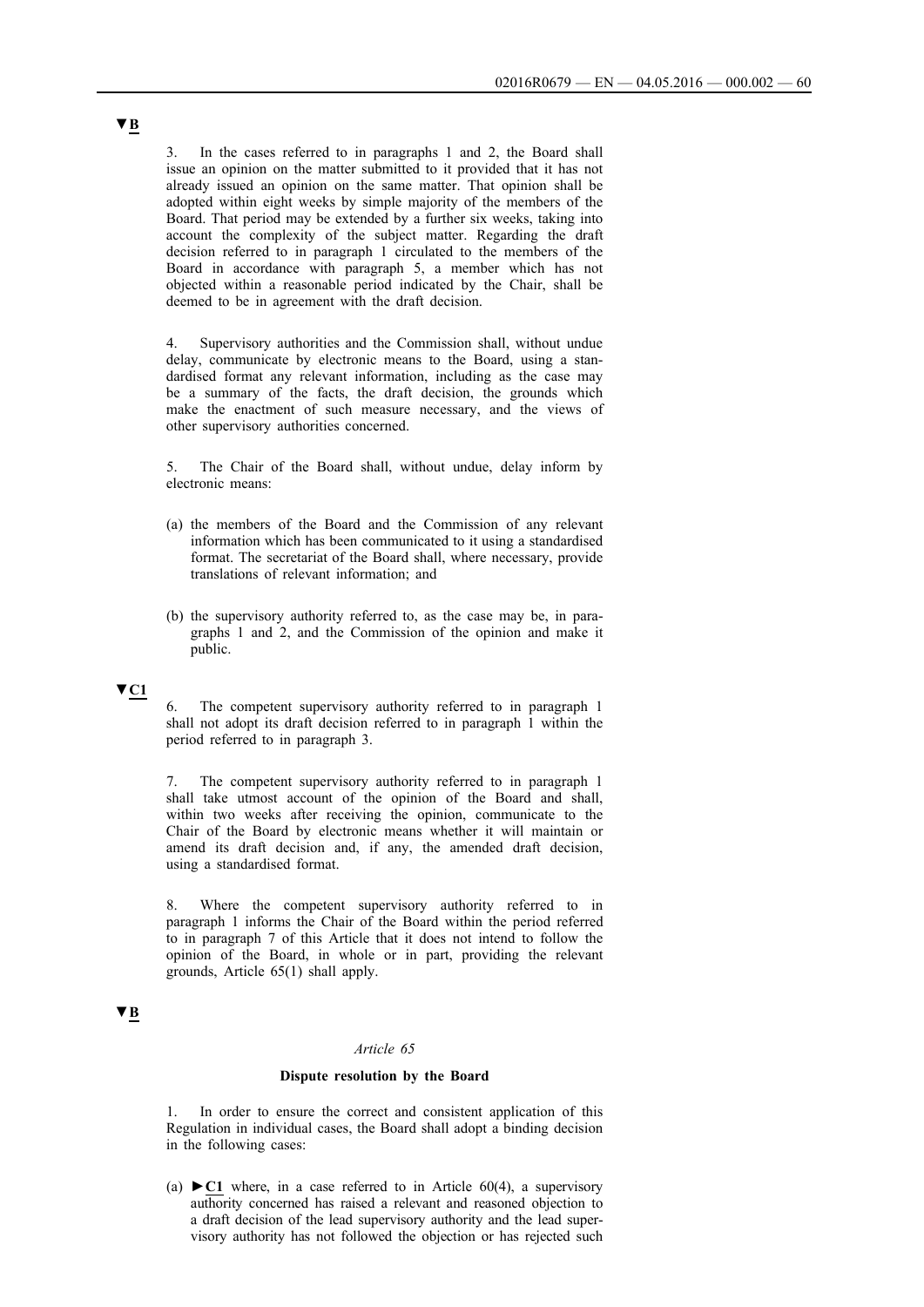▼B

3. In the cases referred to in paragraphs 1 and 2, the Board shall issue an opinion on the matter submitted to it provided that it has not already issued an opinion on the same matter. That opinion shall be adopted within eight weeks by simple majority of the members of the Board. That period may be extended by a further six weeks, taking into account the complexity of the subject matter. Regarding the draft decision referred to in paragraph 1 circulated to the members of the Board in accordance with paragraph 5, a member which has not objected within a reasonable period indicated by the Chair, shall be deemed to be in agreement with the draft decision.

4. Supervisory authorities and the Commission shall, without undue delay, communicate by electronic means to the Board, using a standardised format any relevant information, including as the case may be a summary of the facts, the draft decision, the grounds which make the enactment of such measure necessary, and the views of other supervisory authorities concerned.

5. The Chair of the Board shall, without undue, delay inform by electronic means:

(a) the members of the Board and the Commission of any relevant information which has been communicated to it using a standardised format. The secretariat of the Board shall, where necessary, provide translations of relevant information; and

(b) the supervisory authority referred to, as the case may be, in paragraphs 1 and 2, and the Commission of the opinion and make it public.

▼C1

6. The competent supervisory authority referred to in paragraph 1 shall not adopt its draft decision referred to in paragraph 1 within the period referred to in paragraph 3.

7. The competent supervisory authority referred to in paragraph 1 shall take utmost account of the opinion of the Board and shall, within two weeks after receiving the opinion, communicate to the Chair of the Board by electronic means whether it will maintain or amend its draft decision and, if any, the amended draft decision, using a standardised format.

8. Where the competent supervisory authority referred to in paragraph 1 informs the Chair of the Board within the period referred to in paragraph 7 of this Article that it does not intend to follow the opinion of the Board, in whole or in part, providing the relevant grounds, Article 65(1) shall apply.

▼B

*Article 65*

**Dispute resolution by the Board**

1. In order to ensure the correct and consistent application of this Regulation in individual cases, the Board shall adopt a binding decision in the following cases:

(a) ►C1 where, in a case referred to in Article 60(4), a supervisory authority concerned has raised a relevant and reasoned objection to a draft decision of the lead supervisory authority and the lead supervisory authority has not followed the objection or has rejected such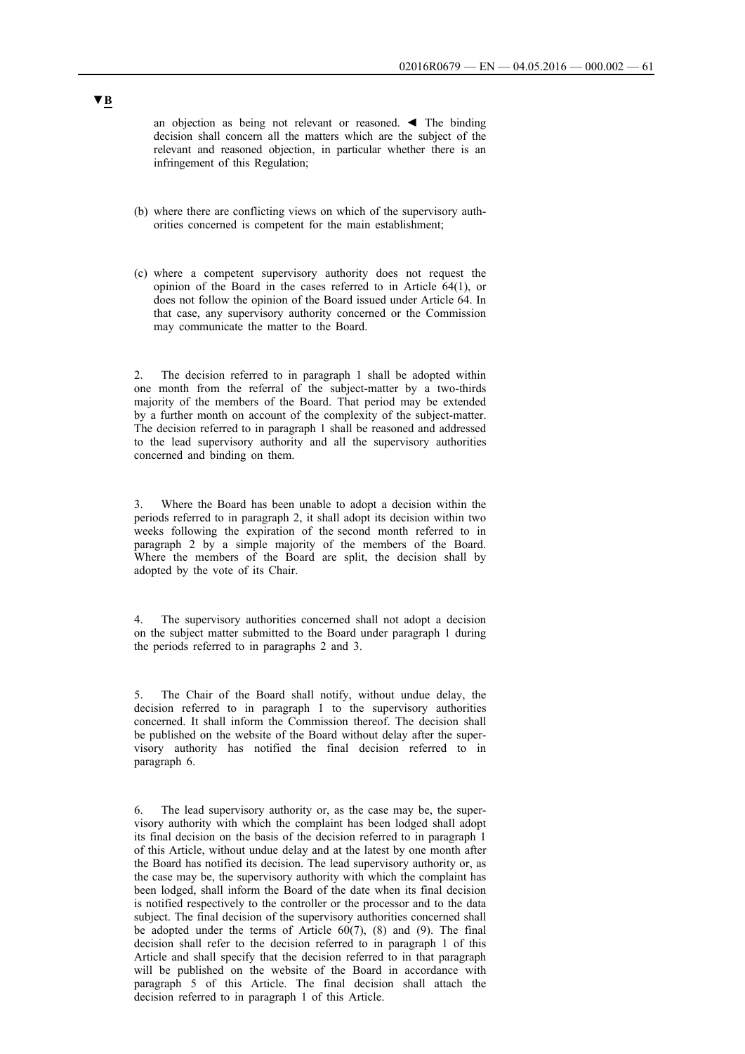**▼B**

an objection as being not relevant or reasoned. ◄ The binding decision shall concern all the matters which are the subject of the relevant and reasoned objection, in particular whether there is an infringement of this Regulation;

(b) where there are conflicting views on which of the supervisory authorities concerned is competent for the main establishment;

(c) where a competent supervisory authority does not request the opinion of the Board in the cases referred to in Article 64(1), or does not follow the opinion of the Board issued under Article 64. In that case, any supervisory authority concerned or the Commission may communicate the matter to the Board.

2. The decision referred to in paragraph 1 shall be adopted within one month from the referral of the subject-matter by a two-thirds majority of the members of the Board. That period may be extended by a further month on account of the complexity of the subject-matter. The decision referred to in paragraph 1 shall be reasoned and addressed to the lead supervisory authority and all the supervisory authorities concerned and binding on them.

3. Where the Board has been unable to adopt a decision within the periods referred to in paragraph 2, it shall adopt its decision within two weeks following the expiration of the second month referred to in paragraph 2 by a simple majority of the members of the Board. Where the members of the Board are split, the decision shall by adopted by the vote of its Chair.

4. The supervisory authorities concerned shall not adopt a decision on the subject matter submitted to the Board under paragraph 1 during the periods referred to in paragraphs 2 and 3.

5. The Chair of the Board shall notify, without undue delay, the decision referred to in paragraph 1 to the supervisory authorities concerned. It shall inform the Commission thereof. The decision shall be published on the website of the Board without delay after the supervisory authority has notified the final decision referred to in paragraph 6.

6. The lead supervisory authority or, as the case may be, the supervisory authority with which the complaint has been lodged shall adopt its final decision on the basis of the decision referred to in paragraph 1 of this Article, without undue delay and at the latest by one month after the Board has notified its decision. The lead supervisory authority or, as the case may be, the supervisory authority with which the complaint has been lodged, shall inform the Board of the date when its final decision is notified respectively to the controller or the processor and to the data subject. The final decision of the supervisory authorities concerned shall be adopted under the terms of Article 60(7), (8) and (9). The final decision shall refer to the decision referred to in paragraph 1 of this Article and shall specify that the decision referred to in that paragraph will be published on the website of the Board in accordance with paragraph 5 of this Article. The final decision shall attach the decision referred to in paragraph 1 of this Article.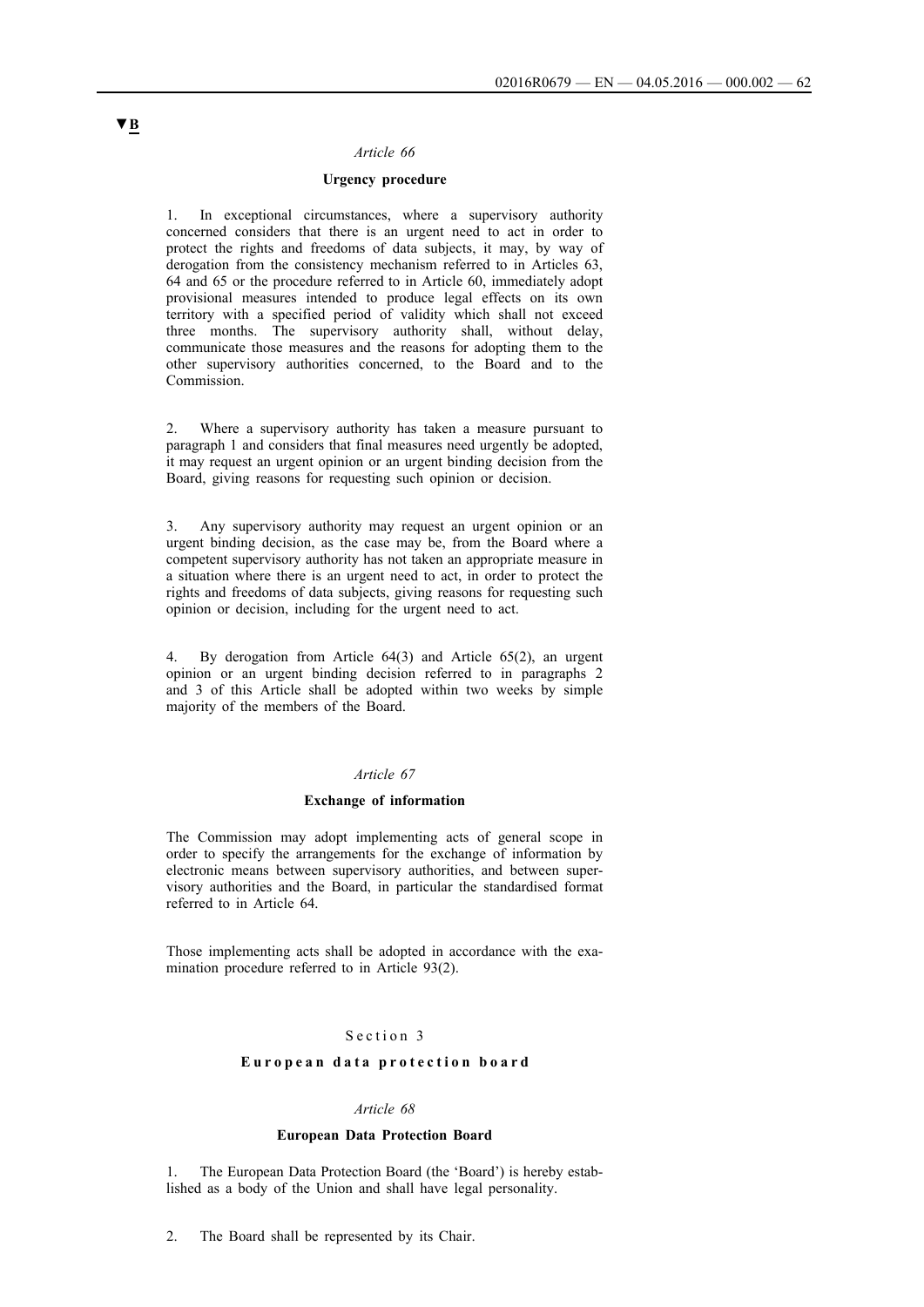▼B

*Article 66*

**Urgency procedure**

1. In exceptional circumstances, where a supervisory authority concerned considers that there is an urgent need to act in order to protect the rights and freedoms of data subjects, it may, by way of derogation from the consistency mechanism referred to in Articles 63, 64 and 65 or the procedure referred to in Article 60, immediately adopt provisional measures intended to produce legal effects on its own territory with a specified period of validity which shall not exceed three months. The supervisory authority shall, without delay, communicate those measures and the reasons for adopting them to the other supervisory authorities concerned, to the Board and to the Commission.

2. Where a supervisory authority has taken a measure pursuant to paragraph 1 and considers that final measures need urgently be adopted, it may request an urgent opinion or an urgent binding decision from the Board, giving reasons for requesting such opinion or decision.

3. Any supervisory authority may request an urgent opinion or an urgent binding decision, as the case may be, from the Board where a competent supervisory authority has not taken an appropriate measure in a situation where there is an urgent need to act, in order to protect the rights and freedoms of data subjects, giving reasons for requesting such opinion or decision, including for the urgent need to act.

4. By derogation from Article 64(3) and Article 65(2), an urgent opinion or an urgent binding decision referred to in paragraphs 2 and 3 of this Article shall be adopted within two weeks by simple majority of the members of the Board.

*Article 67*

**Exchange of information**

The Commission may adopt implementing acts of general scope in order to specify the arrangements for the exchange of information by electronic means between supervisory authorities, and between supervisory authorities and the Board, in particular the standardised format referred to in Article 64.

Those implementing acts shall be adopted in accordance with the examination procedure referred to in Article 93(2).

Section 3

**European data protection board**

*Article 68*

**European Data Protection Board**

1. The European Data Protection Board (the 'Board') is hereby established as a body of the Union and shall have legal personality.

2. The Board shall be represented by its Chair.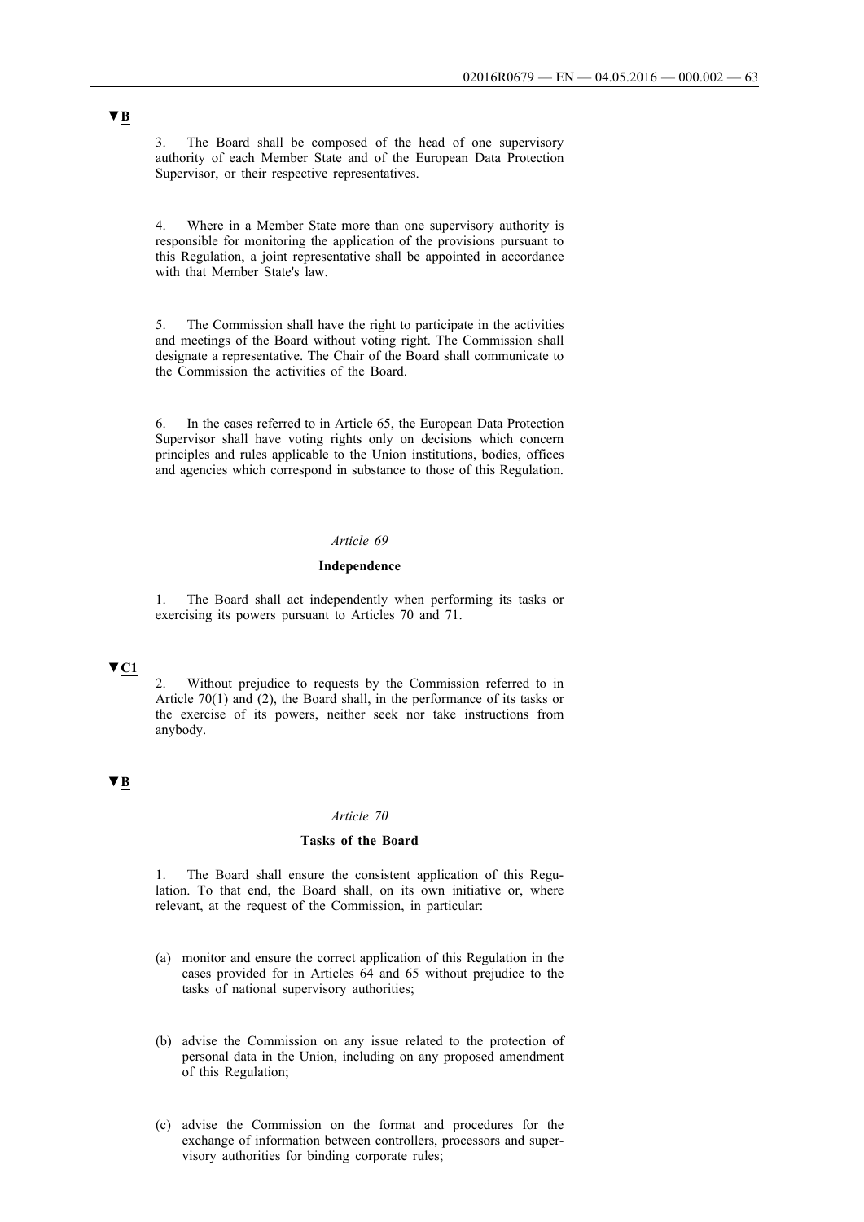▼B

3. The Board shall be composed of the head of one supervisory authority of each Member State and of the European Data Protection Supervisor, or their respective representatives.

4. Where in a Member State more than one supervisory authority is responsible for monitoring the application of the provisions pursuant to this Regulation, a joint representative shall be appointed in accordance with that Member State's law.

5. The Commission shall have the right to participate in the activities and meetings of the Board without voting right. The Commission shall designate a representative. The Chair of the Board shall communicate to the Commission the activities of the Board.

6. In the cases referred to in Article 65, the European Data Protection Supervisor shall have voting rights only on decisions which concern principles and rules applicable to the Union institutions, bodies, offices and agencies which correspond in substance to those of this Regulation.

*Article 69*

**Independence**

1. The Board shall act independently when performing its tasks or exercising its powers pursuant to Articles 70 and 71.

▼C1

2. Without prejudice to requests by the Commission referred to in Article 70(1) and (2), the Board shall, in the performance of its tasks or the exercise of its powers, neither seek nor take instructions from anybody.

▼B

*Article 70*

**Tasks of the Board**

1. The Board shall ensure the consistent application of this Regulation. To that end, the Board shall, on its own initiative or, where relevant, at the request of the Commission, in particular:

(a) monitor and ensure the correct application of this Regulation in the cases provided for in Articles 64 and 65 without prejudice to the tasks of national supervisory authorities;

(b) advise the Commission on any issue related to the protection of personal data in the Union, including on any proposed amendment of this Regulation;

(c) advise the Commission on the format and procedures for the exchange of information between controllers, processors and supervisory authorities for binding corporate rules;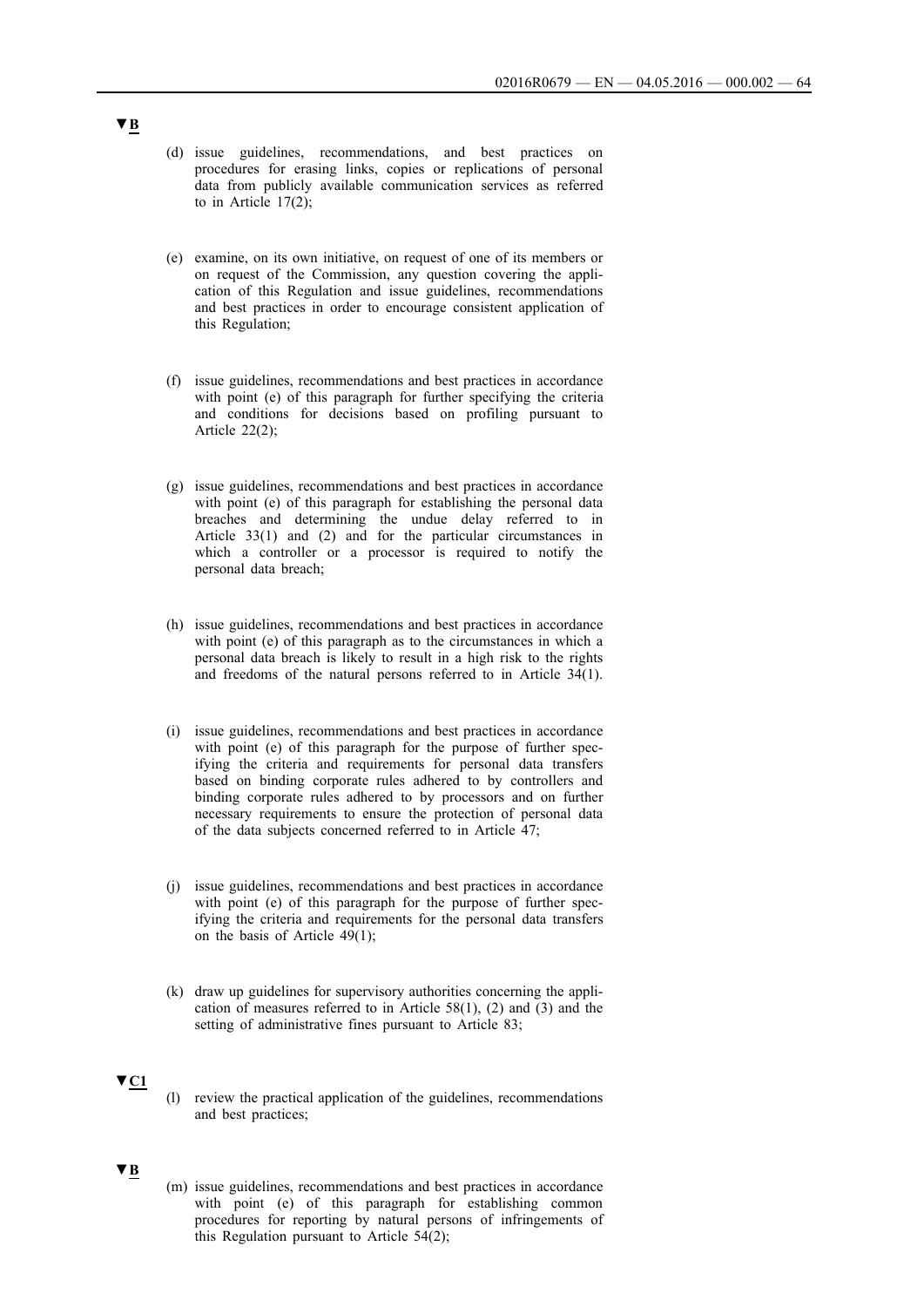▼B

(d) issue guidelines, recommendations, and best practices on procedures for erasing links, copies or replications of personal data from publicly available communication services as referred to in Article 17(2);

(e) examine, on its own initiative, on request of one of its members or on request of the Commission, any question covering the application of this Regulation and issue guidelines, recommendations and best practices in order to encourage consistent application of this Regulation;

(f) issue guidelines, recommendations and best practices in accordance with point (e) of this paragraph for further specifying the criteria and conditions for decisions based on profiling pursuant to Article 22(2);

(g) issue guidelines, recommendations and best practices in accordance with point (e) of this paragraph for establishing the personal data breaches and determining the undue delay referred to in Article 33(1) and (2) and for the particular circumstances in which a controller or a processor is required to notify the personal data breach;

(h) issue guidelines, recommendations and best practices in accordance with point (e) of this paragraph as to the circumstances in which a personal data breach is likely to result in a high risk to the rights and freedoms of the natural persons referred to in Article 34(1).

(i) issue guidelines, recommendations and best practices in accordance with point (e) of this paragraph for the purpose of further specifying the criteria and requirements for personal data transfers based on binding corporate rules adhered to by controllers and binding corporate rules adhered to by processors and on further necessary requirements to ensure the protection of personal data of the data subjects concerned referred to in Article 47;

(j) issue guidelines, recommendations and best practices in accordance with point (e) of this paragraph for the purpose of further specifying the criteria and requirements for the personal data transfers on the basis of Article 49(1);

(k) draw up guidelines for supervisory authorities concerning the application of measures referred to in Article 58(1), (2) and (3) and the setting of administrative fines pursuant to Article 83;

▼C1

(l) review the practical application of the guidelines, recommendations and best practices;

▼B

(m) issue guidelines, recommendations and best practices in accordance with point (e) of this paragraph for establishing common procedures for reporting by natural persons of infringements of this Regulation pursuant to Article 54(2);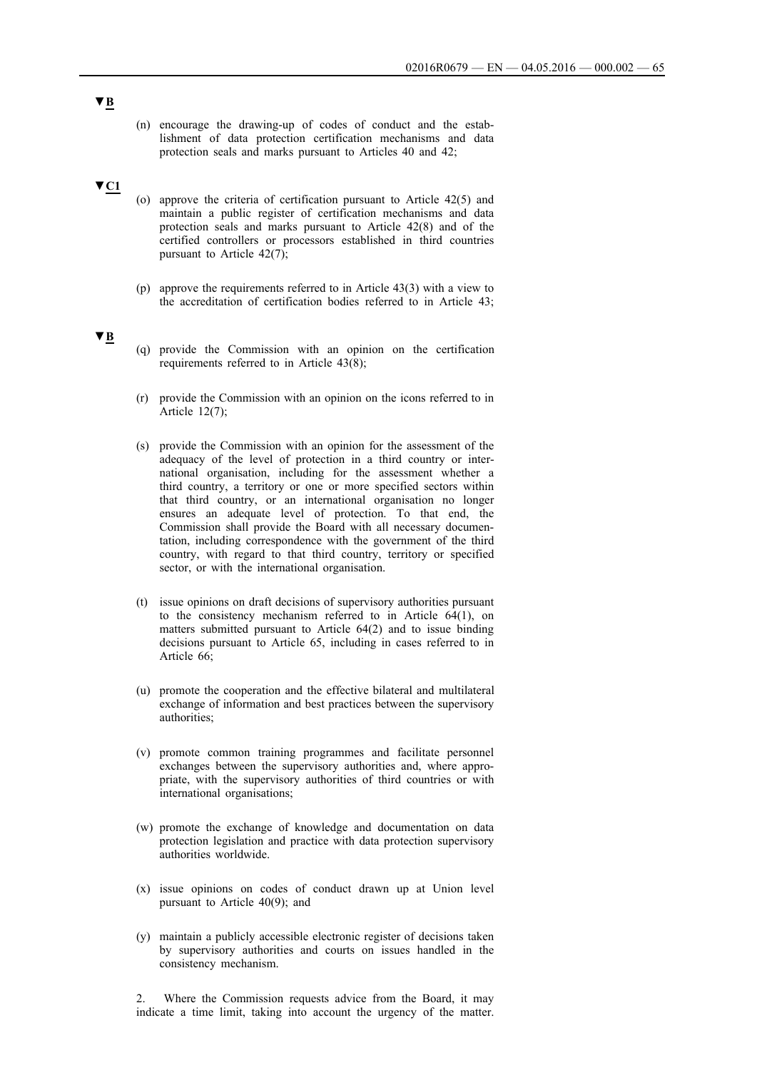▼B

(n) encourage the drawing-up of codes of conduct and the establishment of data protection certification mechanisms and data protection seals and marks pursuant to Articles 40 and 42;

▼C1

(o) approve the criteria of certification pursuant to Article 42(5) and maintain a public register of certification mechanisms and data protection seals and marks pursuant to Article 42(8) and of the certified controllers or processors established in third countries pursuant to Article 42(7);

(p) approve the requirements referred to in Article 43(3) with a view to the accreditation of certification bodies referred to in Article 43;

▼B

(q) provide the Commission with an opinion on the certification requirements referred to in Article 43(8);

(r) provide the Commission with an opinion on the icons referred to in Article 12(7);

(s) provide the Commission with an opinion for the assessment of the adequacy of the level of protection in a third country or international organisation, including for the assessment whether a third country, a territory or one or more specified sectors within that third country, or an international organisation no longer ensures an adequate level of protection. To that end, the Commission shall provide the Board with all necessary documentation, including correspondence with the government of the third country, with regard to that third country, territory or specified sector, or with the international organisation.

(t) issue opinions on draft decisions of supervisory authorities pursuant to the consistency mechanism referred to in Article 64(1), on matters submitted pursuant to Article 64(2) and to issue binding decisions pursuant to Article 65, including in cases referred to in Article 66;

(u) promote the cooperation and the effective bilateral and multilateral exchange of information and best practices between the supervisory authorities;

(v) promote common training programmes and facilitate personnel exchanges between the supervisory authorities and, where appropriate, with the supervisory authorities of third countries or with international organisations;

(w) promote the exchange of knowledge and documentation on data protection legislation and practice with data protection supervisory authorities worldwide.

(x) issue opinions on codes of conduct drawn up at Union level pursuant to Article 40(9); and

(y) maintain a publicly accessible electronic register of decisions taken by supervisory authorities and courts on issues handled in the consistency mechanism.

2. Where the Commission requests advice from the Board, it may indicate a time limit, taking into account the urgency of the matter.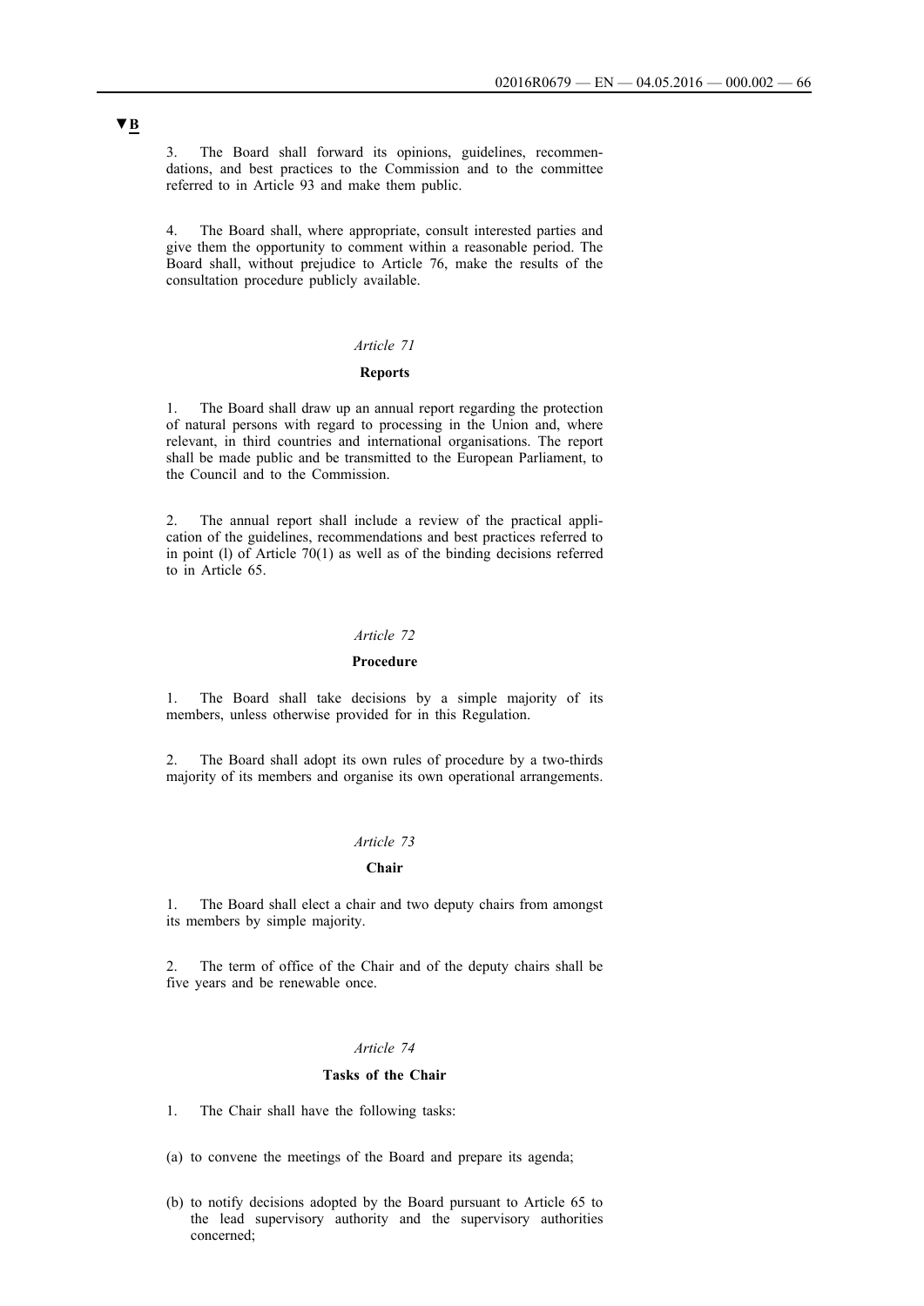▼B

3. The Board shall forward its opinions, guidelines, recommendations, and best practices to the Commission and to the committee referred to in Article 93 and make them public.

4. The Board shall, where appropriate, consult interested parties and give them the opportunity to comment within a reasonable period. The Board shall, without prejudice to Article 76, make the results of the consultation procedure publicly available.

*Article 71*

**Reports**

1. The Board shall draw up an annual report regarding the protection of natural persons with regard to processing in the Union and, where relevant, in third countries and international organisations. The report shall be made public and be transmitted to the European Parliament, to the Council and to the Commission.

2. The annual report shall include a review of the practical application of the guidelines, recommendations and best practices referred to in point (l) of Article 70(1) as well as of the binding decisions referred to in Article 65.

*Article 72*

**Procedure**

1. The Board shall take decisions by a simple majority of its members, unless otherwise provided for in this Regulation.

2. The Board shall adopt its own rules of procedure by a two-thirds majority of its members and organise its own operational arrangements.

*Article 73*

**Chair**

1. The Board shall elect a chair and two deputy chairs from amongst its members by simple majority.

2. The term of office of the Chair and of the deputy chairs shall be five years and be renewable once.

*Article 74*

**Tasks of the Chair**

1. The Chair shall have the following tasks:

(a) to convene the meetings of the Board and prepare its agenda;

(b) to notify decisions adopted by the Board pursuant to Article 65 to the lead supervisory authority and the supervisory authorities concerned;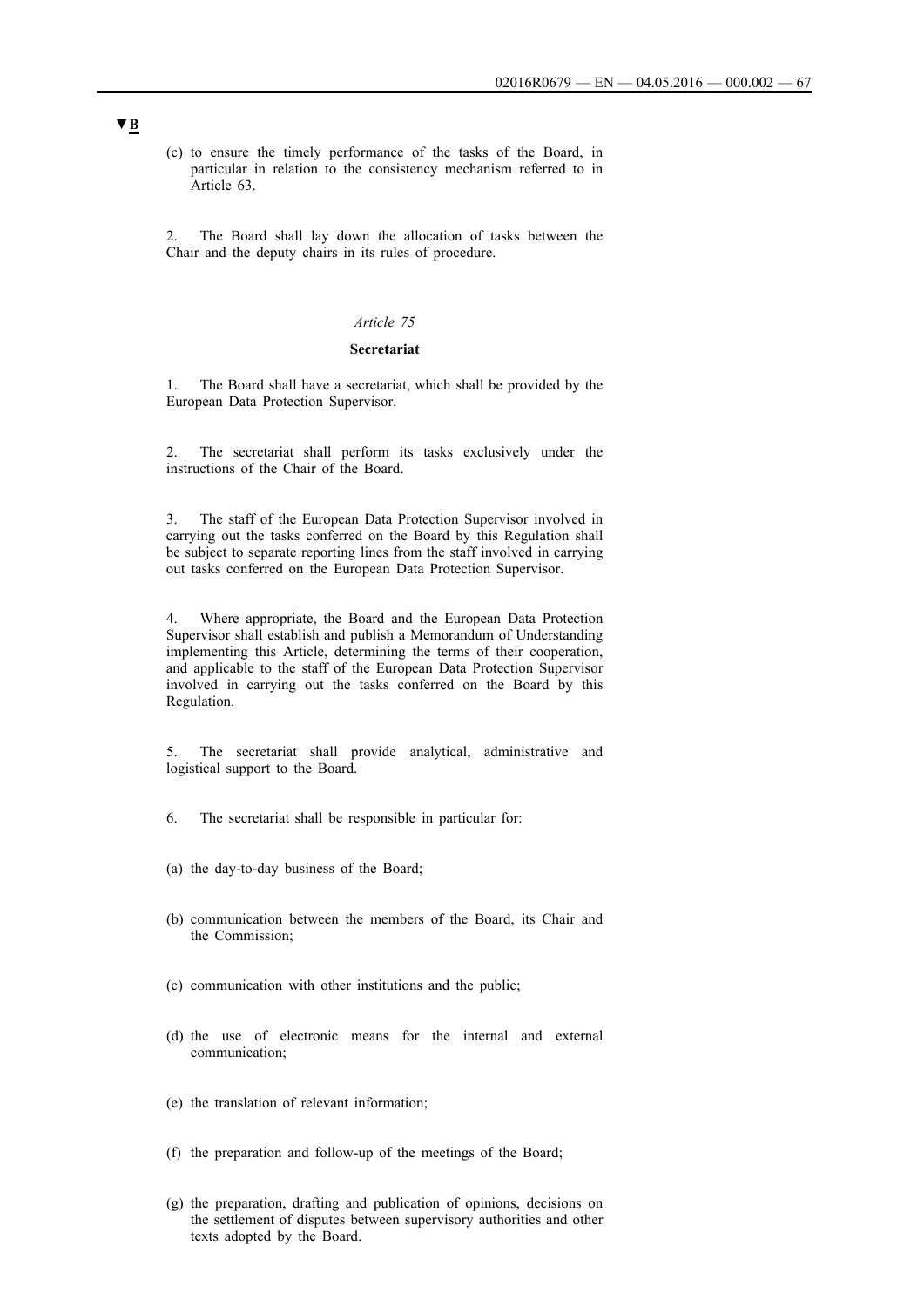▼B

(c) to ensure the timely performance of the tasks of the Board, in particular in relation to the consistency mechanism referred to in Article 63.

2. The Board shall lay down the allocation of tasks between the Chair and the deputy chairs in its rules of procedure.

*Article 75*

**Secretariat**

1. The Board shall have a secretariat, which shall be provided by the European Data Protection Supervisor.

2. The secretariat shall perform its tasks exclusively under the instructions of the Chair of the Board.

3. The staff of the European Data Protection Supervisor involved in carrying out the tasks conferred on the Board by this Regulation shall be subject to separate reporting lines from the staff involved in carrying out tasks conferred on the European Data Protection Supervisor.

4. Where appropriate, the Board and the European Data Protection Supervisor shall establish and publish a Memorandum of Understanding implementing this Article, determining the terms of their cooperation, and applicable to the staff of the European Data Protection Supervisor involved in carrying out the tasks conferred on the Board by this Regulation.

5. The secretariat shall provide analytical, administrative and logistical support to the Board.

6. The secretariat shall be responsible in particular for:

(a) the day-to-day business of the Board;

(b) communication between the members of the Board, its Chair and the Commission;

(c) communication with other institutions and the public;

(d) the use of electronic means for the internal and external communication;

(e) the translation of relevant information;

(f) the preparation and follow-up of the meetings of the Board;

(g) the preparation, drafting and publication of opinions, decisions on the settlement of disputes between supervisory authorities and other texts adopted by the Board.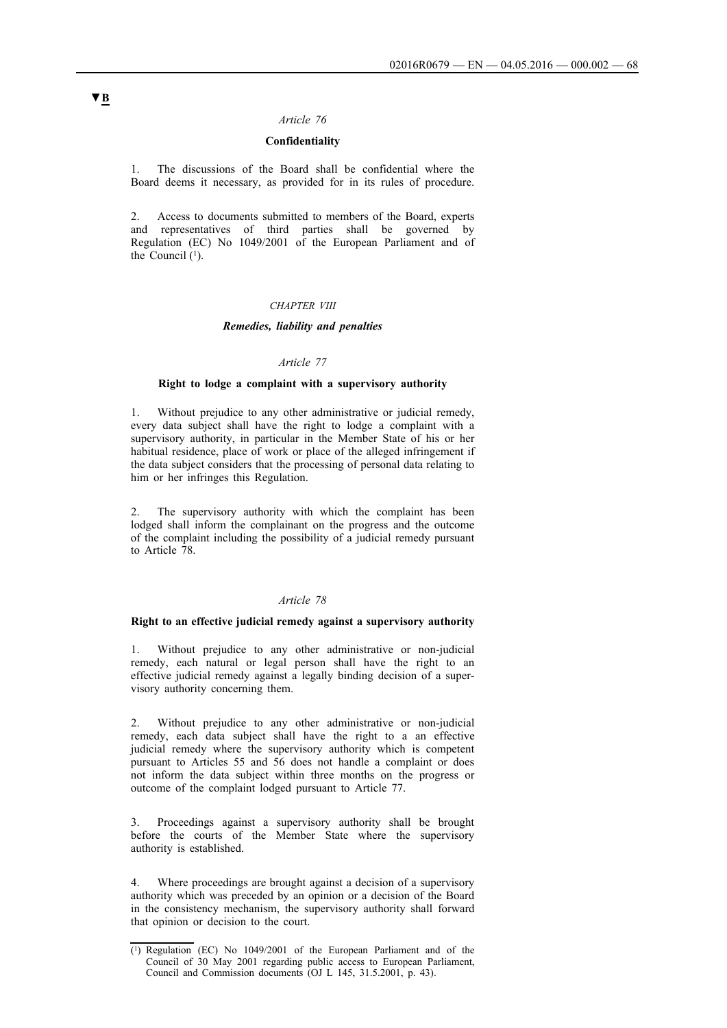▼B

*Article 76*

**Confidentiality**

1. The discussions of the Board shall be confidential where the Board deems it necessary, as provided for in its rules of procedure.

2. Access to documents submitted to members of the Board, experts and representatives of third parties shall be governed by Regulation (EC) No 1049/2001 of the European Parliament and of the Council [1].

*CHAPTER VIII*

***Remedies, liability and penalties***

*Article 77*

**Right to lodge a complaint with a supervisory authority**

1. Without prejudice to any other administrative or judicial remedy, every data subject shall have the right to lodge a complaint with a supervisory authority, in particular in the Member State of his or her habitual residence, place of work or place of the alleged infringement if the data subject considers that the processing of personal data relating to him or her infringes this Regulation.

2. The supervisory authority with which the complaint has been lodged shall inform the complainant on the progress and the outcome of the complaint including the possibility of a judicial remedy pursuant to Article 78.

*Article 78*

**Right to an effective judicial remedy against a supervisory authority**

1. Without prejudice to any other administrative or non-judicial remedy, each natural or legal person shall have the right to an effective judicial remedy against a legally binding decision of a supervisory authority concerning them.

2. Without prejudice to any other administrative or non-judicial remedy, each data subject shall have the right to a an effective judicial remedy where the supervisory authority which is competent pursuant to Articles 55 and 56 does not handle a complaint or does not inform the data subject within three months on the progress or outcome of the complaint lodged pursuant to Article 77.

3. Proceedings against a supervisory authority shall be brought before the courts of the Member State where the supervisory authority is established.

4. Where proceedings are brought against a decision of a supervisory authority which was preceded by an opinion or a decision of the Board in the consistency mechanism, the supervisory authority shall forward that opinion or decision to the court.

---

[1] Regulation (EC) No 1049/2001 of the European Parliament and of the Council of 30 May 2001 regarding public access to European Parliament, Council and Commission documents (OJ L 145, 31.5.2001, p. 43).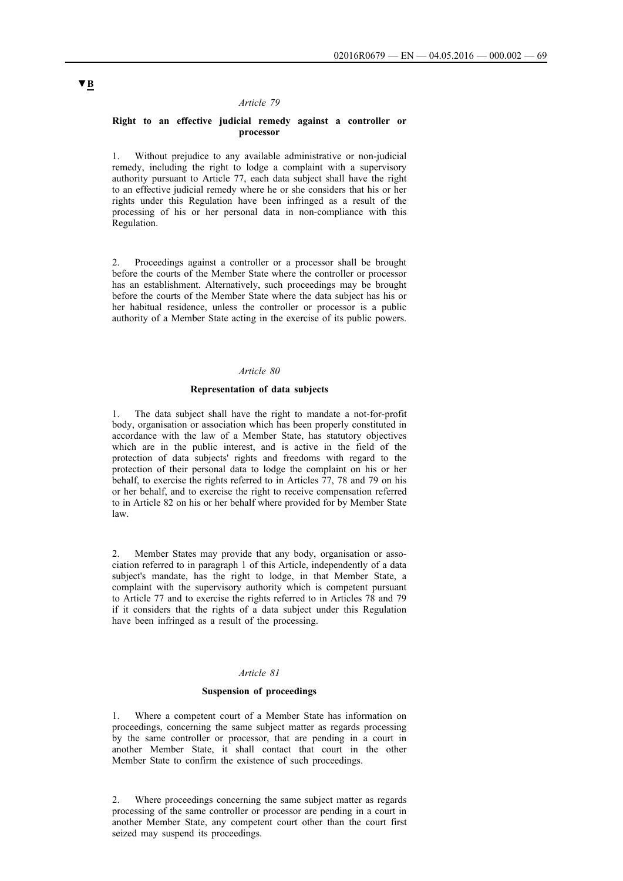▼B

### *Article 79*

### Right to an effective judicial remedy against a controller or processor

1. Without prejudice to any available administrative or non-judicial remedy, including the right to lodge a complaint with a supervisory authority pursuant to Article 77, each data subject shall have the right to an effective judicial remedy where he or she considers that his or her rights under this Regulation have been infringed as a result of the processing of his or her personal data in non-compliance with this Regulation.

2. Proceedings against a controller or a processor shall be brought before the courts of the Member State where the controller or processor has an establishment. Alternatively, such proceedings may be brought before the courts of the Member State where the data subject has his or her habitual residence, unless the controller or processor is a public authority of a Member State acting in the exercise of its public powers.

### *Article 80*

### Representation of data subjects

1. The data subject shall have the right to mandate a not-for-profit body, organisation or association which has been properly constituted in accordance with the law of a Member State, has statutory objectives which are in the public interest, and is active in the field of the protection of data subjects' rights and freedoms with regard to the protection of their personal data to lodge the complaint on his or her behalf, to exercise the rights referred to in Articles 77, 78 and 79 on his or her behalf, and to exercise the right to receive compensation referred to in Article 82 on his or her behalf where provided for by Member State law.

2. Member States may provide that any body, organisation or association referred to in paragraph 1 of this Article, independently of a data subject's mandate, has the right to lodge, in that Member State, a complaint with the supervisory authority which is competent pursuant to Article 77 and to exercise the rights referred to in Articles 78 and 79 if it considers that the rights of a data subject under this Regulation have been infringed as a result of the processing.

### *Article 81*

### Suspension of proceedings

1. Where a competent court of a Member State has information on proceedings, concerning the same subject matter as regards processing by the same controller or processor, that are pending in a court in another Member State, it shall contact that court in the other Member State to confirm the existence of such proceedings.

2. Where proceedings concerning the same subject matter as regards processing of the same controller or processor are pending in a court in another Member State, any competent court other than the court first seized may suspend its proceedings.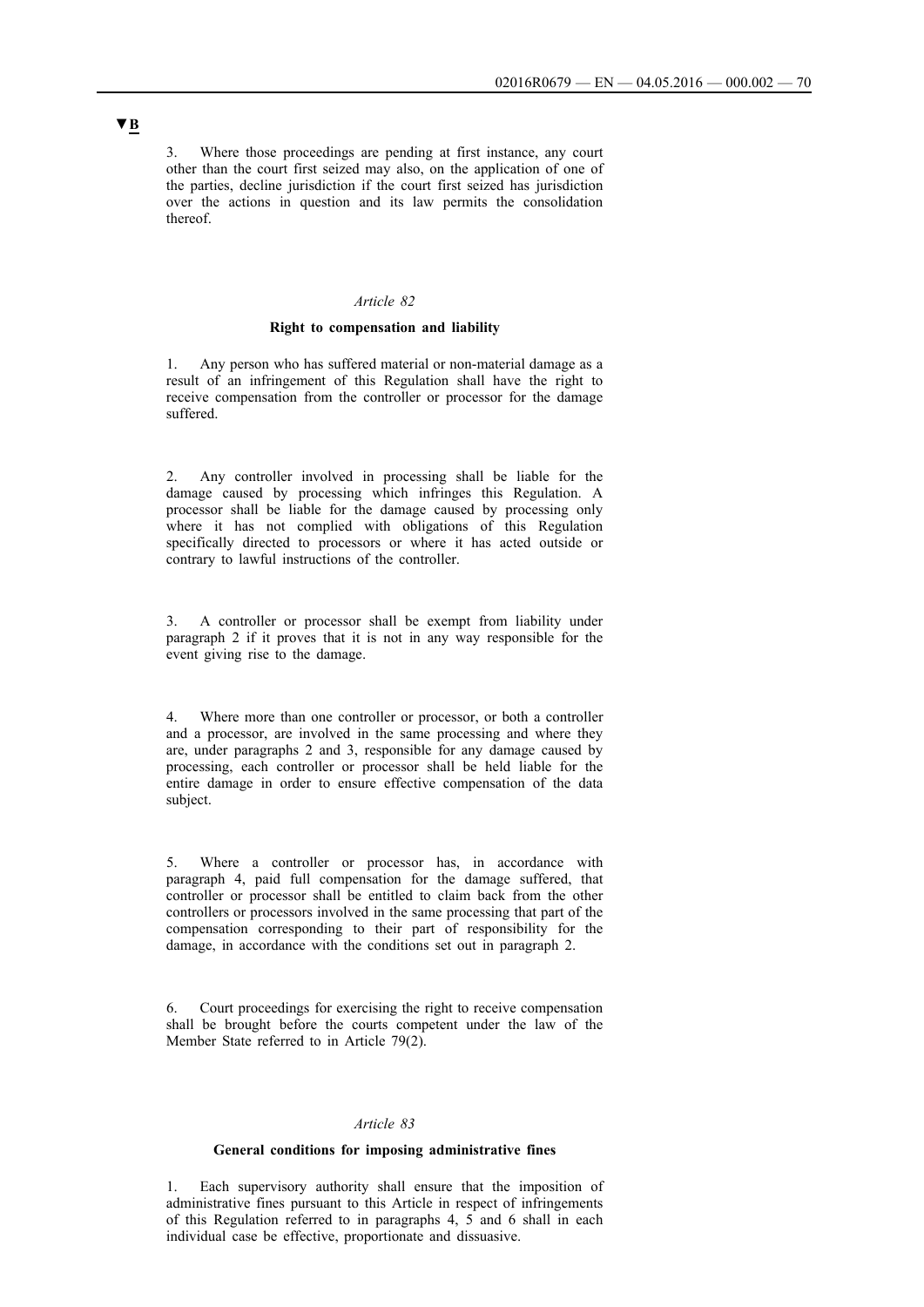▼B

3. Where those proceedings are pending at first instance, any court other than the court first seized may also, on the application of one of the parties, decline jurisdiction if the court first seized has jurisdiction over the actions in question and its law permits the consolidation thereof.

*Article 82*

**Right to compensation and liability**

1. Any person who has suffered material or non-material damage as a result of an infringement of this Regulation shall have the right to receive compensation from the controller or processor for the damage suffered.

2. Any controller involved in processing shall be liable for the damage caused by processing which infringes this Regulation. A processor shall be liable for the damage caused by processing only where it has not complied with obligations of this Regulation specifically directed to processors or where it has acted outside or contrary to lawful instructions of the controller.

3. A controller or processor shall be exempt from liability under paragraph 2 if it proves that it is not in any way responsible for the event giving rise to the damage.

4. Where more than one controller or processor, or both a controller and a processor, are involved in the same processing and where they are, under paragraphs 2 and 3, responsible for any damage caused by processing, each controller or processor shall be held liable for the entire damage in order to ensure effective compensation of the data subject.

5. Where a controller or processor has, in accordance with paragraph 4, paid full compensation for the damage suffered, that controller or processor shall be entitled to claim back from the other controllers or processors involved in the same processing that part of the compensation corresponding to their part of responsibility for the damage, in accordance with the conditions set out in paragraph 2.

6. Court proceedings for exercising the right to receive compensation shall be brought before the courts competent under the law of the Member State referred to in Article 79(2).

*Article 83*

**General conditions for imposing administrative fines**

1. Each supervisory authority shall ensure that the imposition of administrative fines pursuant to this Article in respect of infringements of this Regulation referred to in paragraphs 4, 5 and 6 shall in each individual case be effective, proportionate and dissuasive.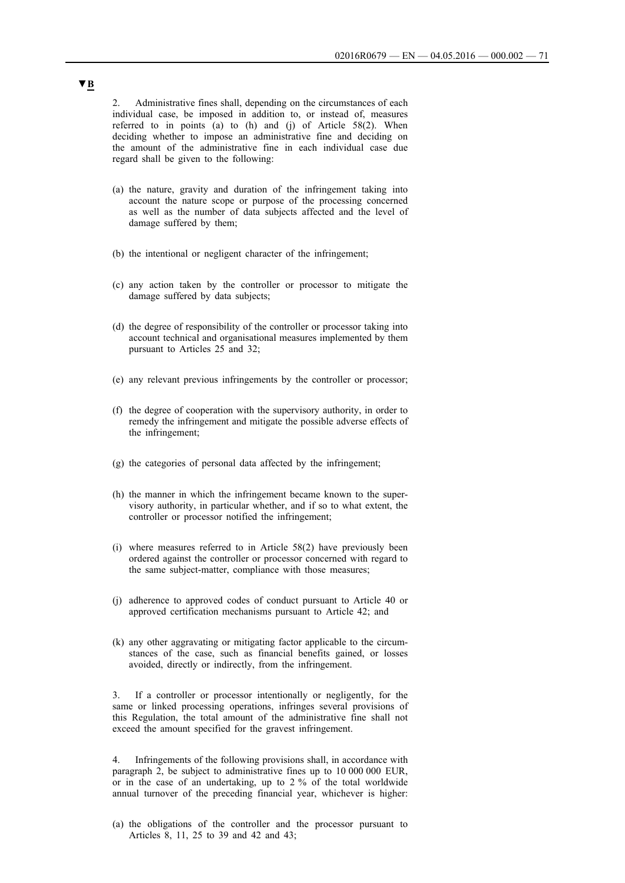**▼B**

2. Administrative fines shall, depending on the circumstances of each individual case, be imposed in addition to, or instead of, measures referred to in points (a) to (h) and (j) of Article 58(2). When deciding whether to impose an administrative fine and deciding on the amount of the administrative fine in each individual case due regard shall be given to the following:

(a) the nature, gravity and duration of the infringement taking into account the nature scope or purpose of the processing concerned as well as the number of data subjects affected and the level of damage suffered by them;

(b) the intentional or negligent character of the infringement;

(c) any action taken by the controller or processor to mitigate the damage suffered by data subjects;

(d) the degree of responsibility of the controller or processor taking into account technical and organisational measures implemented by them pursuant to Articles 25 and 32;

(e) any relevant previous infringements by the controller or processor;

(f) the degree of cooperation with the supervisory authority, in order to remedy the infringement and mitigate the possible adverse effects of the infringement;

(g) the categories of personal data affected by the infringement;

(h) the manner in which the infringement became known to the supervisory authority, in particular whether, and if so to what extent, the controller or processor notified the infringement;

(i) where measures referred to in Article 58(2) have previously been ordered against the controller or processor concerned with regard to the same subject-matter, compliance with those measures;

(j) adherence to approved codes of conduct pursuant to Article 40 or approved certification mechanisms pursuant to Article 42; and

(k) any other aggravating or mitigating factor applicable to the circumstances of the case, such as financial benefits gained, or losses avoided, directly or indirectly, from the infringement.

3. If a controller or processor intentionally or negligently, for the same or linked processing operations, infringes several provisions of this Regulation, the total amount of the administrative fine shall not exceed the amount specified for the gravest infringement.

4. Infringements of the following provisions shall, in accordance with paragraph 2, be subject to administrative fines up to 10 000 000 EUR, or in the case of an undertaking, up to 2 % of the total worldwide annual turnover of the preceding financial year, whichever is higher:

(a) the obligations of the controller and the processor pursuant to Articles 8, 11, 25 to 39 and 42 and 43;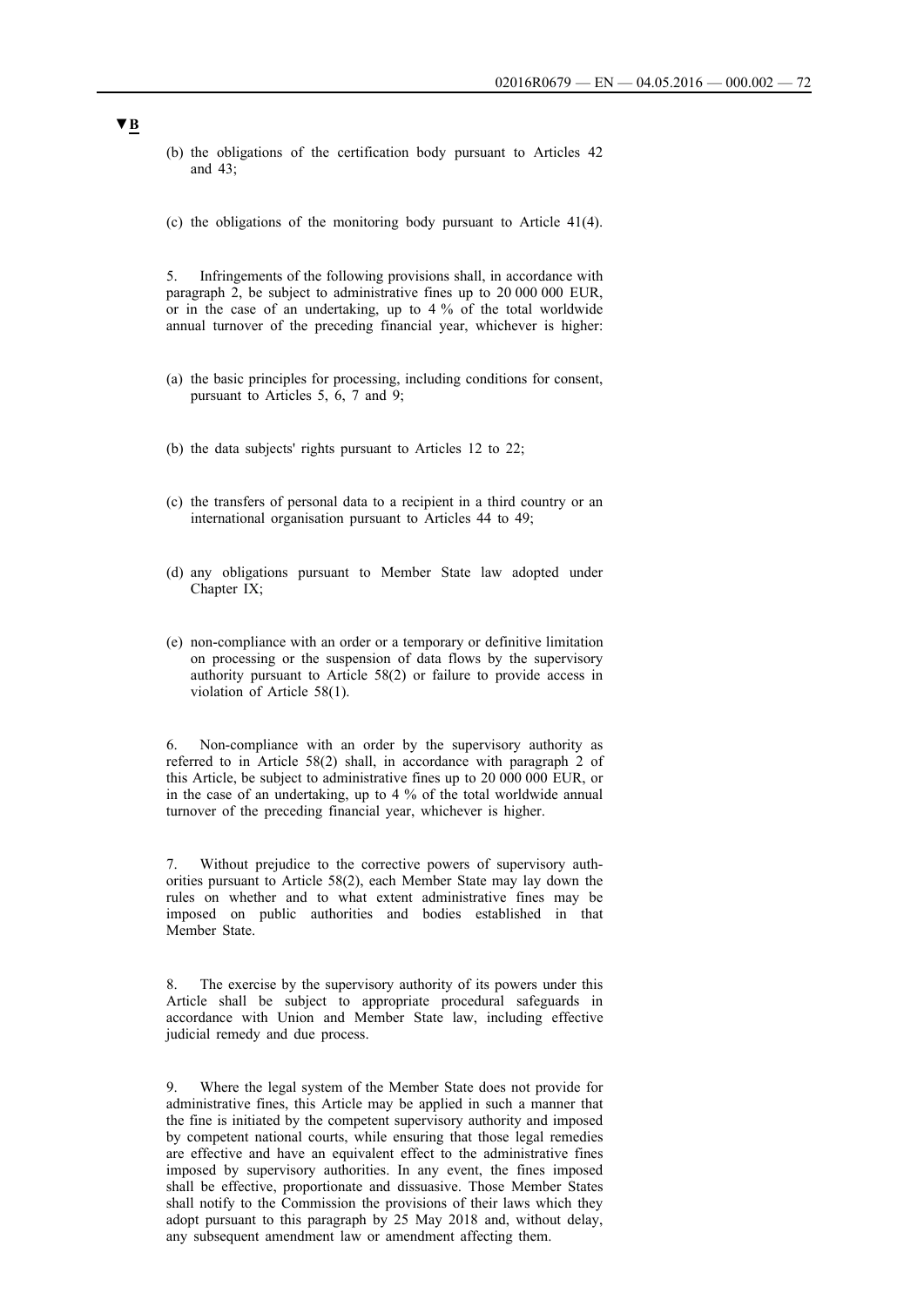▼B

(b) the obligations of the certification body pursuant to Articles 42 and 43;

(c) the obligations of the monitoring body pursuant to Article 41(4).

5. Infringements of the following provisions shall, in accordance with paragraph 2, be subject to administrative fines up to 20 000 000 EUR, or in the case of an undertaking, up to 4 % of the total worldwide annual turnover of the preceding financial year, whichever is higher:

(a) the basic principles for processing, including conditions for consent, pursuant to Articles 5, 6, 7 and 9;

(b) the data subjects' rights pursuant to Articles 12 to 22;

(c) the transfers of personal data to a recipient in a third country or an international organisation pursuant to Articles 44 to 49;

(d) any obligations pursuant to Member State law adopted under Chapter IX;

(e) non-compliance with an order or a temporary or definitive limitation on processing or the suspension of data flows by the supervisory authority pursuant to Article 58(2) or failure to provide access in violation of Article 58(1).

6. Non-compliance with an order by the supervisory authority as referred to in Article 58(2) shall, in accordance with paragraph 2 of this Article, be subject to administrative fines up to 20 000 000 EUR, or in the case of an undertaking, up to 4 % of the total worldwide annual turnover of the preceding financial year, whichever is higher.

7. Without prejudice to the corrective powers of supervisory authorities pursuant to Article 58(2), each Member State may lay down the rules on whether and to what extent administrative fines may be imposed on public authorities and bodies established in that Member State.

8. The exercise by the supervisory authority of its powers under this Article shall be subject to appropriate procedural safeguards in accordance with Union and Member State law, including effective judicial remedy and due process.

9. Where the legal system of the Member State does not provide for administrative fines, this Article may be applied in such a manner that the fine is initiated by the competent supervisory authority and imposed by competent national courts, while ensuring that those legal remedies are effective and have an equivalent effect to the administrative fines imposed by supervisory authorities. In any event, the fines imposed shall be effective, proportionate and dissuasive. Those Member States shall notify to the Commission the provisions of their laws which they adopt pursuant to this paragraph by 25 May 2018 and, without delay, any subsequent amendment law or amendment affecting them.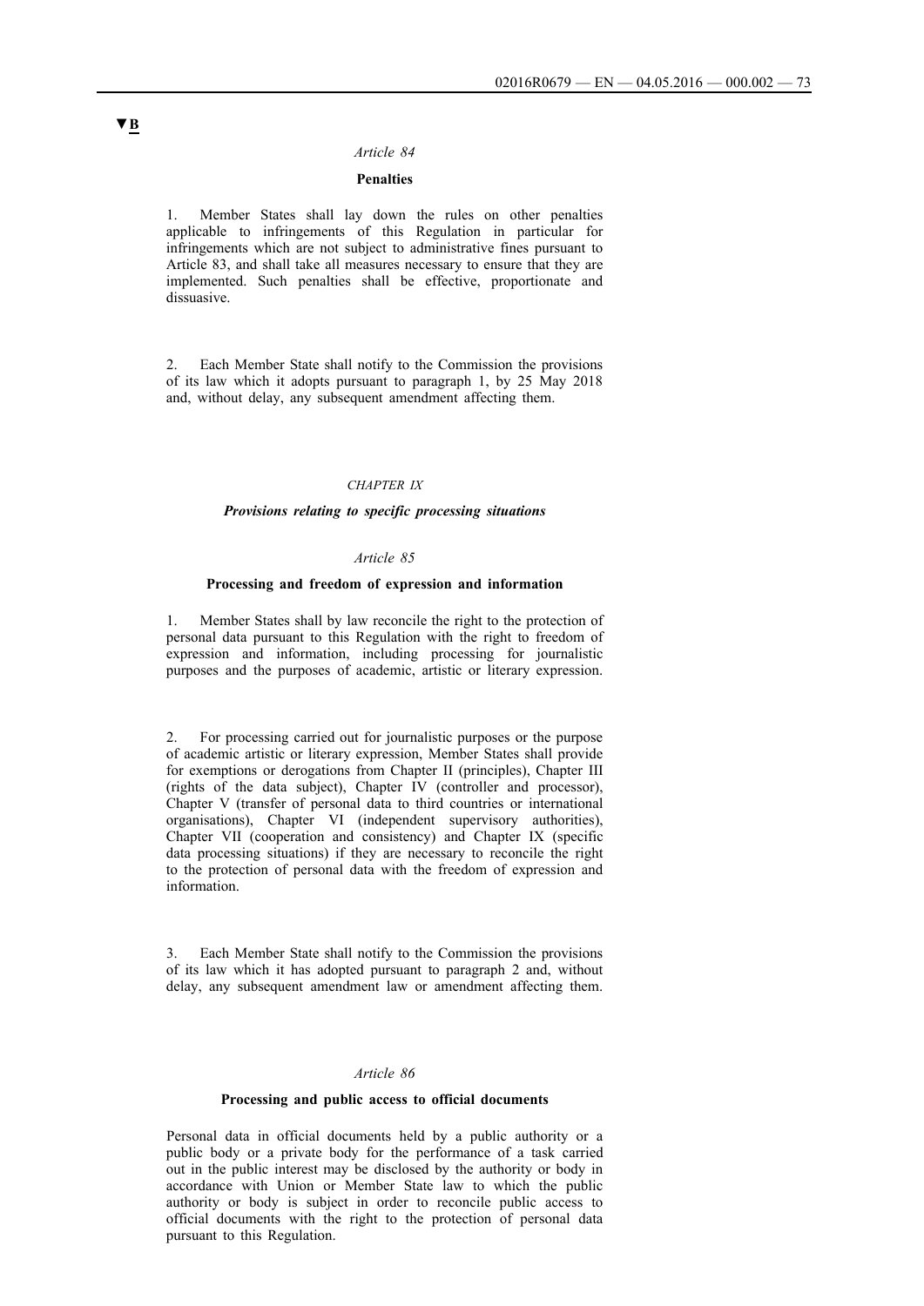▼B

*Article 84*

**Penalties**

1. Member States shall lay down the rules on other penalties applicable to infringements of this Regulation in particular for infringements which are not subject to administrative fines pursuant to Article 83, and shall take all measures necessary to ensure that they are implemented. Such penalties shall be effective, proportionate and dissuasive.

2. Each Member State shall notify to the Commission the provisions of its law which it adopts pursuant to paragraph 1, by 25 May 2018 and, without delay, any subsequent amendment affecting them.

*CHAPTER IX*

***Provisions relating to specific processing situations***

*Article 85*

**Processing and freedom of expression and information**

1. Member States shall by law reconcile the right to the protection of personal data pursuant to this Regulation with the right to freedom of expression and information, including processing for journalistic purposes and the purposes of academic, artistic or literary expression.

2. For processing carried out for journalistic purposes or the purpose of academic artistic or literary expression, Member States shall provide for exemptions or derogations from Chapter II (principles), Chapter III (rights of the data subject), Chapter IV (controller and processor), Chapter V (transfer of personal data to third countries or international organisations), Chapter VI (independent supervisory authorities), Chapter VII (cooperation and consistency) and Chapter IX (specific data processing situations) if they are necessary to reconcile the right to the protection of personal data with the freedom of expression and information.

3. Each Member State shall notify to the Commission the provisions of its law which it has adopted pursuant to paragraph 2 and, without delay, any subsequent amendment law or amendment affecting them.

*Article 86*

**Processing and public access to official documents**

Personal data in official documents held by a public authority or a public body or a private body for the performance of a task carried out in the public interest may be disclosed by the authority or body in accordance with Union or Member State law to which the public authority or body is subject in order to reconcile public access to official documents with the right to the protection of personal data pursuant to this Regulation.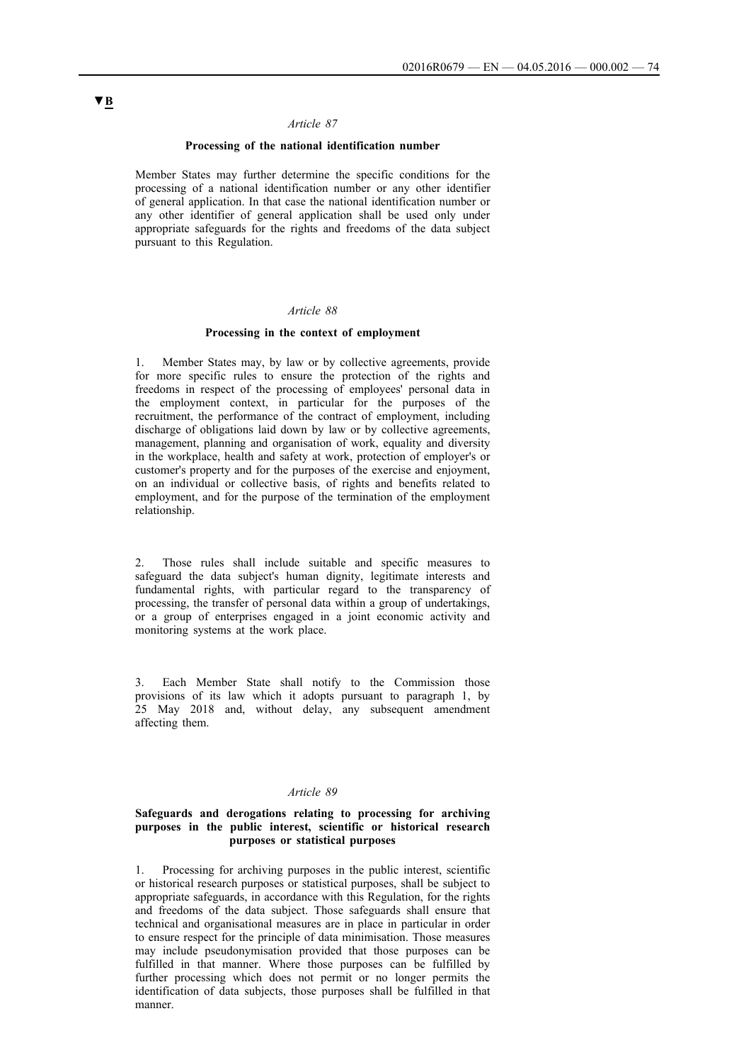▼B

*Article 87*

**Processing of the national identification number**

Member States may further determine the specific conditions for the processing of a national identification number or any other identifier of general application. In that case the national identification number or any other identifier of general application shall be used only under appropriate safeguards for the rights and freedoms of the data subject pursuant to this Regulation.

*Article 88*

**Processing in the context of employment**

1. Member States may, by law or by collective agreements, provide for more specific rules to ensure the protection of the rights and freedoms in respect of the processing of employees' personal data in the employment context, in particular for the purposes of the recruitment, the performance of the contract of employment, including discharge of obligations laid down by law or by collective agreements, management, planning and organisation of work, equality and diversity in the workplace, health and safety at work, protection of employer's or customer's property and for the purposes of the exercise and enjoyment, on an individual or collective basis, of rights and benefits related to employment, and for the purpose of the termination of the employment relationship.

2. Those rules shall include suitable and specific measures to safeguard the data subject's human dignity, legitimate interests and fundamental rights, with particular regard to the transparency of processing, the transfer of personal data within a group of undertakings, or a group of enterprises engaged in a joint economic activity and monitoring systems at the work place.

3. Each Member State shall notify to the Commission those provisions of its law which it adopts pursuant to paragraph 1, by 25 May 2018 and, without delay, any subsequent amendment affecting them.

*Article 89*

**Safeguards and derogations relating to processing for archiving purposes in the public interest, scientific or historical research purposes or statistical purposes**

1. Processing for archiving purposes in the public interest, scientific or historical research purposes or statistical purposes, shall be subject to appropriate safeguards, in accordance with this Regulation, for the rights and freedoms of the data subject. Those safeguards shall ensure that technical and organisational measures are in place in particular in order to ensure respect for the principle of data minimisation. Those measures may include pseudonymisation provided that those purposes can be fulfilled in that manner. Where those purposes can be fulfilled by further processing which does not permit or no longer permits the identification of data subjects, those purposes shall be fulfilled in that manner.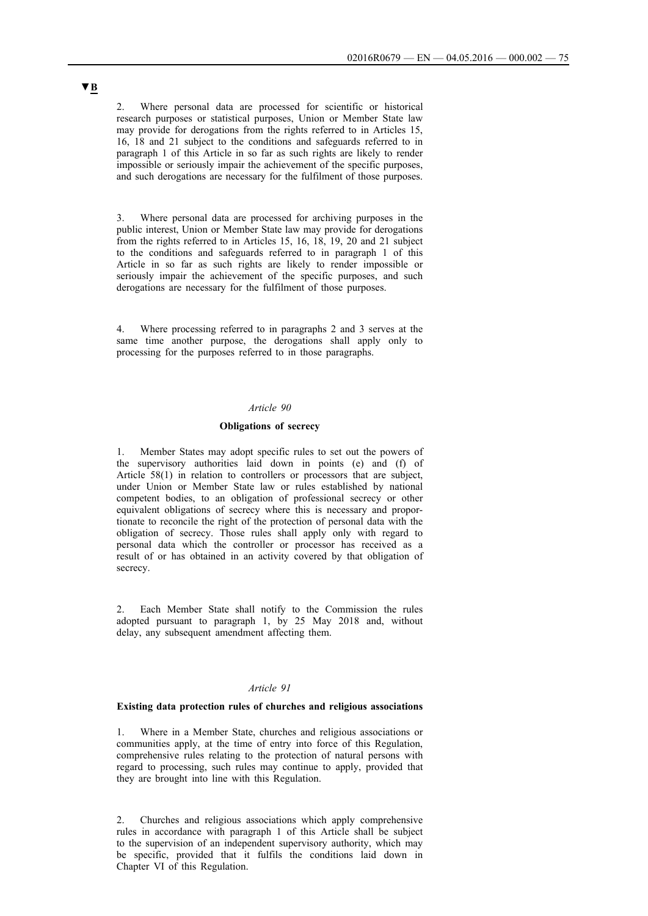▼B

2. Where personal data are processed for scientific or historical research purposes or statistical purposes, Union or Member State law may provide for derogations from the rights referred to in Articles 15, 16, 18 and 21 subject to the conditions and safeguards referred to in paragraph 1 of this Article in so far as such rights are likely to render impossible or seriously impair the achievement of the specific purposes, and such derogations are necessary for the fulfilment of those purposes.

3. Where personal data are processed for archiving purposes in the public interest, Union or Member State law may provide for derogations from the rights referred to in Articles 15, 16, 18, 19, 20 and 21 subject to the conditions and safeguards referred to in paragraph 1 of this Article in so far as such rights are likely to render impossible or seriously impair the achievement of the specific purposes, and such derogations are necessary for the fulfilment of those purposes.

4. Where processing referred to in paragraphs 2 and 3 serves at the same time another purpose, the derogations shall apply only to processing for the purposes referred to in those paragraphs.

*Article 90*

**Obligations of secrecy**

1. Member States may adopt specific rules to set out the powers of the supervisory authorities laid down in points (e) and (f) of Article 58(1) in relation to controllers or processors that are subject, under Union or Member State law or rules established by national competent bodies, to an obligation of professional secrecy or other equivalent obligations of secrecy where this is necessary and proportionate to reconcile the right of the protection of personal data with the obligation of secrecy. Those rules shall apply only with regard to personal data which the controller or processor has received as a result of or has obtained in an activity covered by that obligation of secrecy.

2. Each Member State shall notify to the Commission the rules adopted pursuant to paragraph 1, by 25 May 2018 and, without delay, any subsequent amendment affecting them.

*Article 91*

**Existing data protection rules of churches and religious associations**

1. Where in a Member State, churches and religious associations or communities apply, at the time of entry into force of this Regulation, comprehensive rules relating to the protection of natural persons with regard to processing, such rules may continue to apply, provided that they are brought into line with this Regulation.

2. Churches and religious associations which apply comprehensive rules in accordance with paragraph 1 of this Article shall be subject to the supervision of an independent supervisory authority, which may be specific, provided that it fulfils the conditions laid down in Chapter VI of this Regulation.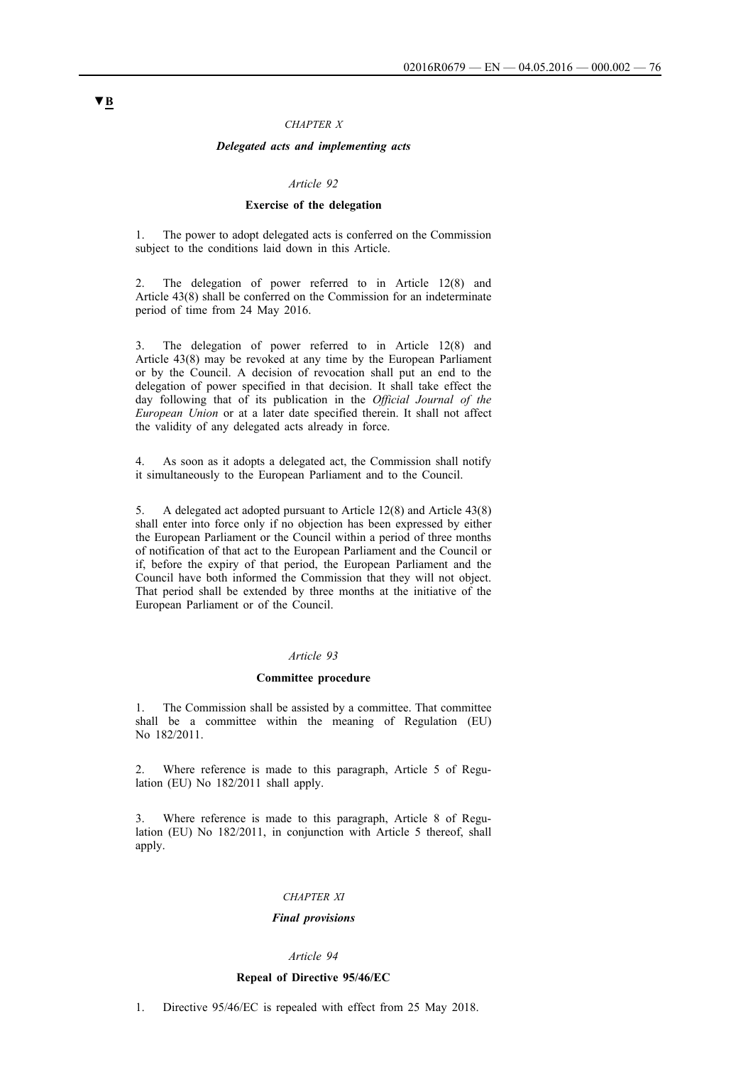▼B

### *CHAPTER X*

### ***Delegated acts and implementing acts***

#### *Article 92*

#### **Exercise of the delegation**

1. The power to adopt delegated acts is conferred on the Commission subject to the conditions laid down in this Article.

2. The delegation of power referred to in Article 12(8) and Article 43(8) shall be conferred on the Commission for an indeterminate period of time from 24 May 2016.

3. The delegation of power referred to in Article 12(8) and Article 43(8) may be revoked at any time by the European Parliament or by the Council. A decision of revocation shall put an end to the delegation of power specified in that decision. It shall take effect the day following that of its publication in the *Official Journal of the European Union* or at a later date specified therein. It shall not affect the validity of any delegated acts already in force.

4. As soon as it adopts a delegated act, the Commission shall notify it simultaneously to the European Parliament and to the Council.

5. A delegated act adopted pursuant to Article 12(8) and Article 43(8) shall enter into force only if no objection has been expressed by either the European Parliament or the Council within a period of three months of notification of that act to the European Parliament and the Council or if, before the expiry of that period, the European Parliament and the Council have both informed the Commission that they will not object. That period shall be extended by three months at the initiative of the European Parliament or of the Council.

#### *Article 93*

#### **Committee procedure**

1. The Commission shall be assisted by a committee. That committee shall be a committee within the meaning of Regulation (EU) No 182/2011.

2. Where reference is made to this paragraph, Article 5 of Regulation (EU) No 182/2011 shall apply.

3. Where reference is made to this paragraph, Article 8 of Regulation (EU) No 182/2011, in conjunction with Article 5 thereof, shall apply.

### *CHAPTER XI*

### ***Final provisions***

#### *Article 94*

#### **Repeal of Directive 95/46/EC**

1. Directive 95/46/EC is repealed with effect from 25 May 2018.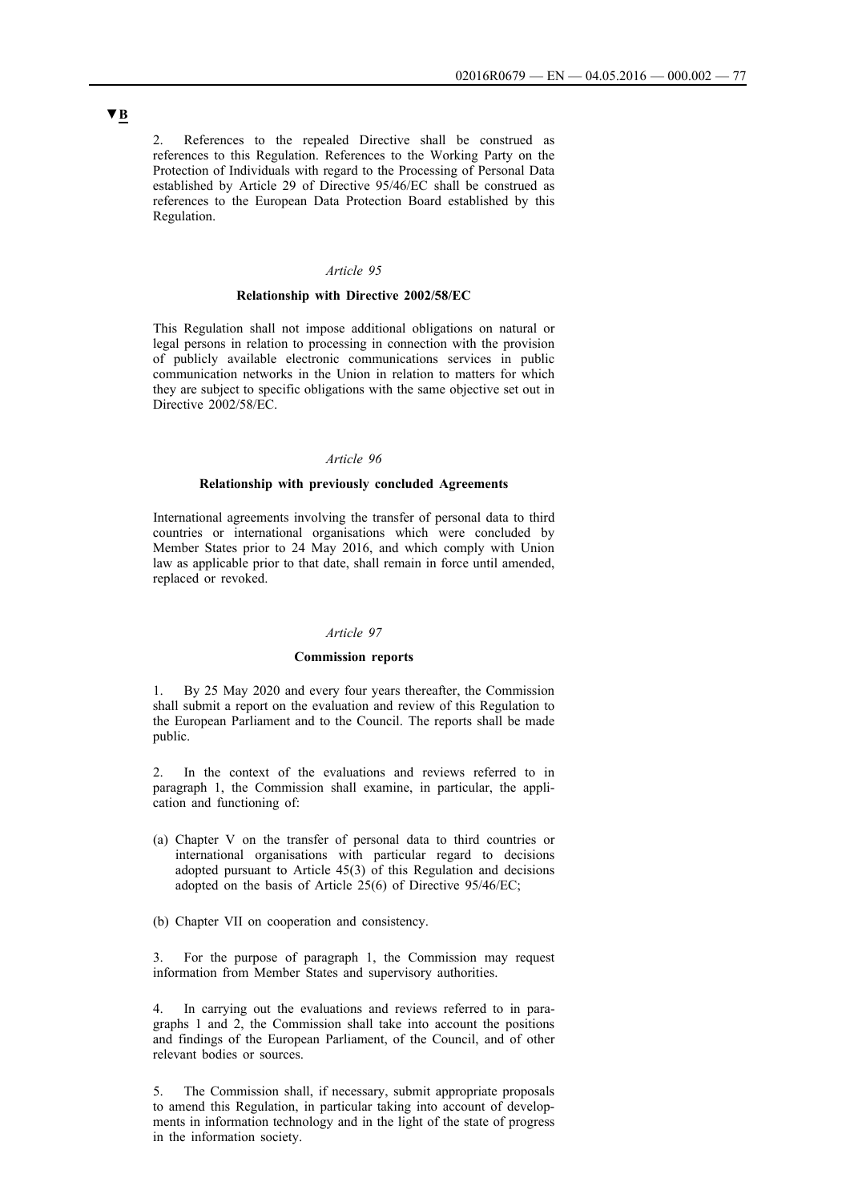▼B

2. References to the repealed Directive shall be construed as references to this Regulation. References to the Working Party on the Protection of Individuals with regard to the Processing of Personal Data established by Article 29 of Directive 95/46/EC shall be construed as references to the European Data Protection Board established by this Regulation.

*Article 95*

**Relationship with Directive 2002/58/EC**

This Regulation shall not impose additional obligations on natural or legal persons in relation to processing in connection with the provision of publicly available electronic communications services in public communication networks in the Union in relation to matters for which they are subject to specific obligations with the same objective set out in Directive 2002/58/EC.

*Article 96*

**Relationship with previously concluded Agreements**

International agreements involving the transfer of personal data to third countries or international organisations which were concluded by Member States prior to 24 May 2016, and which comply with Union law as applicable prior to that date, shall remain in force until amended, replaced or revoked.

*Article 97*

**Commission reports**

1. By 25 May 2020 and every four years thereafter, the Commission shall submit a report on the evaluation and review of this Regulation to the European Parliament and to the Council. The reports shall be made public.

2. In the context of the evaluations and reviews referred to in paragraph 1, the Commission shall examine, in particular, the application and functioning of:

(a) Chapter V on the transfer of personal data to third countries or international organisations with particular regard to decisions adopted pursuant to Article 45(3) of this Regulation and decisions adopted on the basis of Article 25(6) of Directive 95/46/EC;

(b) Chapter VII on cooperation and consistency.

3. For the purpose of paragraph 1, the Commission may request information from Member States and supervisory authorities.

4. In carrying out the evaluations and reviews referred to in paragraphs 1 and 2, the Commission shall take into account the positions and findings of the European Parliament, of the Council, and of other relevant bodies or sources.

5. The Commission shall, if necessary, submit appropriate proposals to amend this Regulation, in particular taking into account of developments in information technology and in the light of the state of progress in the information society.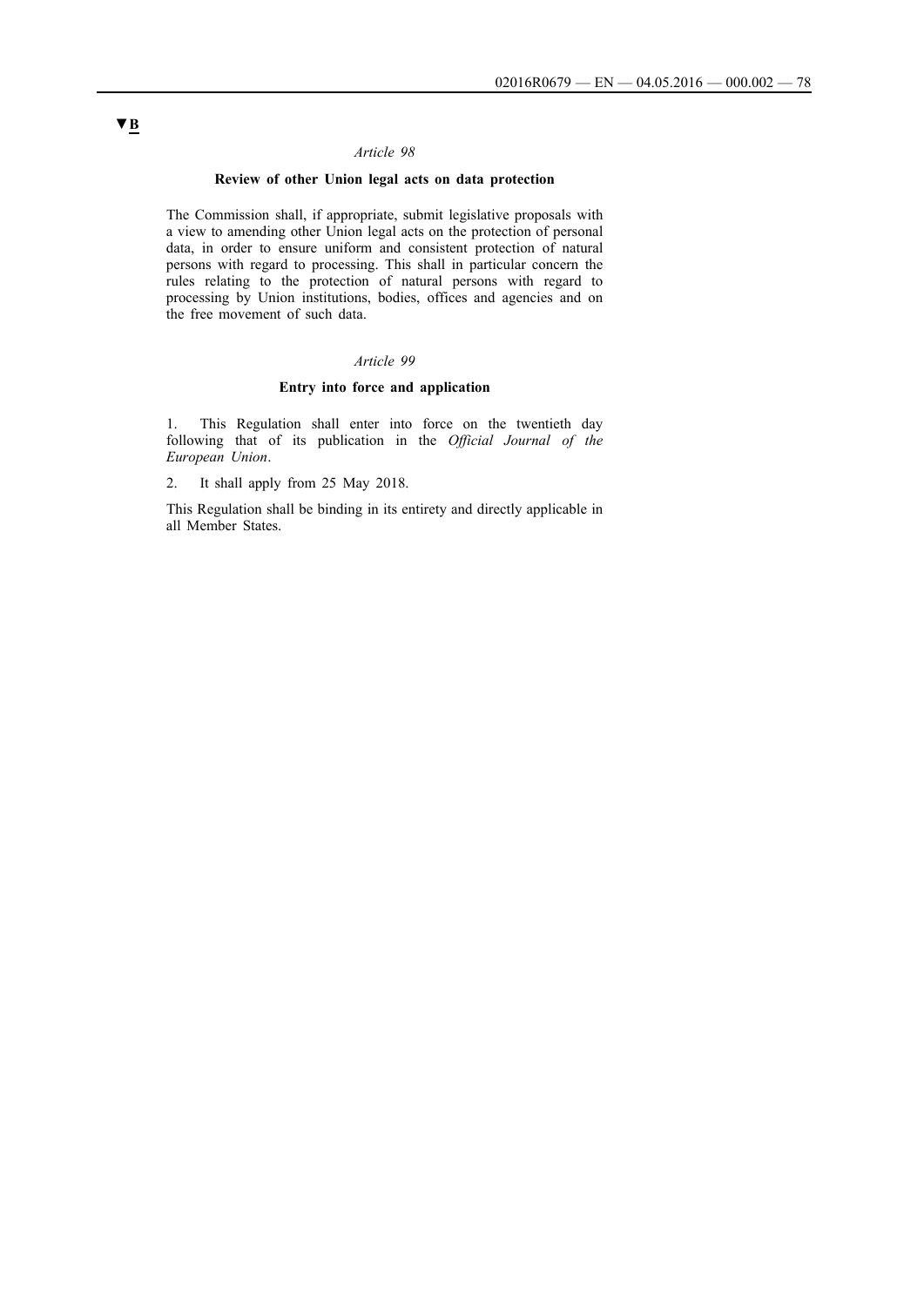▼B

*Article 98*

**Review of other Union legal acts on data protection**

The Commission shall, if appropriate, submit legislative proposals with a view to amending other Union legal acts on the protection of personal data, in order to ensure uniform and consistent protection of natural persons with regard to processing. This shall in particular concern the rules relating to the protection of natural persons with regard to processing by Union institutions, bodies, offices and agencies and on the free movement of such data.

*Article 99*

**Entry into force and application**

1. This Regulation shall enter into force on the twentieth day following that of its publication in the *Official Journal of the European Union*.

2. It shall apply from 25 May 2018.

This Regulation shall be binding in its entirety and directly applicable in all Member States.